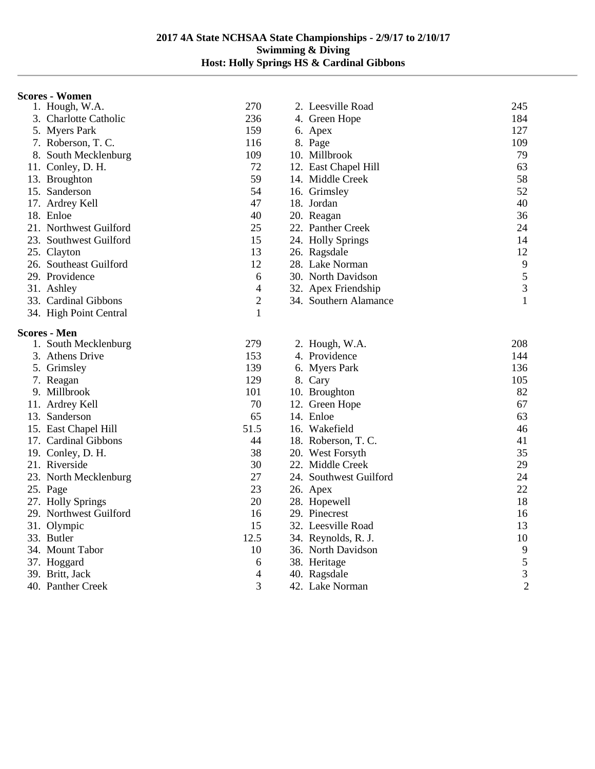# 2017 4A State NCHSAA State Championships - 2/9/17 to 2/10/17
## Swimming & Diving
## Host: Holly Springs HS & Cardinal Gibbons

### Scores - Women

| Place | Team | Score | Place | Team | Score |
|---|---|---|---|---|---|
| 1. | Hough, W.A. | 270 | 2. | Leesville Road | 245 |
| 3. | Charlotte Catholic | 236 | 4. | Green Hope | 184 |
| 5. | Myers Park | 159 | 6. | Apex | 127 |
| 7. | Roberson, T. C. | 116 | 8. | Page | 109 |
| 8. | South Mecklenburg | 109 | 10. | Millbrook | 79 |
| 11. | Conley, D. H. | 72 | 12. | East Chapel Hill | 63 |
| 13. | Broughton | 59 | 14. | Middle Creek | 58 |
| 15. | Sanderson | 54 | 16. | Grimsley | 52 |
| 17. | Ardrey Kell | 47 | 18. | Jordan | 40 |
| 18. | Enloe | 40 | 20. | Reagan | 36 |
| 21. | Northwest Guilford | 25 | 22. | Panther Creek | 24 |
| 23. | Southwest Guilford | 15 | 24. | Holly Springs | 14 |
| 25. | Clayton | 13 | 26. | Ragsdale | 12 |
| 26. | Southeast Guilford | 12 | 28. | Lake Norman | 9 |
| 29. | Providence | 6 | 30. | North Davidson | 5 |
| 31. | Ashley | 4 | 32. | Apex Friendship | 3 |
| 33. | Cardinal Gibbons | 2 | 34. | Southern Alamance | 1 |
| 34. | High Point Central | 1 | | | |

### Scores - Men

| Place | Team | Score | Place | Team | Score |
|---|---|---|---|---|---|
| 1. | South Mecklenburg | 279 | 2. | Hough, W.A. | 208 |
| 3. | Athens Drive | 153 | 4. | Providence | 144 |
| 5. | Grimsley | 139 | 6. | Myers Park | 136 |
| 7. | Reagan | 129 | 8. | Cary | 105 |
| 9. | Millbrook | 101 | 10. | Broughton | 82 |
| 11. | Ardrey Kell | 70 | 12. | Green Hope | 67 |
| 13. | Sanderson | 65 | 14. | Enloe | 63 |
| 15. | East Chapel Hill | 51.5 | 16. | Wakefield | 46 |
| 17. | Cardinal Gibbons | 44 | 18. | Roberson, T. C. | 41 |
| 19. | Conley, D. H. | 38 | 20. | West Forsyth | 35 |
| 21. | Riverside | 30 | 22. | Middle Creek | 29 |
| 23. | North Mecklenburg | 27 | 24. | Southwest Guilford | 24 |
| 25. | Page | 23 | 26. | Apex | 22 |
| 27. | Holly Springs | 20 | 28. | Hopewell | 18 |
| 29. | Northwest Guilford | 16 | 29. | Pinecrest | 16 |
| 31. | Olympic | 15 | 32. | Leesville Road | 13 |
| 33. | Butler | 12.5 | 34. | Reynolds, R. J. | 10 |
| 34. | Mount Tabor | 10 | 36. | North Davidson | 9 |
| 37. | Hoggard | 6 | 38. | Heritage | 5 |
| 39. | Britt, Jack | 4 | 40. | Ragsdale | 3 |
| 40. | Panther Creek | 3 | 42. | Lake Norman | 2 |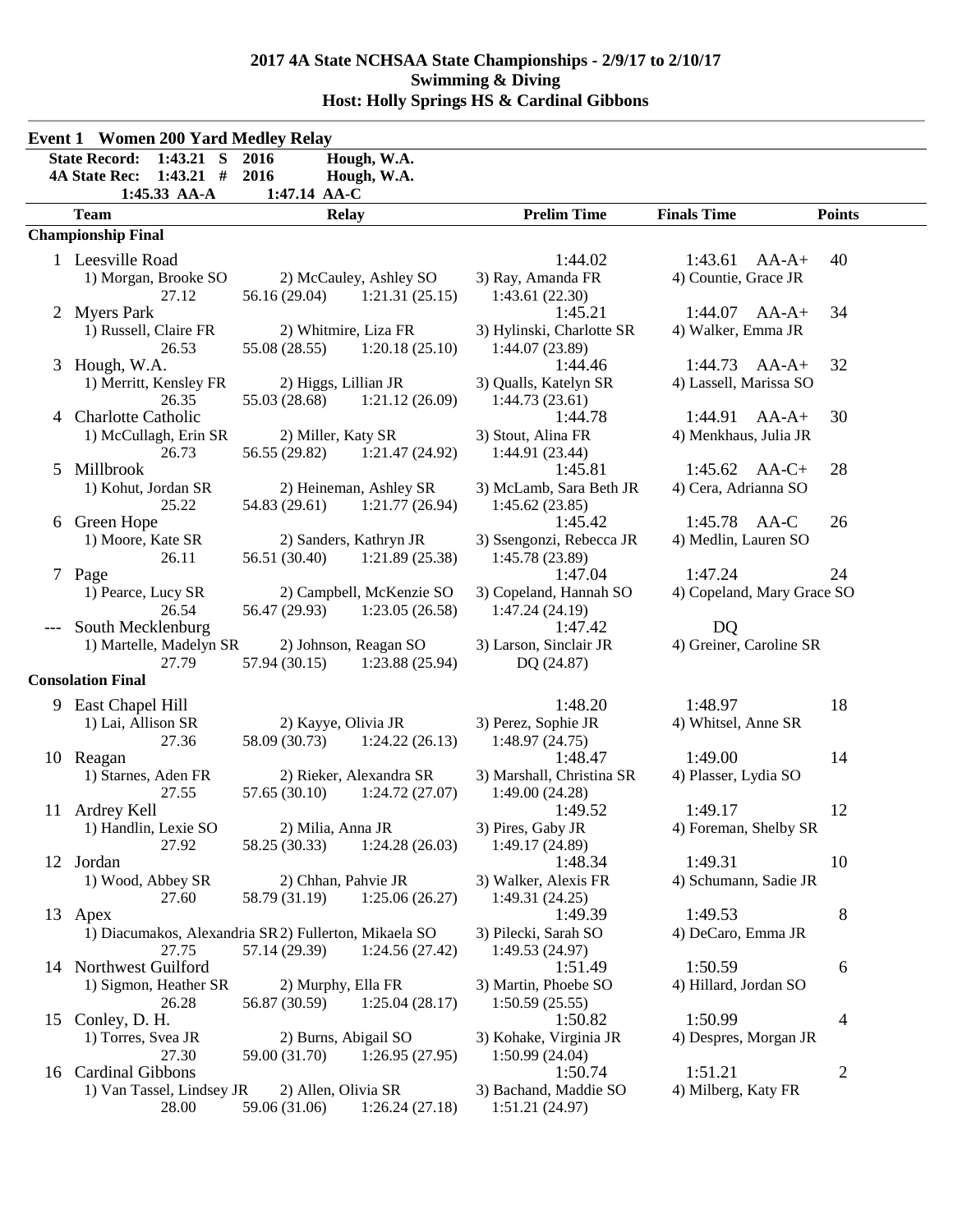# 2017 4A State NCHSAA State Championships - 2/9/17 to 2/10/17
## Swimming & Diving
## Host: Holly Springs HS & Cardinal Gibbons

### Event 1 Women 200 Yard Medley Relay

| | | | |
|---|---|---|---|
| State Record: | 1:43.21 S | 2016 | Hough, W.A. |
| 4A State Rec: | 1:43.21 # | 2016 | Hough, W.A. |
| | 1:45.33 AA-A | 1:47.14 AA-C | |

**Championship Final**

| Place | Team | Relay | Prelim Time | Finals Time | Points |
|---|---|---|---|---|---|
| 1 | Leesville Road | | 1:44.02 | 1:43.61 AA-A+ | 40 |
| | 1) Morgan, Brooke SO | 2) McCauley, Ashley SO | 3) Ray, Amanda FR | 4) Countie, Grace JR | |
| | 27.12 | 56.16 (29.04) 1:21.31 (25.15) | 1:43.61 (22.30) | | |
| 2 | Myers Park | | 1:45.21 | 1:44.07 AA-A+ | 34 |
| | 1) Russell, Claire FR | 2) Whitmire, Liza FR | 3) Hylinski, Charlotte SR | 4) Walker, Emma JR | |
| | 26.53 | 55.08 (28.55) 1:20.18 (25.10) | 1:44.07 (23.89) | | |
| 3 | Hough, W.A. | | 1:44.46 | 1:44.73 AA-A+ | 32 |
| | 1) Merritt, Kensley FR | 2) Higgs, Lillian JR | 3) Qualls, Katelyn SR | 4) Lassell, Marissa SO | |
| | 26.35 | 55.03 (28.68) 1:21.12 (26.09) | 1:44.73 (23.61) | | |
| 4 | Charlotte Catholic | | 1:44.78 | 1:44.91 AA-A+ | 30 |
| | 1) McCullagh, Erin SR | 2) Miller, Katy SR | 3) Stout, Alina FR | 4) Menkhaus, Julia JR | |
| | 26.73 | 56.55 (29.82) 1:21.47 (24.92) | 1:44.91 (23.44) | | |
| 5 | Millbrook | | 1:45.81 | 1:45.62 AA-C+ | 28 |
| | 1) Kohut, Jordan SR | 2) Heineman, Ashley SR | 3) McLamb, Sara Beth JR | 4) Cera, Adrianna SO | |
| | 25.22 | 54.83 (29.61) 1:21.77 (26.94) | 1:45.62 (23.85) | | |
| 6 | Green Hope | | 1:45.42 | 1:45.78 AA-C | 26 |
| | 1) Moore, Kate SR | 2) Sanders, Kathryn JR | 3) Ssengonzi, Rebecca JR | 4) Medlin, Lauren SO | |
| | 26.11 | 56.51 (30.40) 1:21.89 (25.38) | 1:45.78 (23.89) | | |
| 7 | Page | | 1:47.04 | 1:47.24 | 24 |
| | 1) Pearce, Lucy SR | 2) Campbell, McKenzie SO | 3) Copeland, Hannah SO | 4) Copeland, Mary Grace SO | |
| | 26.54 | 56.47 (29.93) 1:23.05 (26.58) | 1:47.24 (24.19) | | |
| --- | South Mecklenburg | | 1:47.42 | DQ | |
| | 1) Martelle, Madelyn SR | 2) Johnson, Reagan SO | 3) Larson, Sinclair JR | 4) Greiner, Caroline SR | |
| | 27.79 | 57.94 (30.15) 1:23.88 (25.94) | DQ (24.87) | | |

**Consolation Final**

| Place | Team | Relay | Prelim Time | Finals Time | Points |
|---|---|---|---|---|---|
| 9 | East Chapel Hill | | 1:48.20 | 1:48.97 | 18 |
| | 1) Lai, Allison SR | 2) Kayye, Olivia JR | 3) Perez, Sophie JR | 4) Whitsel, Anne SR | |
| | 27.36 | 58.09 (30.73) 1:24.22 (26.13) | 1:48.97 (24.75) | | |
| 10 | Reagan | | 1:48.47 | 1:49.00 | 14 |
| | 1) Starnes, Aden FR | 2) Rieker, Alexandra SR | 3) Marshall, Christina SR | 4) Plasser, Lydia SO | |
| | 27.55 | 57.65 (30.10) 1:24.72 (27.07) | 1:49.00 (24.28) | | |
| 11 | Ardrey Kell | | 1:49.52 | 1:49.17 | 12 |
| | 1) Handlin, Lexie SO | 2) Milia, Anna JR | 3) Pires, Gaby JR | 4) Foreman, Shelby SR | |
| | 27.92 | 58.25 (30.33) 1:24.28 (26.03) | 1:49.17 (24.89) | | |
| 12 | Jordan | | 1:48.34 | 1:49.31 | 10 |
| | 1) Wood, Abbey SR | 2) Chhan, Pahvie JR | 3) Walker, Alexis FR | 4) Schumann, Sadie JR | |
| | 27.60 | 58.79 (31.19) 1:25.06 (26.27) | 1:49.31 (24.25) | | |
| 13 | Apex | | 1:49.39 | 1:49.53 | 8 |
| | 1) Diacumakos, Alexandria SR | 2) Fullerton, Mikaela SO | 3) Pilecki, Sarah SO | 4) DeCaro, Emma JR | |
| | 27.75 | 57.14 (29.39) 1:24.56 (27.42) | 1:49.53 (24.97) | | |
| 14 | Northwest Guilford | | 1:51.49 | 1:50.59 | 6 |
| | 1) Sigmon, Heather SR | 2) Murphy, Ella FR | 3) Martin, Phoebe SO | 4) Hillard, Jordan SO | |
| | 26.28 | 56.87 (30.59) 1:25.04 (28.17) | 1:50.59 (25.55) | | |
| 15 | Conley, D. H. | | 1:50.82 | 1:50.99 | 4 |
| | 1) Torres, Svea JR | 2) Burns, Abigail SO | 3) Kohake, Virginia JR | 4) Despres, Morgan JR | |
| | 27.30 | 59.00 (31.70) 1:26.95 (27.95) | 1:50.99 (24.04) | | |
| 16 | Cardinal Gibbons | | 1:50.74 | 1:51.21 | 2 |
| | 1) Van Tassel, Lindsey JR | 2) Allen, Olivia SR | 3) Bachand, Maddie SO | 4) Milberg, Katy FR | |
| | 28.00 | 59.06 (31.06) 1:26.24 (27.18) | 1:51.21 (24.97) | | |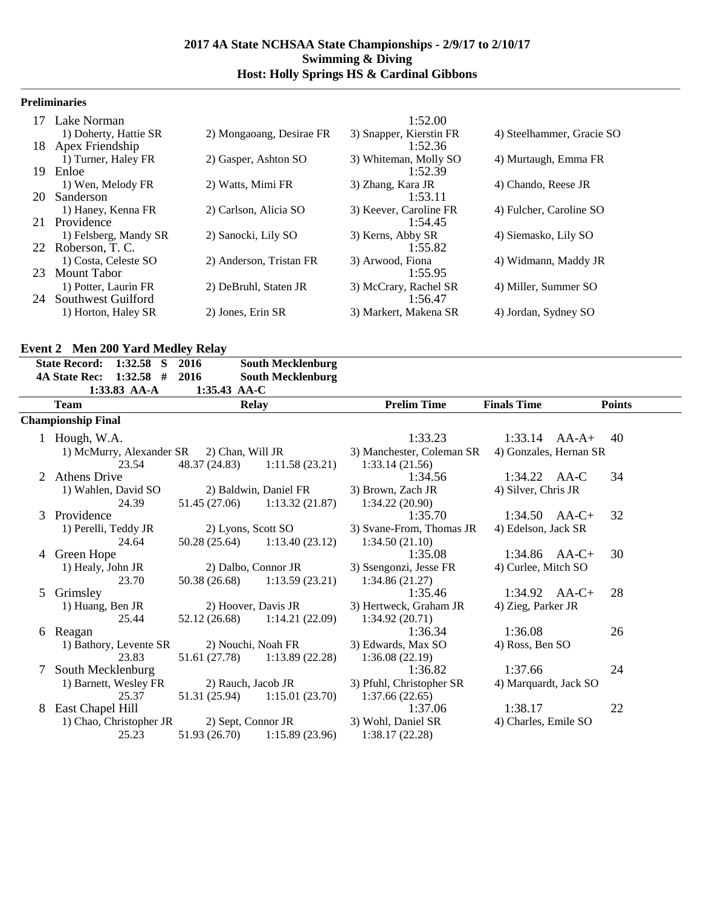## 2017 4A State NCHSAA State Championships - 2/9/17 to 2/10/17
## Swimming & Diving
## Host: Holly Springs HS & Cardinal Gibbons

### Preliminaries

| | Team | | | Time |
|---|---|---|---|---|
| 17 | Lake Norman | | | 1:52.00 |
| | 1) Doherty, Hattie SR | 2) Mongaoang, Desirae FR | 3) Snapper, Kierstin FR | 4) Steelhammer, Gracie SO |
| 18 | Apex Friendship | | | 1:52.36 |
| | 1) Turner, Haley FR | 2) Gasper, Ashton SO | 3) Whiteman, Molly SO | 4) Murtaugh, Emma FR |
| 19 | Enloe | | | 1:52.39 |
| | 1) Wen, Melody FR | 2) Watts, Mimi FR | 3) Zhang, Kara JR | 4) Chando, Reese JR |
| 20 | Sanderson | | | 1:53.11 |
| | 1) Haney, Kenna FR | 2) Carlson, Alicia SO | 3) Keever, Caroline FR | 4) Fulcher, Caroline SO |
| 21 | Providence | | | 1:54.45 |
| | 1) Felsberg, Mandy SR | 2) Sanocki, Lily SO | 3) Kerns, Abby SR | 4) Siemasko, Lily SO |
| 22 | Roberson, T. C. | | | 1:55.82 |
| | 1) Costa, Celeste SO | 2) Anderson, Tristan FR | 3) Arwood, Fiona | 4) Widmann, Maddy JR |
| 23 | Mount Tabor | | | 1:55.95 |
| | 1) Potter, Laurin FR | 2) DeBruhl, Staten JR | 3) McCrary, Rachel SR | 4) Miller, Summer SO |
| 24 | Southwest Guilford | | | 1:56.47 |
| | 1) Horton, Haley SR | 2) Jones, Erin SR | 3) Markert, Makena SR | 4) Jordan, Sydney SO |

### Event 2 Men 200 Yard Medley Relay

| | | | |
|---|---|---|---|
| State Record: | 1:32.58 S | 2016 | South Mecklenburg |
| 4A State Rec: | 1:32.58 # | 2016 | South Mecklenburg |
| | 1:33.83 AA-A | 1:35.43 AA-C | |

**Championship Final**

| | Team | Relay | | Prelim Time | Finals Time | Points |
|---|---|---|---|---|---|---|
| 1 | Hough, W.A. | | | 1:33.23 | 1:33.14 AA-A+ | 40 |
| | 1) McMurry, Alexander SR | 2) Chan, Will JR | | 3) Manchester, Coleman SR | 4) Gonzales, Hernan SR | |
| | 23.54 | 48.37 (24.83) | 1:11.58 (23.21) | 1:33.14 (21.56) | | |
| 2 | Athens Drive | | | 1:34.56 | 1:34.22 AA-C | 34 |
| | 1) Wahlen, David SO | 2) Baldwin, Daniel FR | | 3) Brown, Zach JR | 4) Silver, Chris JR | |
| | 24.39 | 51.45 (27.06) | 1:13.32 (21.87) | 1:34.22 (20.90) | | |
| 3 | Providence | | | 1:35.70 | 1:34.50 AA-C+ | 32 |
| | 1) Perelli, Teddy JR | 2) Lyons, Scott SO | | 3) Svane-From, Thomas JR | 4) Edelson, Jack SR | |
| | 24.64 | 50.28 (25.64) | 1:13.40 (23.12) | 1:34.50 (21.10) | | |
| 4 | Green Hope | | | 1:35.08 | 1:34.86 AA-C+ | 30 |
| | 1) Healy, John JR | 2) Dalbo, Connor JR | | 3) Ssengonzi, Jesse FR | 4) Curlee, Mitch SO | |
| | 23.70 | 50.38 (26.68) | 1:13.59 (23.21) | 1:34.86 (21.27) | | |
| 5 | Grimsley | | | 1:35.46 | 1:34.92 AA-C+ | 28 |
| | 1) Huang, Ben JR | 2) Hoover, Davis JR | | 3) Hertweck, Graham JR | 4) Zieg, Parker JR | |
| | 25.44 | 52.12 (26.68) | 1:14.21 (22.09) | 1:34.92 (20.71) | | |
| 6 | Reagan | | | 1:36.34 | 1:36.08 | 26 |
| | 1) Bathory, Levente SR | 2) Nouchi, Noah FR | | 3) Edwards, Max SO | 4) Ross, Ben SO | |
| | 23.83 | 51.61 (27.78) | 1:13.89 (22.28) | 1:36.08 (22.19) | | |
| 7 | South Mecklenburg | | | 1:36.82 | 1:37.66 | 24 |
| | 1) Barnett, Wesley FR | 2) Rauch, Jacob JR | | 3) Pfuhl, Christopher SR | 4) Marquardt, Jack SO | |
| | 25.37 | 51.31 (25.94) | 1:15.01 (23.70) | 1:37.66 (22.65) | | |
| 8 | East Chapel Hill | | | 1:37.06 | 1:38.17 | 22 |
| | 1) Chao, Christopher JR | 2) Sept, Connor JR | | 3) Wohl, Daniel SR | 4) Charles, Emile SO | |
| | 25.23 | 51.93 (26.70) | 1:15.89 (23.96) | 1:38.17 (22.28) | | |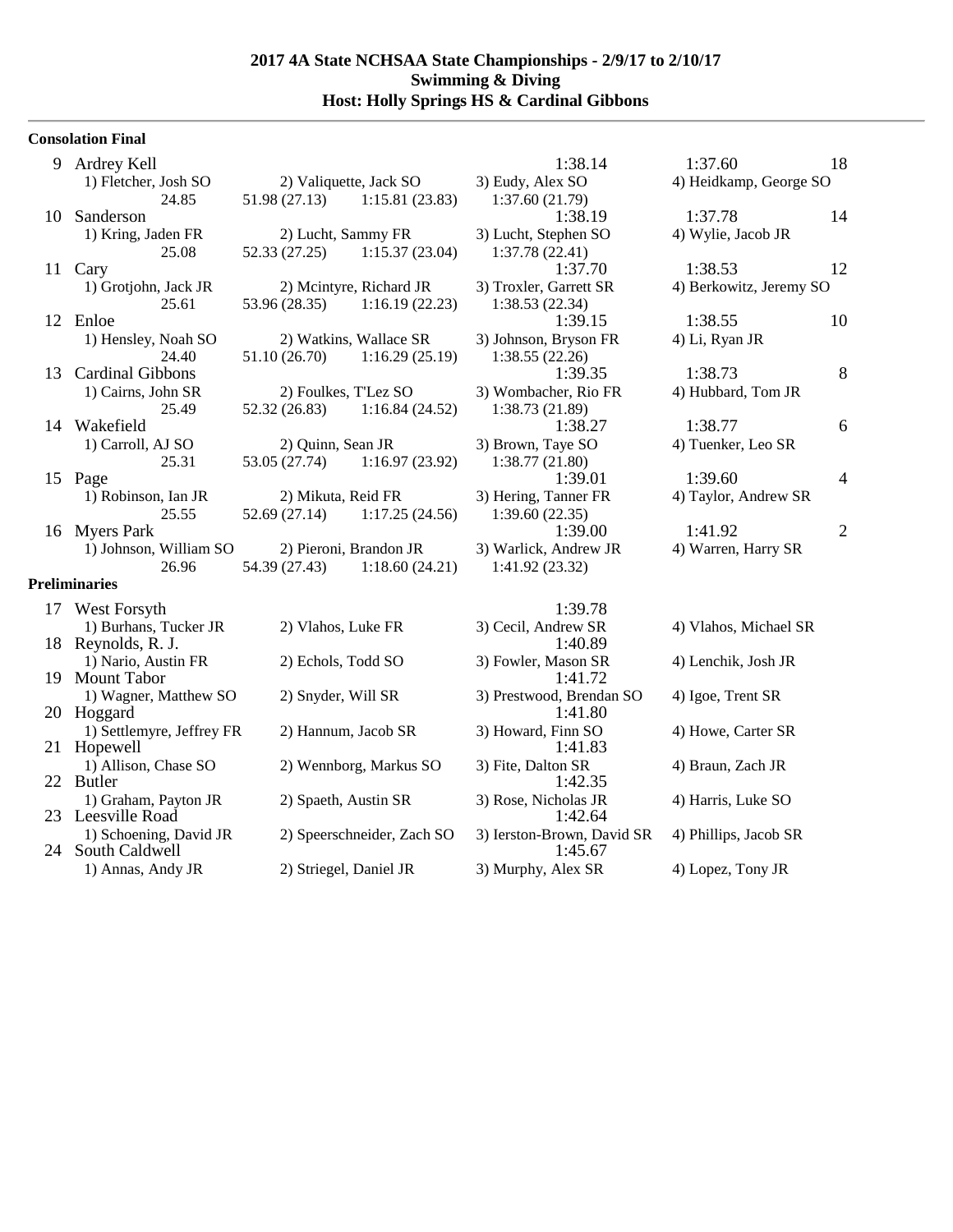# 2017 4A State NCHSAA State Championships - 2/9/17 to 2/10/17
## Swimming & Diving
## Host: Holly Springs HS & Cardinal Gibbons

**Consolation Final**

| | Team | | | Seed | Finals | Points |
|---|---|---|---|---|---|---|
| 9 | Ardrey Kell | | | 1:38.14 | 1:37.60 | 18 |
| | 1) Fletcher, Josh SO | 2) Valiquette, Jack SO | 3) Eudy, Alex SO | 4) Heidkamp, George SO | | |
| | 24.85 | 51.98 (27.13) | 1:15.81 (23.83) | 1:37.60 (21.79) | | |
| 10 | Sanderson | | | 1:38.19 | 1:37.78 | 14 |
| | 1) Kring, Jaden FR | 2) Lucht, Sammy FR | 3) Lucht, Stephen SO | 4) Wylie, Jacob JR | | |
| | 25.08 | 52.33 (27.25) | 1:15.37 (23.04) | 1:37.78 (22.41) | | |
| 11 | Cary | | | 1:37.70 | 1:38.53 | 12 |
| | 1) Grotjohn, Jack JR | 2) Mcintyre, Richard JR | 3) Troxler, Garrett SR | 4) Berkowitz, Jeremy SO | | |
| | 25.61 | 53.96 (28.35) | 1:16.19 (22.23) | 1:38.53 (22.34) | | |
| 12 | Enloe | | | 1:39.15 | 1:38.55 | 10 |
| | 1) Hensley, Noah SO | 2) Watkins, Wallace SR | 3) Johnson, Bryson FR | 4) Li, Ryan JR | | |
| | 24.40 | 51.10 (26.70) | 1:16.29 (25.19) | 1:38.55 (22.26) | | |
| 13 | Cardinal Gibbons | | | 1:39.35 | 1:38.73 | 8 |
| | 1) Cairns, John SR | 2) Foulkes, T'Lez SO | 3) Wombacher, Rio FR | 4) Hubbard, Tom JR | | |
| | 25.49 | 52.32 (26.83) | 1:16.84 (24.52) | 1:38.73 (21.89) | | |
| 14 | Wakefield | | | 1:38.27 | 1:38.77 | 6 |
| | 1) Carroll, AJ SO | 2) Quinn, Sean JR | 3) Brown, Taye SO | 4) Tuenker, Leo SR | | |
| | 25.31 | 53.05 (27.74) | 1:16.97 (23.92) | 1:38.77 (21.80) | | |
| 15 | Page | | | 1:39.01 | 1:39.60 | 4 |
| | 1) Robinson, Ian JR | 2) Mikuta, Reid FR | 3) Hering, Tanner FR | 4) Taylor, Andrew SR | | |
| | 25.55 | 52.69 (27.14) | 1:17.25 (24.56) | 1:39.60 (22.35) | | |
| 16 | Myers Park | | | 1:39.00 | 1:41.92 | 2 |
| | 1) Johnson, William SO | 2) Pieroni, Brandon JR | 3) Warlick, Andrew JR | 4) Warren, Harry SR | | |
| | 26.96 | 54.39 (27.43) | 1:18.60 (24.21) | 1:41.92 (23.32) | | |

**Preliminaries**

| | Team | | | Time |
|---|---|---|---|---|
| 17 | West Forsyth | | | 1:39.78 |
| | 1) Burhans, Tucker JR | 2) Vlahos, Luke FR | 3) Cecil, Andrew SR | 4) Vlahos, Michael SR |
| 18 | Reynolds, R. J. | | | 1:40.89 |
| | 1) Nario, Austin FR | 2) Echols, Todd SO | 3) Fowler, Mason SR | 4) Lenchik, Josh JR |
| 19 | Mount Tabor | | | 1:41.72 |
| | 1) Wagner, Matthew SO | 2) Snyder, Will SR | 3) Prestwood, Brendan SO | 4) Igoe, Trent SR |
| 20 | Hoggard | | | 1:41.80 |
| | 1) Settlemyre, Jeffrey FR | 2) Hannum, Jacob SR | 3) Howard, Finn SO | 4) Howe, Carter SR |
| 21 | Hopewell | | | 1:41.83 |
| | 1) Allison, Chase SO | 2) Wennborg, Markus SO | 3) Fite, Dalton SR | 4) Braun, Zach JR |
| 22 | Butler | | | 1:42.35 |
| | 1) Graham, Payton JR | 2) Spaeth, Austin SR | 3) Rose, Nicholas JR | 4) Harris, Luke SO |
| 23 | Leesville Road | | | 1:42.64 |
| | 1) Schoening, David JR | 2) Speerschneider, Zach SO | 3) Ierston-Brown, David SR | 4) Phillips, Jacob SR |
| 24 | South Caldwell | | | 1:45.67 |
| | 1) Annas, Andy JR | 2) Striegel, Daniel JR | 3) Murphy, Alex SR | 4) Lopez, Tony JR |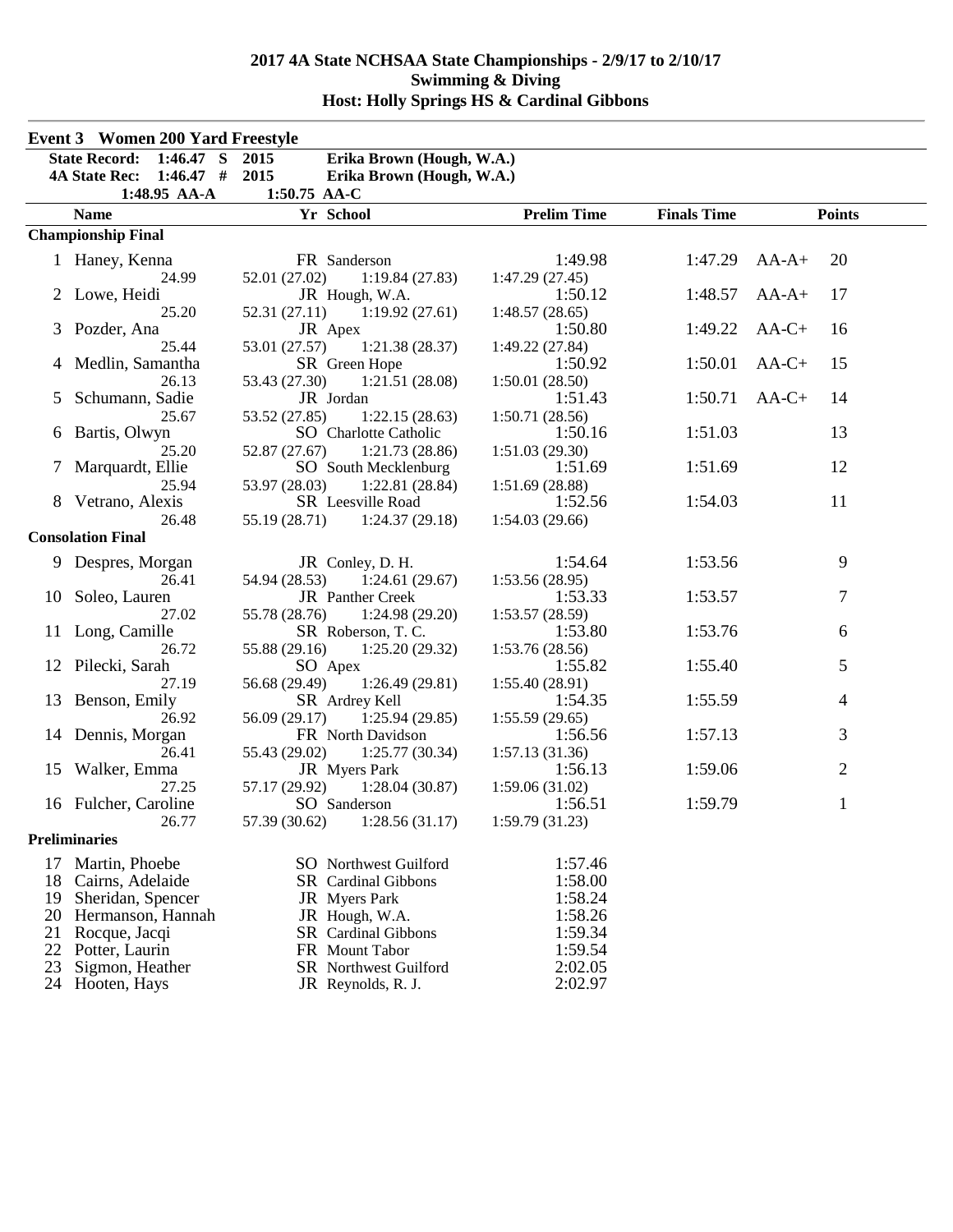# 2017 4A State NCHSAA State Championships - 2/9/17 to 2/10/17
## Swimming & Diving
## Host: Holly Springs HS & Cardinal Gibbons

### Event 3 Women 200 Yard Freestyle

| | | | |
|---|---|---|---|
| State Record: | 1:46.47 S | 2015 | Erika Brown (Hough, W.A.) |
| 4A State Rec: | 1:46.47 # | 2015 | Erika Brown (Hough, W.A.) |
| | 1:48.95 AA-A | 1:50.75 AA-C | |

| | Name | Yr | School | Prelim Time | Finals Time | | Points |
|---|---|---|---|---|---|---|---|
| **Championship Final** | | | | | | | |
| 1 | Haney, Kenna | FR | Sanderson | 1:49.98 | 1:47.29 | AA-A+ | 20 |
| | 24.99 | 52.01 (27.02) | 1:19.84 (27.83) | 1:47.29 (27.45) | | | |
| 2 | Lowe, Heidi | JR | Hough, W.A. | 1:50.12 | 1:48.57 | AA-A+ | 17 |
| | 25.20 | 52.31 (27.11) | 1:19.92 (27.61) | 1:48.57 (28.65) | | | |
| 3 | Pozder, Ana | JR | Apex | 1:50.80 | 1:49.22 | AA-C+ | 16 |
| | 25.44 | 53.01 (27.57) | 1:21.38 (28.37) | 1:49.22 (27.84) | | | |
| 4 | Medlin, Samantha | SR | Green Hope | 1:50.92 | 1:50.01 | AA-C+ | 15 |
| | 26.13 | 53.43 (27.30) | 1:21.51 (28.08) | 1:50.01 (28.50) | | | |
| 5 | Schumann, Sadie | JR | Jordan | 1:51.43 | 1:50.71 | AA-C+ | 14 |
| | 25.67 | 53.52 (27.85) | 1:22.15 (28.63) | 1:50.71 (28.56) | | | |
| 6 | Bartis, Olwyn | SO | Charlotte Catholic | 1:50.16 | 1:51.03 | | 13 |
| | 25.20 | 52.87 (27.67) | 1:21.73 (28.86) | 1:51.03 (29.30) | | | |
| 7 | Marquardt, Ellie | SO | South Mecklenburg | 1:51.69 | 1:51.69 | | 12 |
| | 25.94 | 53.97 (28.03) | 1:22.81 (28.84) | 1:51.69 (28.88) | | | |
| 8 | Vetrano, Alexis | SR | Leesville Road | 1:52.56 | 1:54.03 | | 11 |
| | 26.48 | 55.19 (28.71) | 1:24.37 (29.18) | 1:54.03 (29.66) | | | |
| **Consolation Final** | | | | | | | |
| 9 | Despres, Morgan | JR | Conley, D. H. | 1:54.64 | 1:53.56 | | 9 |
| | 26.41 | 54.94 (28.53) | 1:24.61 (29.67) | 1:53.56 (28.95) | | | |
| 10 | Soleo, Lauren | JR | Panther Creek | 1:53.33 | 1:53.57 | | 7 |
| | 27.02 | 55.78 (28.76) | 1:24.98 (29.20) | 1:53.57 (28.59) | | | |
| 11 | Long, Camille | SR | Roberson, T. C. | 1:53.80 | 1:53.76 | | 6 |
| | 26.72 | 55.88 (29.16) | 1:25.20 (29.32) | 1:53.76 (28.56) | | | |
| 12 | Pilecki, Sarah | SO | Apex | 1:55.82 | 1:55.40 | | 5 |
| | 27.19 | 56.68 (29.49) | 1:26.49 (29.81) | 1:55.40 (28.91) | | | |
| 13 | Benson, Emily | SR | Ardrey Kell | 1:54.35 | 1:55.59 | | 4 |
| | 26.92 | 56.09 (29.17) | 1:25.94 (29.85) | 1:55.59 (29.65) | | | |
| 14 | Dennis, Morgan | FR | North Davidson | 1:56.56 | 1:57.13 | | 3 |
| | 26.41 | 55.43 (29.02) | 1:25.77 (30.34) | 1:57.13 (31.36) | | | |
| 15 | Walker, Emma | JR | Myers Park | 1:56.13 | 1:59.06 | | 2 |
| | 27.25 | 57.17 (29.92) | 1:28.04 (30.87) | 1:59.06 (31.02) | | | |
| 16 | Fulcher, Caroline | SO | Sanderson | 1:56.51 | 1:59.79 | | 1 |
| | 26.77 | 57.39 (30.62) | 1:28.56 (31.17) | 1:59.79 (31.23) | | | |
| **Preliminaries** | | | | | | | |
| 17 | Martin, Phoebe | SO | Northwest Guilford | 1:57.46 | | | |
| 18 | Cairns, Adelaide | SR | Cardinal Gibbons | 1:58.00 | | | |
| 19 | Sheridan, Spencer | JR | Myers Park | 1:58.24 | | | |
| 20 | Hermanson, Hannah | JR | Hough, W.A. | 1:58.26 | | | |
| 21 | Rocque, Jacqi | SR | Cardinal Gibbons | 1:59.34 | | | |
| 22 | Potter, Laurin | FR | Mount Tabor | 1:59.54 | | | |
| 23 | Sigmon, Heather | SR | Northwest Guilford | 2:02.05 | | | |
| 24 | Hooten, Hays | JR | Reynolds, R. J. | 2:02.97 | | | |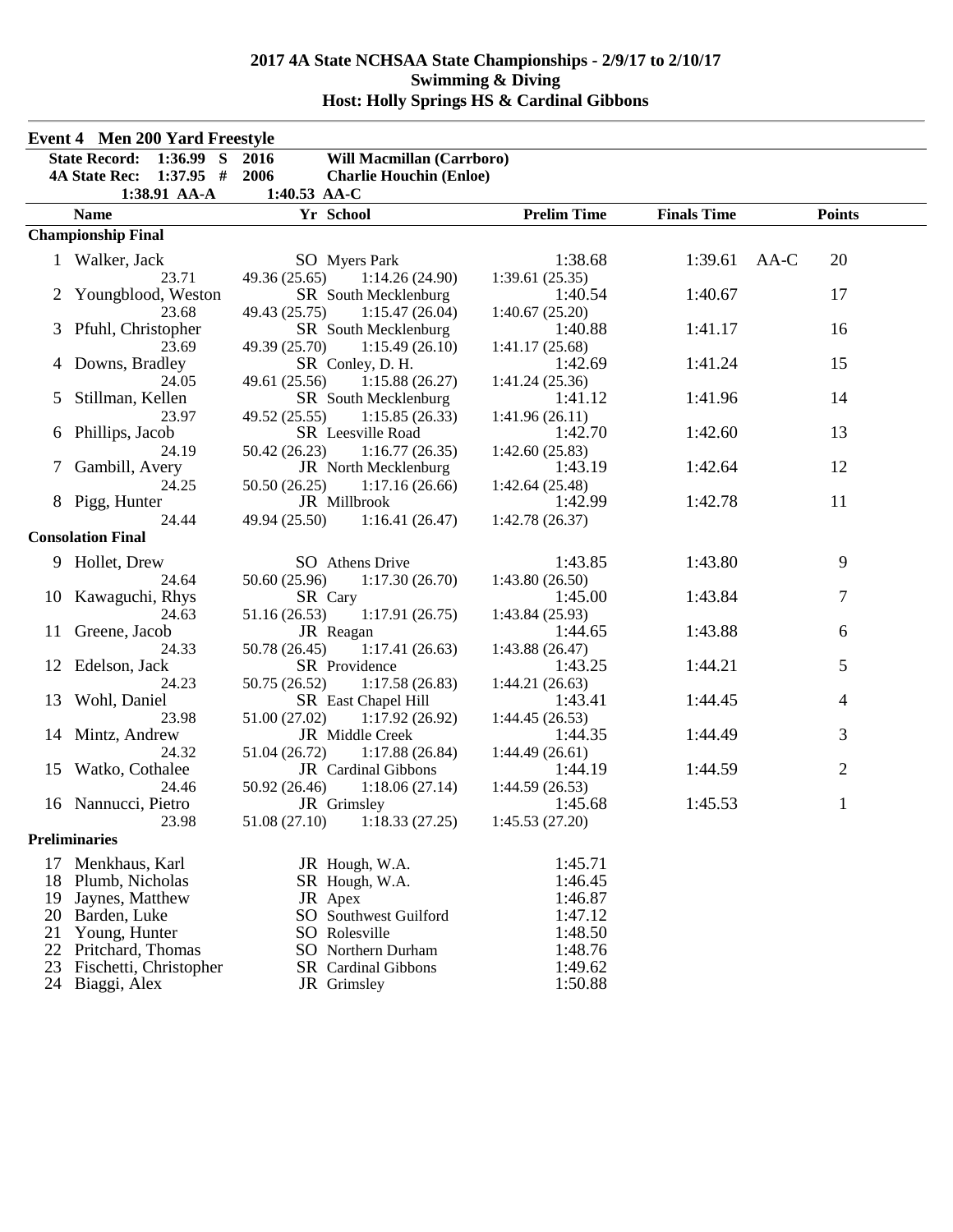# 2017 4A State NCHSAA State Championships - 2/9/17 to 2/10/17
## Swimming & Diving
## Host: Holly Springs HS & Cardinal Gibbons

### Event 4 Men 200 Yard Freestyle

**State Record:** 1:36.99 S 2016 **Will Macmillan (Carrboro)**
**4A State Rec:** 1:37.95 # 2006 **Charlie Houchin (Enloe)**
1:38.91 AA-A 1:40.53 AA-C

| | Name | Yr | School | Prelim Time | Finals Time | | Points |
|---|---|---|---|---|---|---|---|
| **Championship Final** | | | | | | | |
| 1 | Walker, Jack | SO | Myers Park | 1:38.68 | 1:39.61 | AA-C | 20 |
| | 23.71 | 49.36 (25.65) | 1:14.26 (24.90) | 1:39.61 (25.35) | | | |
| 2 | Youngblood, Weston | SR | South Mecklenburg | 1:40.54 | 1:40.67 | | 17 |
| | 23.68 | 49.43 (25.75) | 1:15.47 (26.04) | 1:40.67 (25.20) | | | |
| 3 | Pfuhl, Christopher | SR | South Mecklenburg | 1:40.88 | 1:41.17 | | 16 |
| | 23.69 | 49.39 (25.70) | 1:15.49 (26.10) | 1:41.17 (25.68) | | | |
| 4 | Downs, Bradley | SR | Conley, D. H. | 1:42.69 | 1:41.24 | | 15 |
| | 24.05 | 49.61 (25.56) | 1:15.88 (26.27) | 1:41.24 (25.36) | | | |
| 5 | Stillman, Kellen | SR | South Mecklenburg | 1:41.12 | 1:41.96 | | 14 |
| | 23.97 | 49.52 (25.55) | 1:15.85 (26.33) | 1:41.96 (26.11) | | | |
| 6 | Phillips, Jacob | SR | Leesville Road | 1:42.70 | 1:42.60 | | 13 |
| | 24.19 | 50.42 (26.23) | 1:16.77 (26.35) | 1:42.60 (25.83) | | | |
| 7 | Gambill, Avery | JR | North Mecklenburg | 1:43.19 | 1:42.64 | | 12 |
| | 24.25 | 50.50 (26.25) | 1:17.16 (26.66) | 1:42.64 (25.48) | | | |
| 8 | Pigg, Hunter | JR | Millbrook | 1:42.99 | 1:42.78 | | 11 |
| | 24.44 | 49.94 (25.50) | 1:16.41 (26.47) | 1:42.78 (26.37) | | | |
| **Consolation Final** | | | | | | | |
| 9 | Hollet, Drew | SO | Athens Drive | 1:43.85 | 1:43.80 | | 9 |
| | 24.64 | 50.60 (25.96) | 1:17.30 (26.70) | 1:43.80 (26.50) | | | |
| 10 | Kawaguchi, Rhys | SR | Cary | 1:45.00 | 1:43.84 | | 7 |
| | 24.63 | 51.16 (26.53) | 1:17.91 (26.75) | 1:43.84 (25.93) | | | |
| 11 | Greene, Jacob | JR | Reagan | 1:44.65 | 1:43.88 | | 6 |
| | 24.33 | 50.78 (26.45) | 1:17.41 (26.63) | 1:43.88 (26.47) | | | |
| 12 | Edelson, Jack | SR | Providence | 1:43.25 | 1:44.21 | | 5 |
| | 24.23 | 50.75 (26.52) | 1:17.58 (26.83) | 1:44.21 (26.63) | | | |
| 13 | Wohl, Daniel | SR | East Chapel Hill | 1:43.41 | 1:44.45 | | 4 |
| | 23.98 | 51.00 (27.02) | 1:17.92 (26.92) | 1:44.45 (26.53) | | | |
| 14 | Mintz, Andrew | JR | Middle Creek | 1:44.35 | 1:44.49 | | 3 |
| | 24.32 | 51.04 (26.72) | 1:17.88 (26.84) | 1:44.49 (26.61) | | | |
| 15 | Watko, Cothalee | JR | Cardinal Gibbons | 1:44.19 | 1:44.59 | | 2 |
| | 24.46 | 50.92 (26.46) | 1:18.06 (27.14) | 1:44.59 (26.53) | | | |
| 16 | Nannucci, Pietro | JR | Grimsley | 1:45.68 | 1:45.53 | | 1 |
| | 23.98 | 51.08 (27.10) | 1:18.33 (27.25) | 1:45.53 (27.20) | | | |
| **Preliminaries** | | | | | | | |
| 17 | Menkhaus, Karl | JR | Hough, W.A. | 1:45.71 | | | |
| 18 | Plumb, Nicholas | SR | Hough, W.A. | 1:46.45 | | | |
| 19 | Jaynes, Matthew | JR | Apex | 1:46.87 | | | |
| 20 | Barden, Luke | SO | Southwest Guilford | 1:47.12 | | | |
| 21 | Young, Hunter | SO | Rolesville | 1:48.50 | | | |
| 22 | Pritchard, Thomas | SO | Northern Durham | 1:48.76 | | | |
| 23 | Fischetti, Christopher | SR | Cardinal Gibbons | 1:49.62 | | | |
| 24 | Biaggi, Alex | JR | Grimsley | 1:50.88 | | | |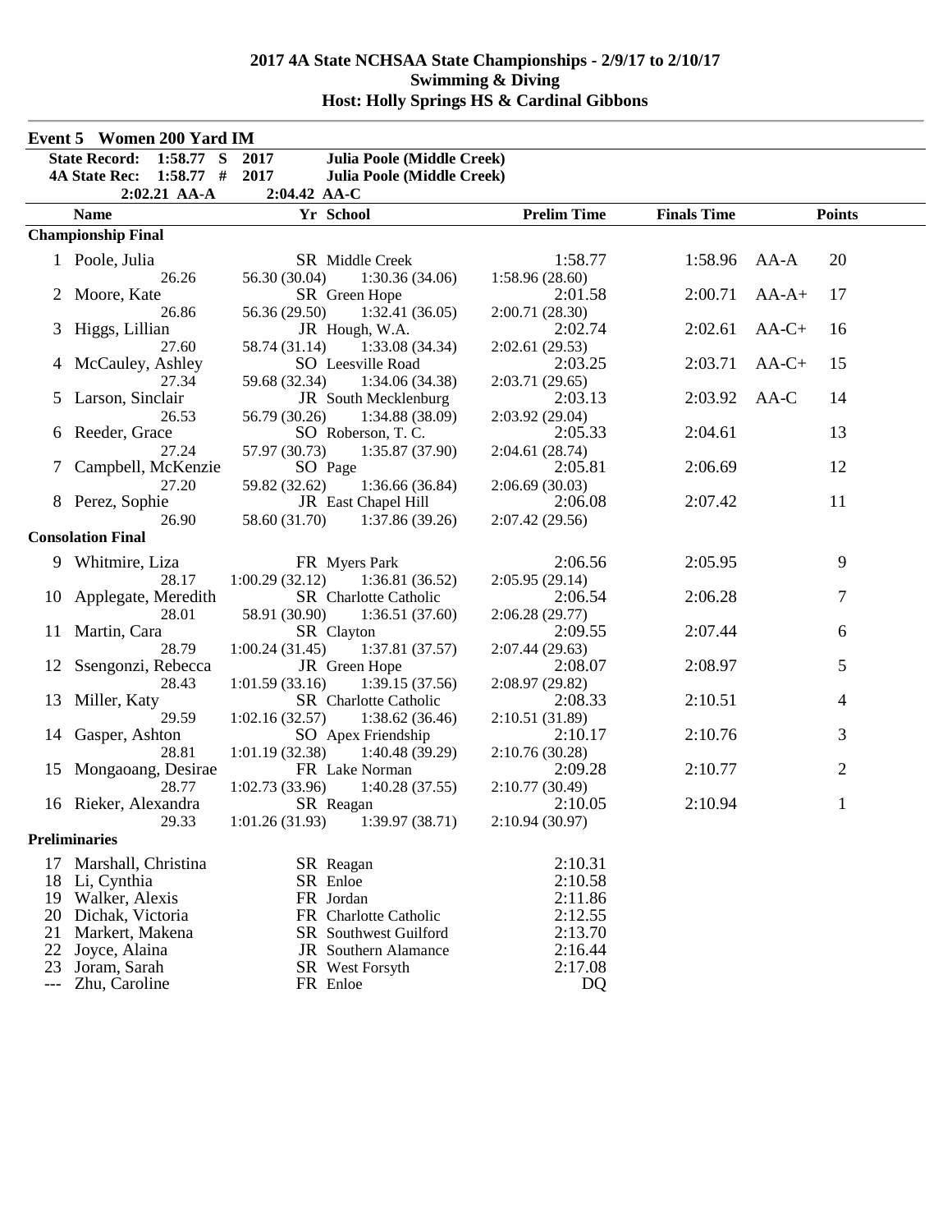# 2017 4A State NCHSAA State Championships - 2/9/17 to 2/10/17
## Swimming & Diving
## Host: Holly Springs HS & Cardinal Gibbons

### Event 5 Women 200 Yard IM

**State Record: 1:58.77 S 2017 Julia Poole (Middle Creek)**
**4A State Rec: 1:58.77 # 2017 Julia Poole (Middle Creek)**
**2:02.21 AA-A 2:04.42 AA-C**

| | Name | Yr | School | Prelim Time | Finals Time | | Points |
|---|---|---|---|---|---|---|---|
| **Championship Final** | | | | | | | |
| 1 | Poole, Julia | SR | Middle Creek | 1:58.77 | 1:58.96 | AA-A | 20 |
| | 26.26 | 56.30 (30.04) | 1:30.36 (34.06) | 1:58.96 (28.60) | | | |
| 2 | Moore, Kate | SR | Green Hope | 2:01.58 | 2:00.71 | AA-A+ | 17 |
| | 26.86 | 56.36 (29.50) | 1:32.41 (36.05) | 2:00.71 (28.30) | | | |
| 3 | Higgs, Lillian | JR | Hough, W.A. | 2:02.74 | 2:02.61 | AA-C+ | 16 |
| | 27.60 | 58.74 (31.14) | 1:33.08 (34.34) | 2:02.61 (29.53) | | | |
| 4 | McCauley, Ashley | SO | Leesville Road | 2:03.25 | 2:03.71 | AA-C+ | 15 |
| | 27.34 | 59.68 (32.34) | 1:34.06 (34.38) | 2:03.71 (29.65) | | | |
| 5 | Larson, Sinclair | JR | South Mecklenburg | 2:03.13 | 2:03.92 | AA-C | 14 |
| | 26.53 | 56.79 (30.26) | 1:34.88 (38.09) | 2:03.92 (29.04) | | | |
| 6 | Reeder, Grace | SO | Roberson, T. C. | 2:05.33 | 2:04.61 | | 13 |
| | 27.24 | 57.97 (30.73) | 1:35.87 (37.90) | 2:04.61 (28.74) | | | |
| 7 | Campbell, McKenzie | SO | Page | 2:05.81 | 2:06.69 | | 12 |
| | 27.20 | 59.82 (32.62) | 1:36.66 (36.84) | 2:06.69 (30.03) | | | |
| 8 | Perez, Sophie | JR | East Chapel Hill | 2:06.08 | 2:07.42 | | 11 |
| | 26.90 | 58.60 (31.70) | 1:37.86 (39.26) | 2:07.42 (29.56) | | | |
| **Consolation Final** | | | | | | | |
| 9 | Whitmire, Liza | FR | Myers Park | 2:06.56 | 2:05.95 | | 9 |
| | 28.17 | 1:00.29 (32.12) | 1:36.81 (36.52) | 2:05.95 (29.14) | | | |
| 10 | Applegate, Meredith | SR | Charlotte Catholic | 2:06.54 | 2:06.28 | | 7 |
| | 28.01 | 58.91 (30.90) | 1:36.51 (37.60) | 2:06.28 (29.77) | | | |
| 11 | Martin, Cara | SR | Clayton | 2:09.55 | 2:07.44 | | 6 |
| | 28.79 | 1:00.24 (31.45) | 1:37.81 (37.57) | 2:07.44 (29.63) | | | |
| 12 | Ssengonzi, Rebecca | JR | Green Hope | 2:08.07 | 2:08.97 | | 5 |
| | 28.43 | 1:01.59 (33.16) | 1:39.15 (37.56) | 2:08.97 (29.82) | | | |
| 13 | Miller, Katy | SR | Charlotte Catholic | 2:08.33 | 2:10.51 | | 4 |
| | 29.59 | 1:02.16 (32.57) | 1:38.62 (36.46) | 2:10.51 (31.89) | | | |
| 14 | Gasper, Ashton | SO | Apex Friendship | 2:10.17 | 2:10.76 | | 3 |
| | 28.81 | 1:01.19 (32.38) | 1:40.48 (39.29) | 2:10.76 (30.28) | | | |
| 15 | Mongaoang, Desirae | FR | Lake Norman | 2:09.28 | 2:10.77 | | 2 |
| | 28.77 | 1:02.73 (33.96) | 1:40.28 (37.55) | 2:10.77 (30.49) | | | |
| 16 | Rieker, Alexandra | SR | Reagan | 2:10.05 | 2:10.94 | | 1 |
| | 29.33 | 1:01.26 (31.93) | 1:39.97 (38.71) | 2:10.94 (30.97) | | | |
| **Preliminaries** | | | | | | | |
| 17 | Marshall, Christina | SR | Reagan | 2:10.31 | | | |
| 18 | Li, Cynthia | SR | Enloe | 2:10.58 | | | |
| 19 | Walker, Alexis | FR | Jordan | 2:11.86 | | | |
| 20 | Dichak, Victoria | FR | Charlotte Catholic | 2:12.55 | | | |
| 21 | Markert, Makena | SR | Southwest Guilford | 2:13.70 | | | |
| 22 | Joyce, Alaina | JR | Southern Alamance | 2:16.44 | | | |
| 23 | Joram, Sarah | SR | West Forsyth | 2:17.08 | | | |
| --- | Zhu, Caroline | FR | Enloe | DQ | | | |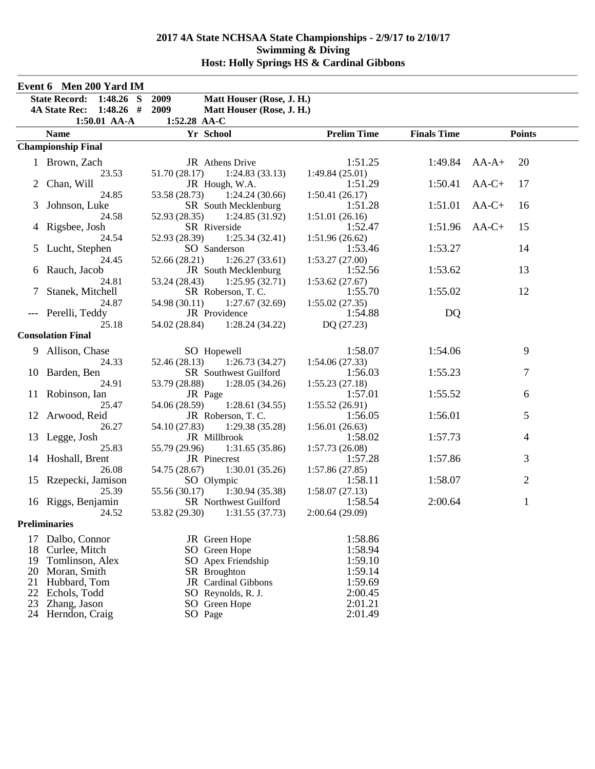## 2017 4A State NCHSAA State Championships - 2/9/17 to 2/10/17
## Swimming & Diving
## Host: Holly Springs HS & Cardinal Gibbons

### Event 6 Men 200 Yard IM

**State Record: 1:48.26 S 2009 Matt Houser (Rose, J. H.)**
**4A State Rec: 1:48.26 # 2009 Matt Houser (Rose, J. H.)**
**1:50.01 AA-A 1:52.28 AA-C**

| | Name | Yr | School | Prelim Time | Finals Time | | Points |
|---|---|---|---|---|---|---|---|
| **Championship Final** | | | | | | | |
| 1 | Brown, Zach | JR | Athens Drive | 1:51.25 | 1:49.84 | AA-A+ | 20 |
| | 23.53 | 51.70 (28.17) | 1:24.83 (33.13) | 1:49.84 (25.01) | | | |
| 2 | Chan, Will | JR | Hough, W.A. | 1:51.29 | 1:50.41 | AA-C+ | 17 |
| | 24.85 | 53.58 (28.73) | 1:24.24 (30.66) | 1:50.41 (26.17) | | | |
| 3 | Johnson, Luke | SR | South Mecklenburg | 1:51.28 | 1:51.01 | AA-C+ | 16 |
| | 24.58 | 52.93 (28.35) | 1:24.85 (31.92) | 1:51.01 (26.16) | | | |
| 4 | Rigsbee, Josh | SR | Riverside | 1:52.47 | 1:51.96 | AA-C+ | 15 |
| | 24.54 | 52.93 (28.39) | 1:25.34 (32.41) | 1:51.96 (26.62) | | | |
| 5 | Lucht, Stephen | SO | Sanderson | 1:53.46 | 1:53.27 | | 14 |
| | 24.45 | 52.66 (28.21) | 1:26.27 (33.61) | 1:53.27 (27.00) | | | |
| 6 | Rauch, Jacob | JR | South Mecklenburg | 1:52.56 | 1:53.62 | | 13 |
| | 24.81 | 53.24 (28.43) | 1:25.95 (32.71) | 1:53.62 (27.67) | | | |
| 7 | Stanek, Mitchell | SR | Roberson, T. C. | 1:55.70 | 1:55.02 | | 12 |
| | 24.87 | 54.98 (30.11) | 1:27.67 (32.69) | 1:55.02 (27.35) | | | |
| --- | Perelli, Teddy | JR | Providence | 1:54.88 | DQ | | |
| | 25.18 | 54.02 (28.84) | 1:28.24 (34.22) | DQ (27.23) | | | |
| **Consolation Final** | | | | | | | |
| 9 | Allison, Chase | SO | Hopewell | 1:58.07 | 1:54.06 | | 9 |
| | 24.33 | 52.46 (28.13) | 1:26.73 (34.27) | 1:54.06 (27.33) | | | |
| 10 | Barden, Ben | SR | Southwest Guilford | 1:56.03 | 1:55.23 | | 7 |
| | 24.91 | 53.79 (28.88) | 1:28.05 (34.26) | 1:55.23 (27.18) | | | |
| 11 | Robinson, Ian | JR | Page | 1:57.01 | 1:55.52 | | 6 |
| | 25.47 | 54.06 (28.59) | 1:28.61 (34.55) | 1:55.52 (26.91) | | | |
| 12 | Arwood, Reid | JR | Roberson, T. C. | 1:56.05 | 1:56.01 | | 5 |
| | 26.27 | 54.10 (27.83) | 1:29.38 (35.28) | 1:56.01 (26.63) | | | |
| 13 | Legge, Josh | JR | Millbrook | 1:58.02 | 1:57.73 | | 4 |
| | 25.83 | 55.79 (29.96) | 1:31.65 (35.86) | 1:57.73 (26.08) | | | |
| 14 | Hoshall, Brent | JR | Pinecrest | 1:57.28 | 1:57.86 | | 3 |
| | 26.08 | 54.75 (28.67) | 1:30.01 (35.26) | 1:57.86 (27.85) | | | |
| 15 | Rzepecki, Jamison | SO | Olympic | 1:58.11 | 1:58.07 | | 2 |
| | 25.39 | 55.56 (30.17) | 1:30.94 (35.38) | 1:58.07 (27.13) | | | |
| 16 | Riggs, Benjamin | SR | Northwest Guilford | 1:58.54 | 2:00.64 | | 1 |
| | 24.52 | 53.82 (29.30) | 1:31.55 (37.73) | 2:00.64 (29.09) | | | |
| **Preliminaries** | | | | | | | |
| 17 | Dalbo, Connor | JR | Green Hope | 1:58.86 | | | |
| 18 | Curlee, Mitch | SO | Green Hope | 1:58.94 | | | |
| 19 | Tomlinson, Alex | SO | Apex Friendship | 1:59.10 | | | |
| 20 | Moran, Smith | SR | Broughton | 1:59.14 | | | |
| 21 | Hubbard, Tom | JR | Cardinal Gibbons | 1:59.69 | | | |
| 22 | Echols, Todd | SO | Reynolds, R. J. | 2:00.45 | | | |
| 23 | Zhang, Jason | SO | Green Hope | 2:01.21 | | | |
| 24 | Herndon, Craig | SO | Page | 2:01.49 | | | |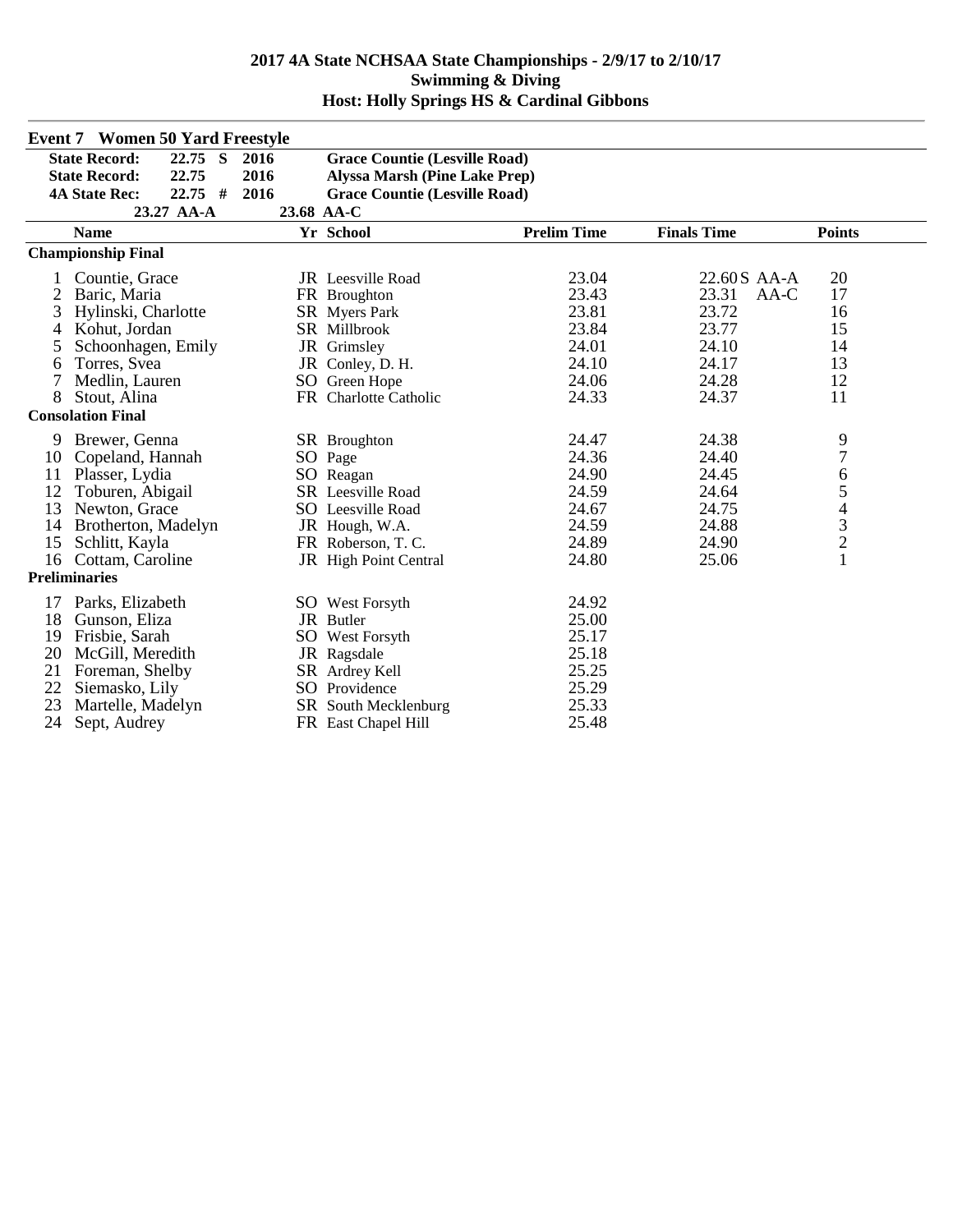# 2017 4A State NCHSAA State Championships - 2/9/17 to 2/10/17
## Swimming & Diving
## Host: Holly Springs HS & Cardinal Gibbons

### Event 7 Women 50 Yard Freestyle

| | | | |
|---|---|---|---|
| **State Record:** | **22.75 S** | **2016** | **Grace Countie (Lesville Road)** |
| **State Record:** | **22.75** | **2016** | **Alyssa Marsh (Pine Lake Prep)** |
| **4A State Rec:** | **22.75 #** | **2016** | **Grace Countie (Lesville Road)** |
| | **23.27 AA-A** | **23.68 AA-C** | |

| | Name | Yr | School | Prelim Time | Finals Time | Points |
|---|---|---|---|---|---|---|
| **Championship Final** | | | | | | |
| 1 | Countie, Grace | JR | Leesville Road | 23.04 | 22.60S AA-A | 20 |
| 2 | Baric, Maria | FR | Broughton | 23.43 | 23.31 AA-C | 17 |
| 3 | Hylinski, Charlotte | SR | Myers Park | 23.81 | 23.72 | 16 |
| 4 | Kohut, Jordan | SR | Millbrook | 23.84 | 23.77 | 15 |
| 5 | Schoonhagen, Emily | JR | Grimsley | 24.01 | 24.10 | 14 |
| 6 | Torres, Svea | JR | Conley, D. H. | 24.10 | 24.17 | 13 |
| 7 | Medlin, Lauren | SO | Green Hope | 24.06 | 24.28 | 12 |
| 8 | Stout, Alina | FR | Charlotte Catholic | 24.33 | 24.37 | 11 |
| **Consolation Final** | | | | | | |
| 9 | Brewer, Genna | SR | Broughton | 24.47 | 24.38 | 9 |
| 10 | Copeland, Hannah | SO | Page | 24.36 | 24.40 | 7 |
| 11 | Plasser, Lydia | SO | Reagan | 24.90 | 24.45 | 6 |
| 12 | Toburen, Abigail | SR | Leesville Road | 24.59 | 24.64 | 5 |
| 13 | Newton, Grace | SO | Leesville Road | 24.67 | 24.75 | 4 |
| 14 | Brotherton, Madelyn | JR | Hough, W.A. | 24.59 | 24.88 | 3 |
| 15 | Schlitt, Kayla | FR | Roberson, T. C. | 24.89 | 24.90 | 2 |
| 16 | Cottam, Caroline | JR | High Point Central | 24.80 | 25.06 | 1 |
| **Preliminaries** | | | | | | |
| 17 | Parks, Elizabeth | SO | West Forsyth | 24.92 | | |
| 18 | Gunson, Eliza | JR | Butler | 25.00 | | |
| 19 | Frisbie, Sarah | SO | West Forsyth | 25.17 | | |
| 20 | McGill, Meredith | JR | Ragsdale | 25.18 | | |
| 21 | Foreman, Shelby | SR | Ardrey Kell | 25.25 | | |
| 22 | Siemasko, Lily | SO | Providence | 25.29 | | |
| 23 | Martelle, Madelyn | SR | South Mecklenburg | 25.33 | | |
| 24 | Sept, Audrey | FR | East Chapel Hill | 25.48 | | |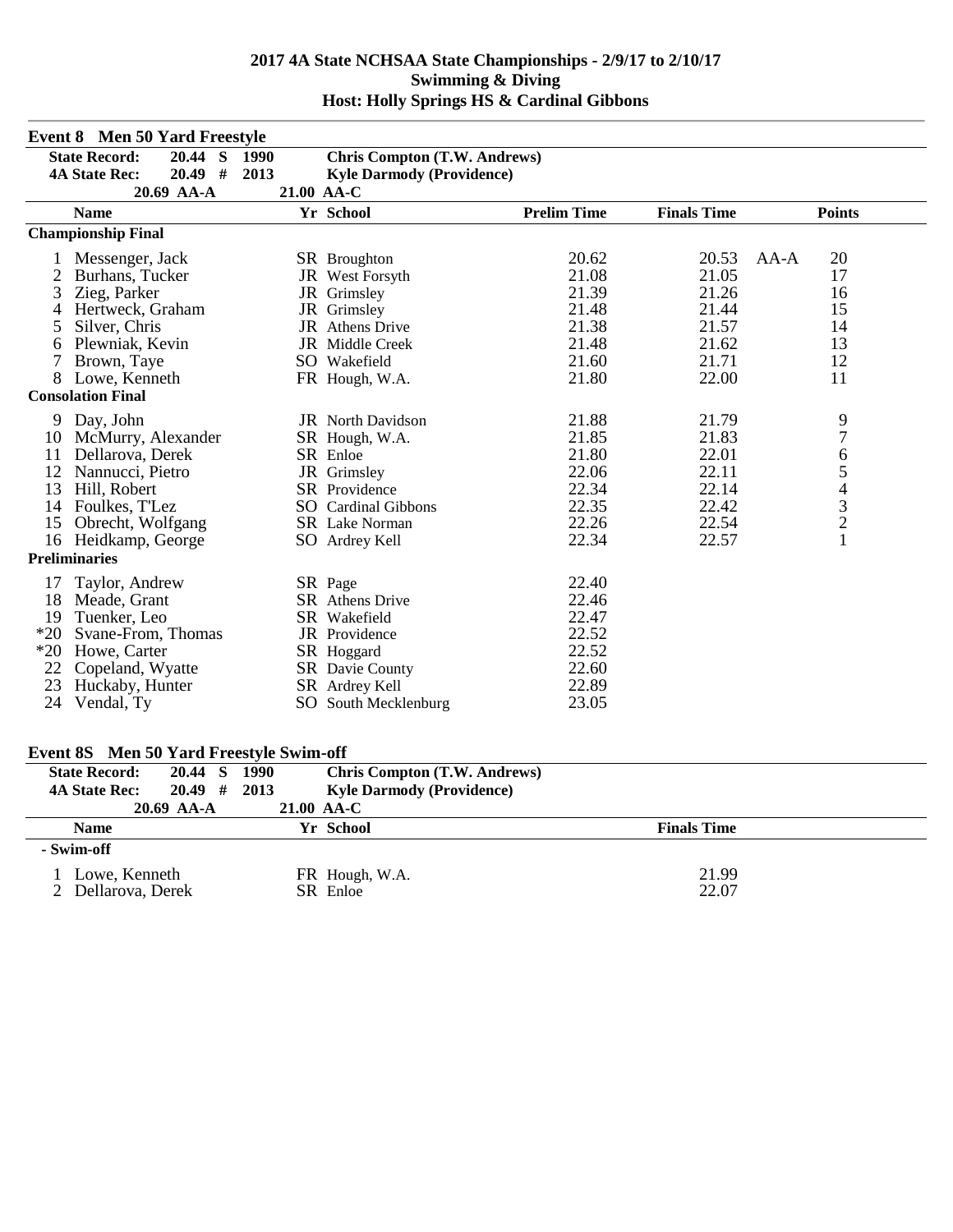# 2017 4A State NCHSAA State Championships - 2/9/17 to 2/10/17
## Swimming & Diving
## Host: Holly Springs HS & Cardinal Gibbons

### Event 8 Men 50 Yard Freestyle

| | | | |
|---|---|---|---|
| **State Record:** | **20.44 S** | **1990** | **Chris Compton (T.W. Andrews)** |
| **4A State Rec:** | **20.49 #** | **2013** | **Kyle Darmody (Providence)** |
| | **20.69 AA-A** | **21.00 AA-C** | |

| | Name | Yr | School | Prelim Time | Finals Time | | Points |
|---|---|---|---|---|---|---|---|
| **Championship Final** | | | | | | | |
| 1 | Messenger, Jack | SR | Broughton | 20.62 | 20.53 | AA-A | 20 |
| 2 | Burhans, Tucker | JR | West Forsyth | 21.08 | 21.05 | | 17 |
| 3 | Zieg, Parker | JR | Grimsley | 21.39 | 21.26 | | 16 |
| 4 | Hertweck, Graham | JR | Grimsley | 21.48 | 21.44 | | 15 |
| 5 | Silver, Chris | JR | Athens Drive | 21.38 | 21.57 | | 14 |
| 6 | Plewniak, Kevin | JR | Middle Creek | 21.48 | 21.62 | | 13 |
| 7 | Brown, Taye | SO | Wakefield | 21.60 | 21.71 | | 12 |
| 8 | Lowe, Kenneth | FR | Hough, W.A. | 21.80 | 22.00 | | 11 |
| **Consolation Final** | | | | | | | |
| 9 | Day, John | JR | North Davidson | 21.88 | 21.79 | | 9 |
| 10 | McMurry, Alexander | SR | Hough, W.A. | 21.85 | 21.83 | | 7 |
| 11 | Dellarova, Derek | SR | Enloe | 21.80 | 22.01 | | 6 |
| 12 | Nannucci, Pietro | JR | Grimsley | 22.06 | 22.11 | | 5 |
| 13 | Hill, Robert | SR | Providence | 22.34 | 22.14 | | 4 |
| 14 | Foulkes, T'Lez | SO | Cardinal Gibbons | 22.35 | 22.42 | | 3 |
| 15 | Obrecht, Wolfgang | SR | Lake Norman | 22.26 | 22.54 | | 2 |
| 16 | Heidkamp, George | SO | Ardrey Kell | 22.34 | 22.57 | | 1 |
| **Preliminaries** | | | | | | | |
| 17 | Taylor, Andrew | SR | Page | 22.40 | | | |
| 18 | Meade, Grant | SR | Athens Drive | 22.46 | | | |
| 19 | Tuenker, Leo | SR | Wakefield | 22.47 | | | |
| *20 | Svane-From, Thomas | JR | Providence | 22.52 | | | |
| *20 | Howe, Carter | SR | Hoggard | 22.52 | | | |
| 22 | Copeland, Wyatte | SR | Davie County | 22.60 | | | |
| 23 | Huckaby, Hunter | SR | Ardrey Kell | 22.89 | | | |
| 24 | Vendal, Ty | SO | South Mecklenburg | 23.05 | | | |

### Event 8S Men 50 Yard Freestyle Swim-off

| | | | |
|---|---|---|---|
| **State Record:** | **20.44 S** | **1990** | **Chris Compton (T.W. Andrews)** |
| **4A State Rec:** | **20.49 #** | **2013** | **Kyle Darmody (Providence)** |
| | **20.69 AA-A** | **21.00 AA-C** | |

| | Name | Yr | School | Finals Time |
|---|---|---|---|---|
| **- Swim-off** | | | | |
| 1 | Lowe, Kenneth | FR | Hough, W.A. | 21.99 |
| 2 | Dellarova, Derek | SR | Enloe | 22.07 |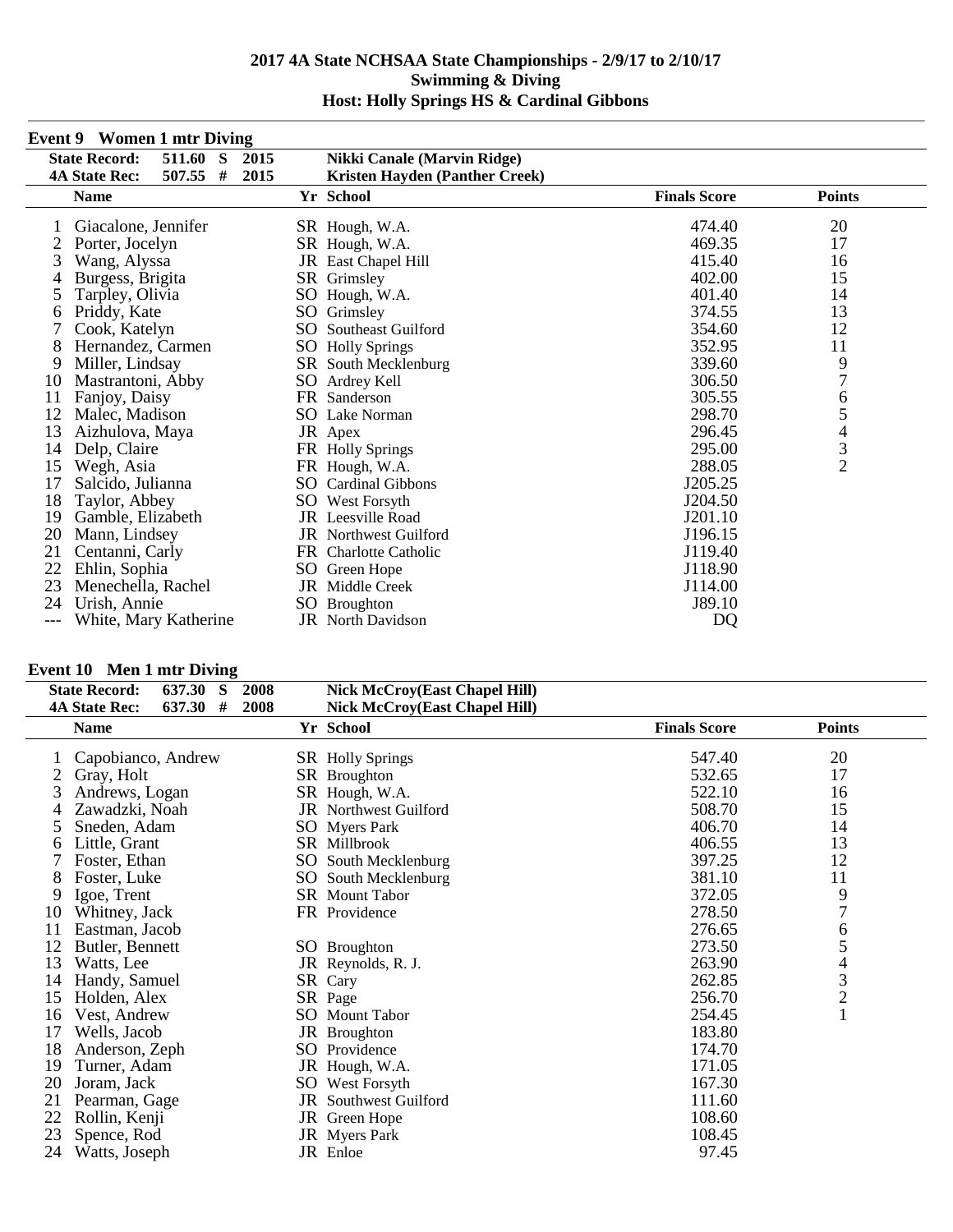# 2017 4A State NCHSAA State Championships - 2/9/17 to 2/10/17
## Swimming & Diving
## Host: Holly Springs HS & Cardinal Gibbons

### Event 9 Women 1 mtr Diving

| | | | | |
|---|---|---|---|---|
| State Record: | 511.60 S | 2015 | Nikki Canale (Marvin Ridge) | |
| 4A State Rec: | 507.55 # | 2015 | Kristen Hayden (Panther Creek) | |

| | Name | Yr | School | Finals Score | Points |
|---|---|---|---|---|---|
| 1 | Giacalone, Jennifer | SR | Hough, W.A. | 474.40 | 20 |
| 2 | Porter, Jocelyn | SR | Hough, W.A. | 469.35 | 17 |
| 3 | Wang, Alyssa | JR | East Chapel Hill | 415.40 | 16 |
| 4 | Burgess, Brigita | SR | Grimsley | 402.00 | 15 |
| 5 | Tarpley, Olivia | SO | Hough, W.A. | 401.40 | 14 |
| 6 | Priddy, Kate | SO | Grimsley | 374.55 | 13 |
| 7 | Cook, Katelyn | SO | Southeast Guilford | 354.60 | 12 |
| 8 | Hernandez, Carmen | SO | Holly Springs | 352.95 | 11 |
| 9 | Miller, Lindsay | SR | South Mecklenburg | 339.60 | 9 |
| 10 | Mastrantoni, Abby | SO | Ardrey Kell | 306.50 | 7 |
| 11 | Fanjoy, Daisy | FR | Sanderson | 305.55 | 6 |
| 12 | Malec, Madison | SO | Lake Norman | 298.70 | 5 |
| 13 | Aizhulova, Maya | JR | Apex | 296.45 | 4 |
| 14 | Delp, Claire | FR | Holly Springs | 295.00 | 3 |
| 15 | Wegh, Asia | FR | Hough, W.A. | 288.05 | 2 |
| 17 | Salcido, Julianna | SO | Cardinal Gibbons | J205.25 | |
| 18 | Taylor, Abbey | SO | West Forsyth | J204.50 | |
| 19 | Gamble, Elizabeth | JR | Leesville Road | J201.10 | |
| 20 | Mann, Lindsey | JR | Northwest Guilford | J196.15 | |
| 21 | Centanni, Carly | FR | Charlotte Catholic | J119.40 | |
| 22 | Ehlin, Sophia | SO | Green Hope | J118.90 | |
| 23 | Menechella, Rachel | JR | Middle Creek | J114.00 | |
| 24 | Urish, Annie | SO | Broughton | J89.10 | |
| --- | White, Mary Katherine | JR | North Davidson | DQ | |

### Event 10 Men 1 mtr Diving

| | | | | |
|---|---|---|---|---|
| State Record: | 637.30 S | 2008 | Nick McCroy(East Chapel Hill) | |
| 4A State Rec: | 637.30 # | 2008 | Nick McCroy(East Chapel Hill) | |

| | Name | Yr | School | Finals Score | Points |
|---|---|---|---|---|---|
| 1 | Capobianco, Andrew | SR | Holly Springs | 547.40 | 20 |
| 2 | Gray, Holt | SR | Broughton | 532.65 | 17 |
| 3 | Andrews, Logan | SR | Hough, W.A. | 522.10 | 16 |
| 4 | Zawadzki, Noah | JR | Northwest Guilford | 508.70 | 15 |
| 5 | Sneden, Adam | SO | Myers Park | 406.70 | 14 |
| 6 | Little, Grant | SR | Millbrook | 406.55 | 13 |
| 7 | Foster, Ethan | SO | South Mecklenburg | 397.25 | 12 |
| 8 | Foster, Luke | SO | South Mecklenburg | 381.10 | 11 |
| 9 | Igoe, Trent | SR | Mount Tabor | 372.05 | 9 |
| 10 | Whitney, Jack | FR | Providence | 278.50 | 7 |
| 11 | Eastman, Jacob | | | 276.65 | 6 |
| 12 | Butler, Bennett | SO | Broughton | 273.50 | 5 |
| 13 | Watts, Lee | JR | Reynolds, R. J. | 263.90 | 4 |
| 14 | Handy, Samuel | SR | Cary | 262.85 | 3 |
| 15 | Holden, Alex | SR | Page | 256.70 | 2 |
| 16 | Vest, Andrew | SO | Mount Tabor | 254.45 | 1 |
| 17 | Wells, Jacob | JR | Broughton | 183.80 | |
| 18 | Anderson, Zeph | SO | Providence | 174.70 | |
| 19 | Turner, Adam | JR | Hough, W.A. | 171.05 | |
| 20 | Joram, Jack | SO | West Forsyth | 167.30 | |
| 21 | Pearman, Gage | JR | Southwest Guilford | 111.60 | |
| 22 | Rollin, Kenji | JR | Green Hope | 108.60 | |
| 23 | Spence, Rod | JR | Myers Park | 108.45 | |
| 24 | Watts, Joseph | JR | Enloe | 97.45 | |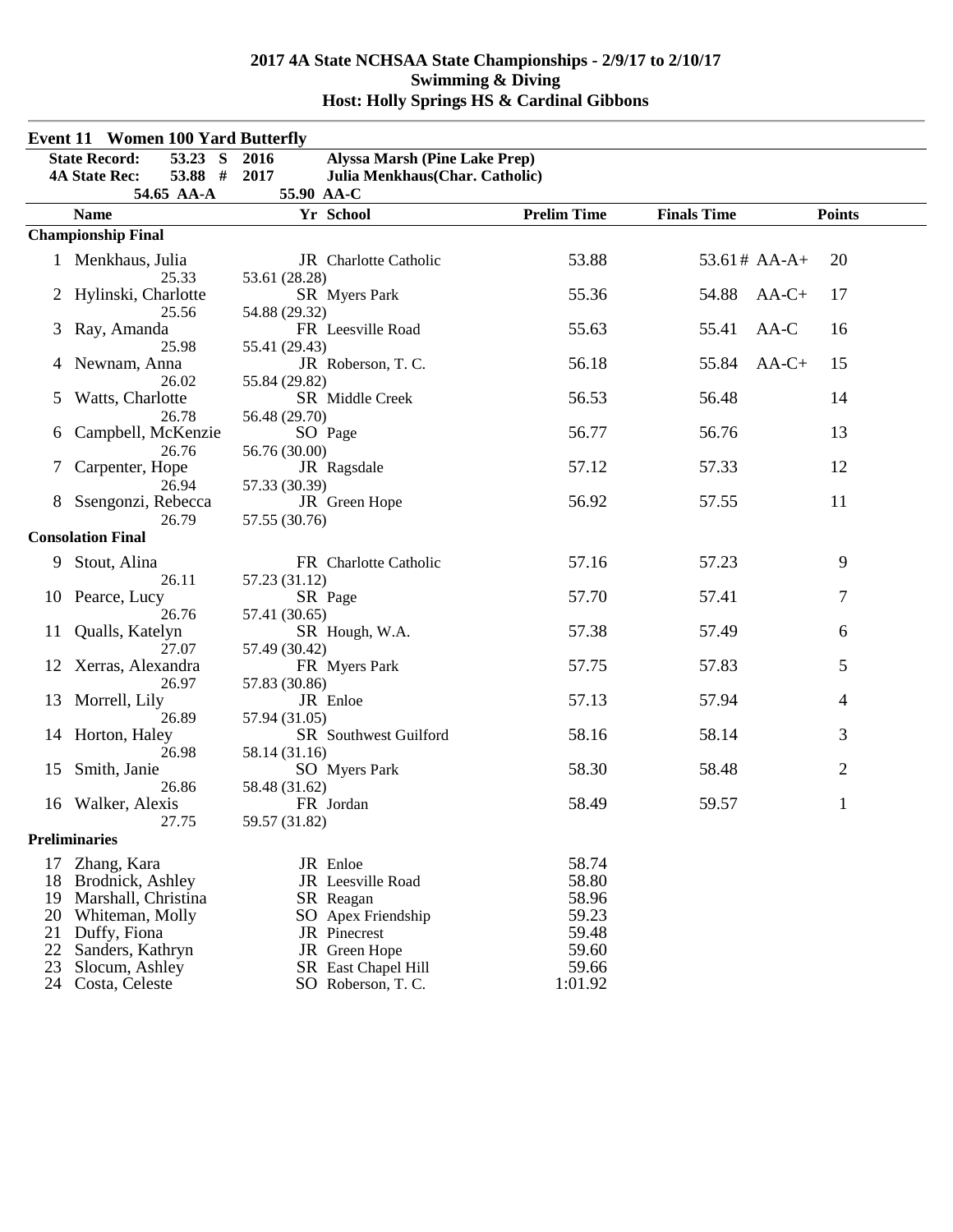# 2017 4A State NCHSAA State Championships - 2/9/17 to 2/10/17
## Swimming & Diving
## Host: Holly Springs HS & Cardinal Gibbons

### Event 11 Women 100 Yard Butterfly

| | | | |
|---|---|---|---|
| **State Record:** | **53.23 S** | **2016** | **Alyssa Marsh (Pine Lake Prep)** |
| **4A State Rec:** | **53.88 #** | **2017** | **Julia Menkhaus(Char. Catholic)** |
| | **54.65 AA-A** | **55.90 AA-C** | |

| | Name | Yr | School | Prelim Time | Finals Time | | Points |
|---|---|---|---|---|---|---|---|
| **Championship Final** | | | | | | | |
| 1 | Menkhaus, Julia | JR | Charlotte Catholic | 53.88 | 53.61# | AA-A+ | 20 |
| | 25.33 | 53.61 (28.28) | | | | | |
| 2 | Hylinski, Charlotte | SR | Myers Park | 55.36 | 54.88 | AA-C+ | 17 |
| | 25.56 | 54.88 (29.32) | | | | | |
| 3 | Ray, Amanda | FR | Leesville Road | 55.63 | 55.41 | AA-C | 16 |
| | 25.98 | 55.41 (29.43) | | | | | |
| 4 | Newnam, Anna | JR | Roberson, T. C. | 56.18 | 55.84 | AA-C+ | 15 |
| | 26.02 | 55.84 (29.82) | | | | | |
| 5 | Watts, Charlotte | SR | Middle Creek | 56.53 | 56.48 | | 14 |
| | 26.78 | 56.48 (29.70) | | | | | |
| 6 | Campbell, McKenzie | SO | Page | 56.77 | 56.76 | | 13 |
| | 26.76 | 56.76 (30.00) | | | | | |
| 7 | Carpenter, Hope | JR | Ragsdale | 57.12 | 57.33 | | 12 |
| | 26.94 | 57.33 (30.39) | | | | | |
| 8 | Ssengonzi, Rebecca | JR | Green Hope | 56.92 | 57.55 | | 11 |
| | 26.79 | 57.55 (30.76) | | | | | |
| **Consolation Final** | | | | | | | |
| 9 | Stout, Alina | FR | Charlotte Catholic | 57.16 | 57.23 | | 9 |
| | 26.11 | 57.23 (31.12) | | | | | |
| 10 | Pearce, Lucy | SR | Page | 57.70 | 57.41 | | 7 |
| | 26.76 | 57.41 (30.65) | | | | | |
| 11 | Qualls, Katelyn | SR | Hough, W.A. | 57.38 | 57.49 | | 6 |
| | 27.07 | 57.49 (30.42) | | | | | |
| 12 | Xerras, Alexandra | FR | Myers Park | 57.75 | 57.83 | | 5 |
| | 26.97 | 57.83 (30.86) | | | | | |
| 13 | Morrell, Lily | JR | Enloe | 57.13 | 57.94 | | 4 |
| | 26.89 | 57.94 (31.05) | | | | | |
| 14 | Horton, Haley | SR | Southwest Guilford | 58.16 | 58.14 | | 3 |
| | 26.98 | 58.14 (31.16) | | | | | |
| 15 | Smith, Janie | SO | Myers Park | 58.30 | 58.48 | | 2 |
| | 26.86 | 58.48 (31.62) | | | | | |
| 16 | Walker, Alexis | FR | Jordan | 58.49 | 59.57 | | 1 |
| | 27.75 | 59.57 (31.82) | | | | | |
| **Preliminaries** | | | | | | | |
| 17 | Zhang, Kara | JR | Enloe | 58.74 | | | |
| 18 | Brodnick, Ashley | JR | Leesville Road | 58.80 | | | |
| 19 | Marshall, Christina | SR | Reagan | 58.96 | | | |
| 20 | Whiteman, Molly | SO | Apex Friendship | 59.23 | | | |
| 21 | Duffy, Fiona | JR | Pinecrest | 59.48 | | | |
| 22 | Sanders, Kathryn | JR | Green Hope | 59.60 | | | |
| 23 | Slocum, Ashley | SR | East Chapel Hill | 59.66 | | | |
| 24 | Costa, Celeste | SO | Roberson, T. C. | 1:01.92 | | | |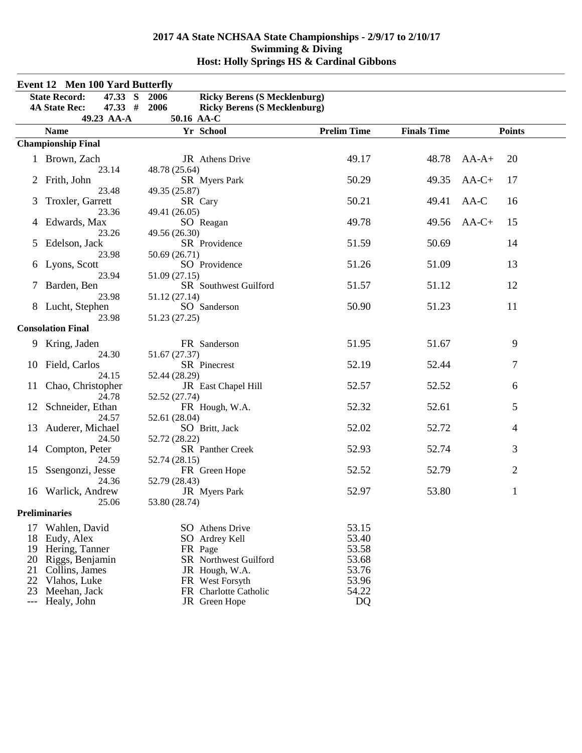# 2017 4A State NCHSAA State Championships - 2/9/17 to 2/10/17
## Swimming & Diving
## Host: Holly Springs HS & Cardinal Gibbons

### Event 12 Men 100 Yard Butterfly

**State Record:** 47.33 S 2006 **Ricky Berens (S Mecklenburg)**
**4A State Rec:** 47.33 # 2006 **Ricky Berens (S Mecklenburg)**
**49.23 AA-A** **50.16 AA-C**

| | Name | Yr | School | Prelim Time | Finals Time | | Points |
|---|---|---|---|---|---|---|---|
| **Championship Final** | | | | | | | |
| 1 | Brown, Zach | JR | Athens Drive | 49.17 | 48.78 | AA-A+ | 20 |
| | 23.14 | 48.78 (25.64) | | | | | |
| 2 | Frith, John | SR | Myers Park | 50.29 | 49.35 | AA-C+ | 17 |
| | 23.48 | 49.35 (25.87) | | | | | |
| 3 | Troxler, Garrett | SR | Cary | 50.21 | 49.41 | AA-C | 16 |
| | 23.36 | 49.41 (26.05) | | | | | |
| 4 | Edwards, Max | SO | Reagan | 49.78 | 49.56 | AA-C+ | 15 |
| | 23.26 | 49.56 (26.30) | | | | | |
| 5 | Edelson, Jack | SR | Providence | 51.59 | 50.69 | | 14 |
| | 23.98 | 50.69 (26.71) | | | | | |
| 6 | Lyons, Scott | SO | Providence | 51.26 | 51.09 | | 13 |
| | 23.94 | 51.09 (27.15) | | | | | |
| 7 | Barden, Ben | SR | Southwest Guilford | 51.57 | 51.12 | | 12 |
| | 23.98 | 51.12 (27.14) | | | | | |
| 8 | Lucht, Stephen | SO | Sanderson | 50.90 | 51.23 | | 11 |
| | 23.98 | 51.23 (27.25) | | | | | |
| **Consolation Final** | | | | | | | |
| 9 | Kring, Jaden | FR | Sanderson | 51.95 | 51.67 | | 9 |
| | 24.30 | 51.67 (27.37) | | | | | |
| 10 | Field, Carlos | SR | Pinecrest | 52.19 | 52.44 | | 7 |
| | 24.15 | 52.44 (28.29) | | | | | |
| 11 | Chao, Christopher | JR | East Chapel Hill | 52.57 | 52.52 | | 6 |
| | 24.78 | 52.52 (27.74) | | | | | |
| 12 | Schneider, Ethan | FR | Hough, W.A. | 52.32 | 52.61 | | 5 |
| | 24.57 | 52.61 (28.04) | | | | | |
| 13 | Auderer, Michael | SO | Britt, Jack | 52.02 | 52.72 | | 4 |
| | 24.50 | 52.72 (28.22) | | | | | |
| 14 | Compton, Peter | SR | Panther Creek | 52.93 | 52.74 | | 3 |
| | 24.59 | 52.74 (28.15) | | | | | |
| 15 | Ssengonzi, Jesse | FR | Green Hope | 52.52 | 52.79 | | 2 |
| | 24.36 | 52.79 (28.43) | | | | | |
| 16 | Warlick, Andrew | JR | Myers Park | 52.97 | 53.80 | | 1 |
| | 25.06 | 53.80 (28.74) | | | | | |
| **Preliminaries** | | | | | | | |
| 17 | Wahlen, David | SO | Athens Drive | 53.15 | | | |
| 18 | Eudy, Alex | SO | Ardrey Kell | 53.40 | | | |
| 19 | Hering, Tanner | FR | Page | 53.58 | | | |
| 20 | Riggs, Benjamin | SR | Northwest Guilford | 53.68 | | | |
| 21 | Collins, James | JR | Hough, W.A. | 53.76 | | | |
| 22 | Vlahos, Luke | FR | West Forsyth | 53.96 | | | |
| 23 | Meehan, Jack | FR | Charlotte Catholic | 54.22 | | | |
| --- | Healy, John | JR | Green Hope | DQ | | | |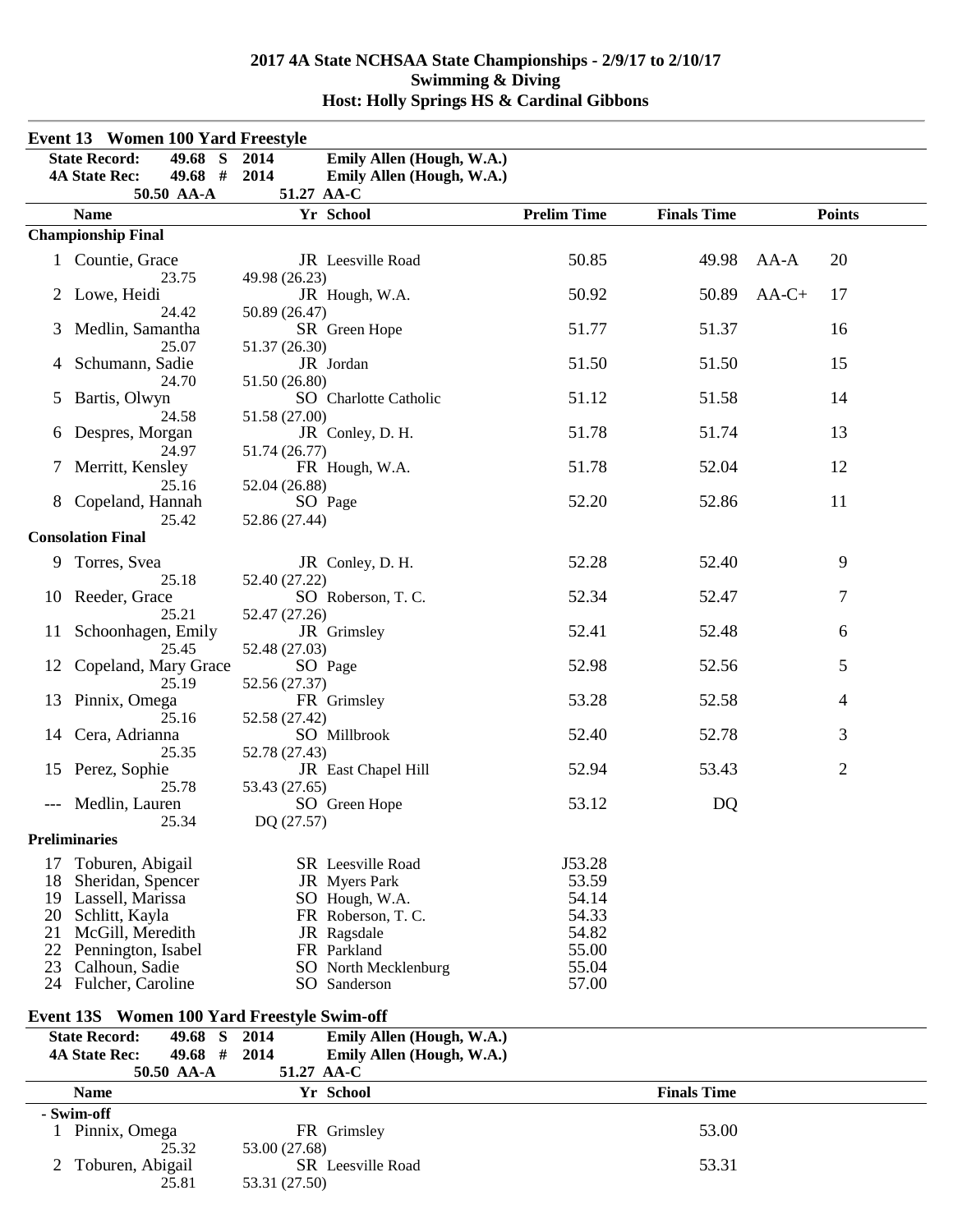# 2017 4A State NCHSAA State Championships - 2/9/17 to 2/10/17
## Swimming & Diving
## Host: Holly Springs HS & Cardinal Gibbons

### Event 13 Women 100 Yard Freestyle

| | | | | |
|---|---|---|---|---|
| **State Record:** | **49.68 S** | **2014** | **Emily Allen (Hough, W.A.)** | |
| **4A State Rec:** | **49.68 #** | **2014** | **Emily Allen (Hough, W.A.)** | |
| | **50.50 AA-A** | **51.27 AA-C** | | |

| | Name | Yr | School | Prelim Time | Finals Time | | Points |
|---|---|---|---|---|---|---|---|
| **Championship Final** | | | | | | | |
| 1 | Countie, Grace | JR | Leesville Road | 50.85 | 49.98 | AA-A | 20 |
| | 23.75 | 49.98 (26.23) | | | | | |
| 2 | Lowe, Heidi | JR | Hough, W.A. | 50.92 | 50.89 | AA-C+ | 17 |
| | 24.42 | 50.89 (26.47) | | | | | |
| 3 | Medlin, Samantha | SR | Green Hope | 51.77 | 51.37 | | 16 |
| | 25.07 | 51.37 (26.30) | | | | | |
| 4 | Schumann, Sadie | JR | Jordan | 51.50 | 51.50 | | 15 |
| | 24.70 | 51.50 (26.80) | | | | | |
| 5 | Bartis, Olwyn | SO | Charlotte Catholic | 51.12 | 51.58 | | 14 |
| | 24.58 | 51.58 (27.00) | | | | | |
| 6 | Despres, Morgan | JR | Conley, D. H. | 51.78 | 51.74 | | 13 |
| | 24.97 | 51.74 (26.77) | | | | | |
| 7 | Merritt, Kensley | FR | Hough, W.A. | 51.78 | 52.04 | | 12 |
| | 25.16 | 52.04 (26.88) | | | | | |
| 8 | Copeland, Hannah | SO | Page | 52.20 | 52.86 | | 11 |
| | 25.42 | 52.86 (27.44) | | | | | |
| **Consolation Final** | | | | | | | |
| 9 | Torres, Svea | JR | Conley, D. H. | 52.28 | 52.40 | | 9 |
| | 25.18 | 52.40 (27.22) | | | | | |
| 10 | Reeder, Grace | SO | Roberson, T. C. | 52.34 | 52.47 | | 7 |
| | 25.21 | 52.47 (27.26) | | | | | |
| 11 | Schoonhagen, Emily | JR | Grimsley | 52.41 | 52.48 | | 6 |
| | 25.45 | 52.48 (27.03) | | | | | |
| 12 | Copeland, Mary Grace | SO | Page | 52.98 | 52.56 | | 5 |
| | 25.19 | 52.56 (27.37) | | | | | |
| 13 | Pinnix, Omega | FR | Grimsley | 53.28 | 52.58 | | 4 |
| | 25.16 | 52.58 (27.42) | | | | | |
| 14 | Cera, Adrianna | SO | Millbrook | 52.40 | 52.78 | | 3 |
| | 25.35 | 52.78 (27.43) | | | | | |
| 15 | Perez, Sophie | JR | East Chapel Hill | 52.94 | 53.43 | | 2 |
| | 25.78 | 53.43 (27.65) | | | | | |
| --- | Medlin, Lauren | SO | Green Hope | 53.12 | DQ | | |
| | 25.34 | DQ (27.57) | | | | | |
| **Preliminaries** | | | | | | | |
| 17 | Toburen, Abigail | SR | Leesville Road | J53.28 | | | |
| 18 | Sheridan, Spencer | JR | Myers Park | 53.59 | | | |
| 19 | Lassell, Marissa | SO | Hough, W.A. | 54.14 | | | |
| 20 | Schlitt, Kayla | FR | Roberson, T. C. | 54.33 | | | |
| 21 | McGill, Meredith | JR | Ragsdale | 54.82 | | | |
| 22 | Pennington, Isabel | FR | Parkland | 55.00 | | | |
| 23 | Calhoun, Sadie | SO | North Mecklenburg | 55.04 | | | |
| 24 | Fulcher, Caroline | SO | Sanderson | 57.00 | | | |

### Event 13S Women 100 Yard Freestyle Swim-off

| | | | | |
|---|---|---|---|---|
| **State Record:** | **49.68 S** | **2014** | **Emily Allen (Hough, W.A.)** | |
| **4A State Rec:** | **49.68 #** | **2014** | **Emily Allen (Hough, W.A.)** | |
| | **50.50 AA-A** | **51.27 AA-C** | | |

| | Name | Yr | School | Finals Time |
|---|---|---|---|---|
| **- Swim-off** | | | | |
| 1 | Pinnix, Omega | FR | Grimsley | 53.00 |
| | 25.32 | 53.00 (27.68) | | |
| 2 | Toburen, Abigail | SR | Leesville Road | 53.31 |
| | 25.81 | 53.31 (27.50) | | |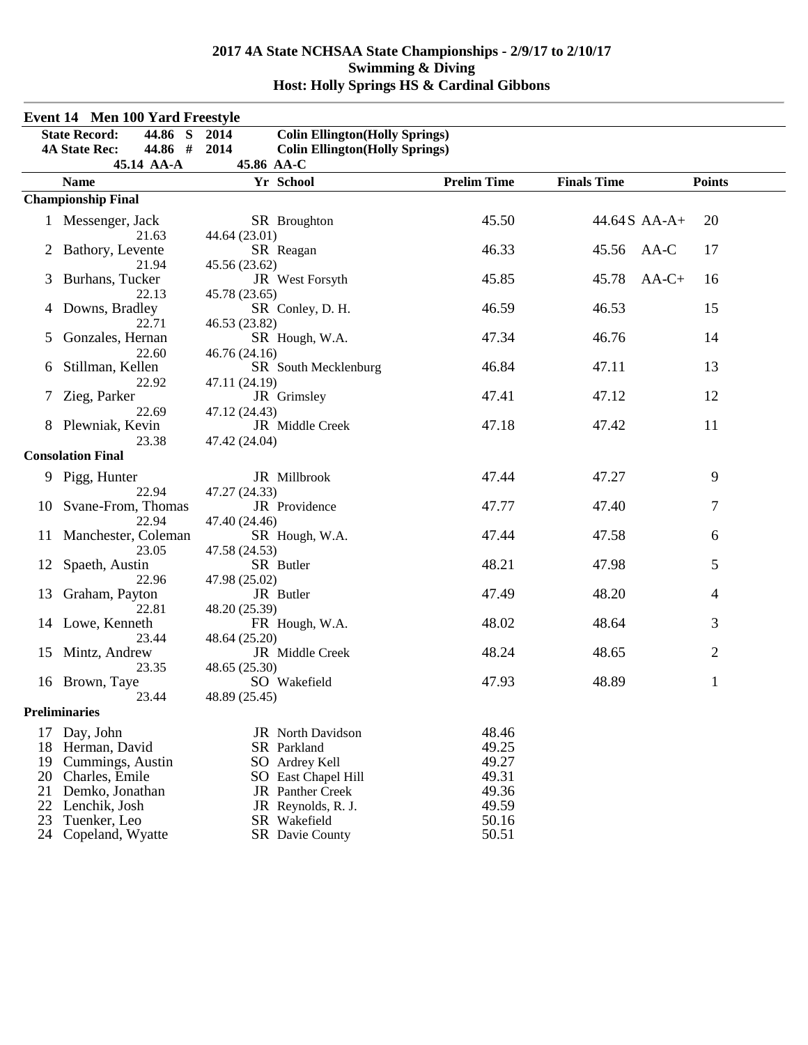# 2017 4A State NCHSAA State Championships - 2/9/17 to 2/10/17
## Swimming & Diving
## Host: Holly Springs HS & Cardinal Gibbons

### Event 14 Men 100 Yard Freestyle

| | | | |
|---|---|---|---|
| **State Record:** | **44.86 S** | **2014** | **Colin Ellington(Holly Springs)** |
| **4A State Rec:** | **44.86 #** | **2014** | **Colin Ellington(Holly Springs)** |
| **45.14 AA-A** | | **45.86 AA-C** | |

| | Name | Yr | School | Prelim Time | Finals Time | | Points |
|---|---|---|---|---|---|---|---|
| **Championship Final** | | | | | | | |
| 1 | Messenger, Jack | SR | Broughton | 45.50 | 44.64 | S AA-A+ | 20 |
| | 21.63 | 44.64 (23.01) | | | | | |
| 2 | Bathory, Levente | SR | Reagan | 46.33 | 45.56 | AA-C | 17 |
| | 21.94 | 45.56 (23.62) | | | | | |
| 3 | Burhans, Tucker | JR | West Forsyth | 45.85 | 45.78 | AA-C+ | 16 |
| | 22.13 | 45.78 (23.65) | | | | | |
| 4 | Downs, Bradley | SR | Conley, D. H. | 46.59 | 46.53 | | 15 |
| | 22.71 | 46.53 (23.82) | | | | | |
| 5 | Gonzales, Hernan | SR | Hough, W.A. | 47.34 | 46.76 | | 14 |
| | 22.60 | 46.76 (24.16) | | | | | |
| 6 | Stillman, Kellen | SR | South Mecklenburg | 46.84 | 47.11 | | 13 |
| | 22.92 | 47.11 (24.19) | | | | | |
| 7 | Zieg, Parker | JR | Grimsley | 47.41 | 47.12 | | 12 |
| | 22.69 | 47.12 (24.43) | | | | | |
| 8 | Plewniak, Kevin | JR | Middle Creek | 47.18 | 47.42 | | 11 |
| | 23.38 | 47.42 (24.04) | | | | | |
| **Consolation Final** | | | | | | | |
| 9 | Pigg, Hunter | JR | Millbrook | 47.44 | 47.27 | | 9 |
| | 22.94 | 47.27 (24.33) | | | | | |
| 10 | Svane-From, Thomas | JR | Providence | 47.77 | 47.40 | | 7 |
| | 22.94 | 47.40 (24.46) | | | | | |
| 11 | Manchester, Coleman | SR | Hough, W.A. | 47.44 | 47.58 | | 6 |
| | 23.05 | 47.58 (24.53) | | | | | |
| 12 | Spaeth, Austin | SR | Butler | 48.21 | 47.98 | | 5 |
| | 22.96 | 47.98 (25.02) | | | | | |
| 13 | Graham, Payton | JR | Butler | 47.49 | 48.20 | | 4 |
| | 22.81 | 48.20 (25.39) | | | | | |
| 14 | Lowe, Kenneth | FR | Hough, W.A. | 48.02 | 48.64 | | 3 |
| | 23.44 | 48.64 (25.20) | | | | | |
| 15 | Mintz, Andrew | JR | Middle Creek | 48.24 | 48.65 | | 2 |
| | 23.35 | 48.65 (25.30) | | | | | |
| 16 | Brown, Taye | SO | Wakefield | 47.93 | 48.89 | | 1 |
| | 23.44 | 48.89 (25.45) | | | | | |
| **Preliminaries** | | | | | | | |
| 17 | Day, John | JR | North Davidson | 48.46 | | | |
| 18 | Herman, David | SR | Parkland | 49.25 | | | |
| 19 | Cummings, Austin | SO | Ardrey Kell | 49.27 | | | |
| 20 | Charles, Emile | SO | East Chapel Hill | 49.31 | | | |
| 21 | Demko, Jonathan | JR | Panther Creek | 49.36 | | | |
| 22 | Lenchik, Josh | JR | Reynolds, R. J. | 49.59 | | | |
| 23 | Tuenker, Leo | SR | Wakefield | 50.16 | | | |
| 24 | Copeland, Wyatte | SR | Davie County | 50.51 | | | |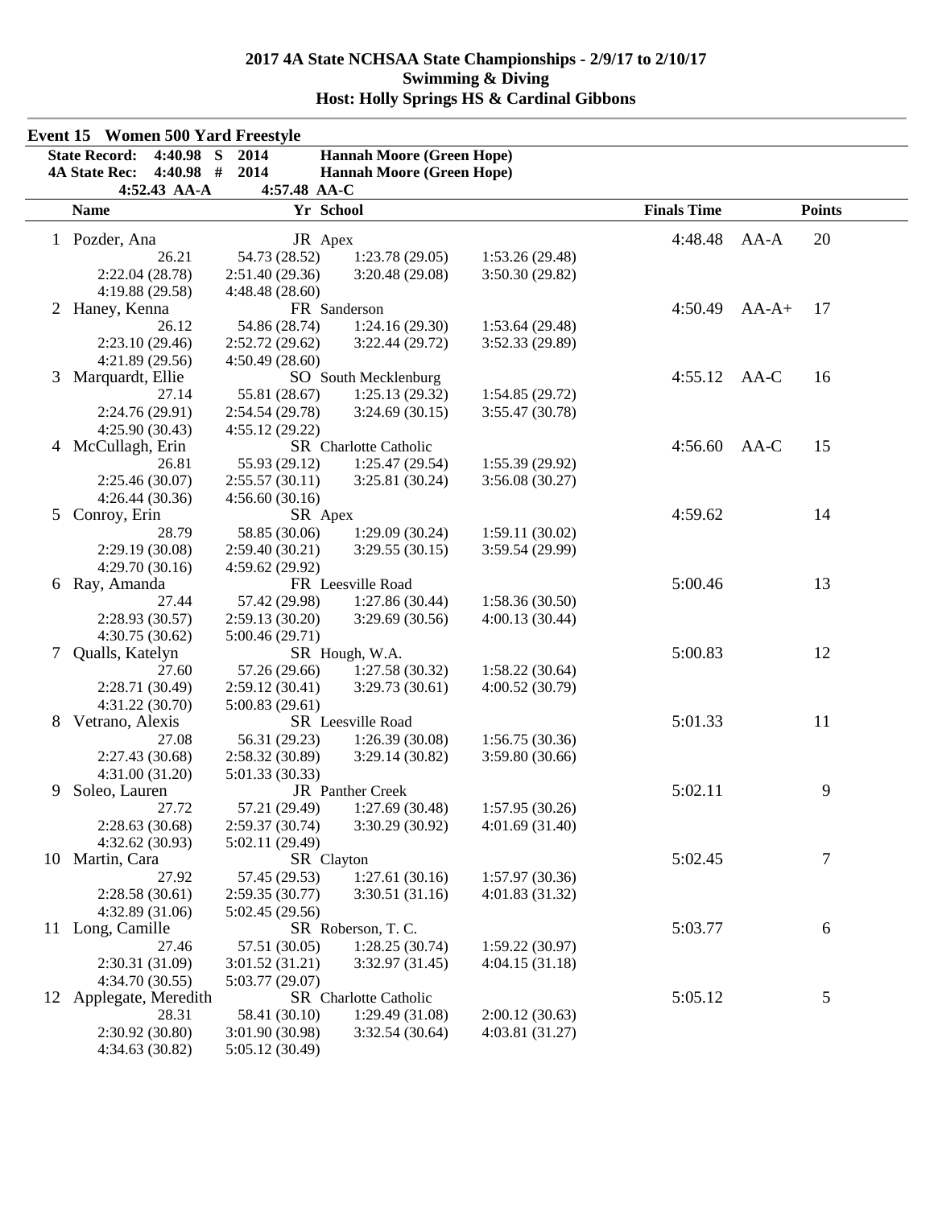# 2017 4A State NCHSAA State Championships - 2/9/17 to 2/10/17
## Swimming & Diving
## Host: Holly Springs HS & Cardinal Gibbons

### Event 15 Women 500 Yard Freestyle

| | | | |
|---|---|---|---|
| State Record: | 4:40.98 S | 2014 | Hannah Moore (Green Hope) |
| 4A State Rec: | 4:40.98 # | 2014 | Hannah Moore (Green Hope) |
| | 4:52.43 AA-A | 4:57.48 AA-C | |

| | Name | Yr | School | Finals Time | | Points |
|---|---|---|---|---|---|---|
| 1 | Pozder, Ana | JR | Apex | 4:48.48 | AA-A | 20 |
| | 26.21 | 54.73 (28.52) | 1:23.78 (29.05) | 1:53.26 (29.48) | | |
| | 2:22.04 (28.78) | 2:51.40 (29.36) | 3:20.48 (29.08) | 3:50.30 (29.82) | | |
| | 4:19.88 (29.58) | 4:48.48 (28.60) | | | | |
| 2 | Haney, Kenna | FR | Sanderson | 4:50.49 | AA-A+ | 17 |
| | 26.12 | 54.86 (28.74) | 1:24.16 (29.30) | 1:53.64 (29.48) | | |
| | 2:23.10 (29.46) | 2:52.72 (29.62) | 3:22.44 (29.72) | 3:52.33 (29.89) | | |
| | 4:21.89 (29.56) | 4:50.49 (28.60) | | | | |
| 3 | Marquardt, Ellie | SO | South Mecklenburg | 4:55.12 | AA-C | 16 |
| | 27.14 | 55.81 (28.67) | 1:25.13 (29.32) | 1:54.85 (29.72) | | |
| | 2:24.76 (29.91) | 2:54.54 (29.78) | 3:24.69 (30.15) | 3:55.47 (30.78) | | |
| | 4:25.90 (30.43) | 4:55.12 (29.22) | | | | |
| 4 | McCullagh, Erin | SR | Charlotte Catholic | 4:56.60 | AA-C | 15 |
| | 26.81 | 55.93 (29.12) | 1:25.47 (29.54) | 1:55.39 (29.92) | | |
| | 2:25.46 (30.07) | 2:55.57 (30.11) | 3:25.81 (30.24) | 3:56.08 (30.27) | | |
| | 4:26.44 (30.36) | 4:56.60 (30.16) | | | | |
| 5 | Conroy, Erin | SR | Apex | 4:59.62 | | 14 |
| | 28.79 | 58.85 (30.06) | 1:29.09 (30.24) | 1:59.11 (30.02) | | |
| | 2:29.19 (30.08) | 2:59.40 (30.21) | 3:29.55 (30.15) | 3:59.54 (29.99) | | |
| | 4:29.70 (30.16) | 4:59.62 (29.92) | | | | |
| 6 | Ray, Amanda | FR | Leesville Road | 5:00.46 | | 13 |
| | 27.44 | 57.42 (29.98) | 1:27.86 (30.44) | 1:58.36 (30.50) | | |
| | 2:28.93 (30.57) | 2:59.13 (30.20) | 3:29.69 (30.56) | 4:00.13 (30.44) | | |
| | 4:30.75 (30.62) | 5:00.46 (29.71) | | | | |
| 7 | Qualls, Katelyn | SR | Hough, W.A. | 5:00.83 | | 12 |
| | 27.60 | 57.26 (29.66) | 1:27.58 (30.32) | 1:58.22 (30.64) | | |
| | 2:28.71 (30.49) | 2:59.12 (30.41) | 3:29.73 (30.61) | 4:00.52 (30.79) | | |
| | 4:31.22 (30.70) | 5:00.83 (29.61) | | | | |
| 8 | Vetrano, Alexis | SR | Leesville Road | 5:01.33 | | 11 |
| | 27.08 | 56.31 (29.23) | 1:26.39 (30.08) | 1:56.75 (30.36) | | |
| | 2:27.43 (30.68) | 2:58.32 (30.89) | 3:29.14 (30.82) | 3:59.80 (30.66) | | |
| | 4:31.00 (31.20) | 5:01.33 (30.33) | | | | |
| 9 | Soleo, Lauren | JR | Panther Creek | 5:02.11 | | 9 |
| | 27.72 | 57.21 (29.49) | 1:27.69 (30.48) | 1:57.95 (30.26) | | |
| | 2:28.63 (30.68) | 2:59.37 (30.74) | 3:30.29 (30.92) | 4:01.69 (31.40) | | |
| | 4:32.62 (30.93) | 5:02.11 (29.49) | | | | |
| 10 | Martin, Cara | SR | Clayton | 5:02.45 | | 7 |
| | 27.92 | 57.45 (29.53) | 1:27.61 (30.16) | 1:57.97 (30.36) | | |
| | 2:28.58 (30.61) | 2:59.35 (30.77) | 3:30.51 (31.16) | 4:01.83 (31.32) | | |
| | 4:32.89 (31.06) | 5:02.45 (29.56) | | | | |
| 11 | Long, Camille | SR | Roberson, T. C. | 5:03.77 | | 6 |
| | 27.46 | 57.51 (30.05) | 1:28.25 (30.74) | 1:59.22 (30.97) | | |
| | 2:30.31 (31.09) | 3:01.52 (31.21) | 3:32.97 (31.45) | 4:04.15 (31.18) | | |
| | 4:34.70 (30.55) | 5:03.77 (29.07) | | | | |
| 12 | Applegate, Meredith | SR | Charlotte Catholic | 5:05.12 | | 5 |
| | 28.31 | 58.41 (30.10) | 1:29.49 (31.08) | 2:00.12 (30.63) | | |
| | 2:30.92 (30.80) | 3:01.90 (30.98) | 3:32.54 (30.64) | 4:03.81 (31.27) | | |
| | 4:34.63 (30.82) | 5:05.12 (30.49) | | | | |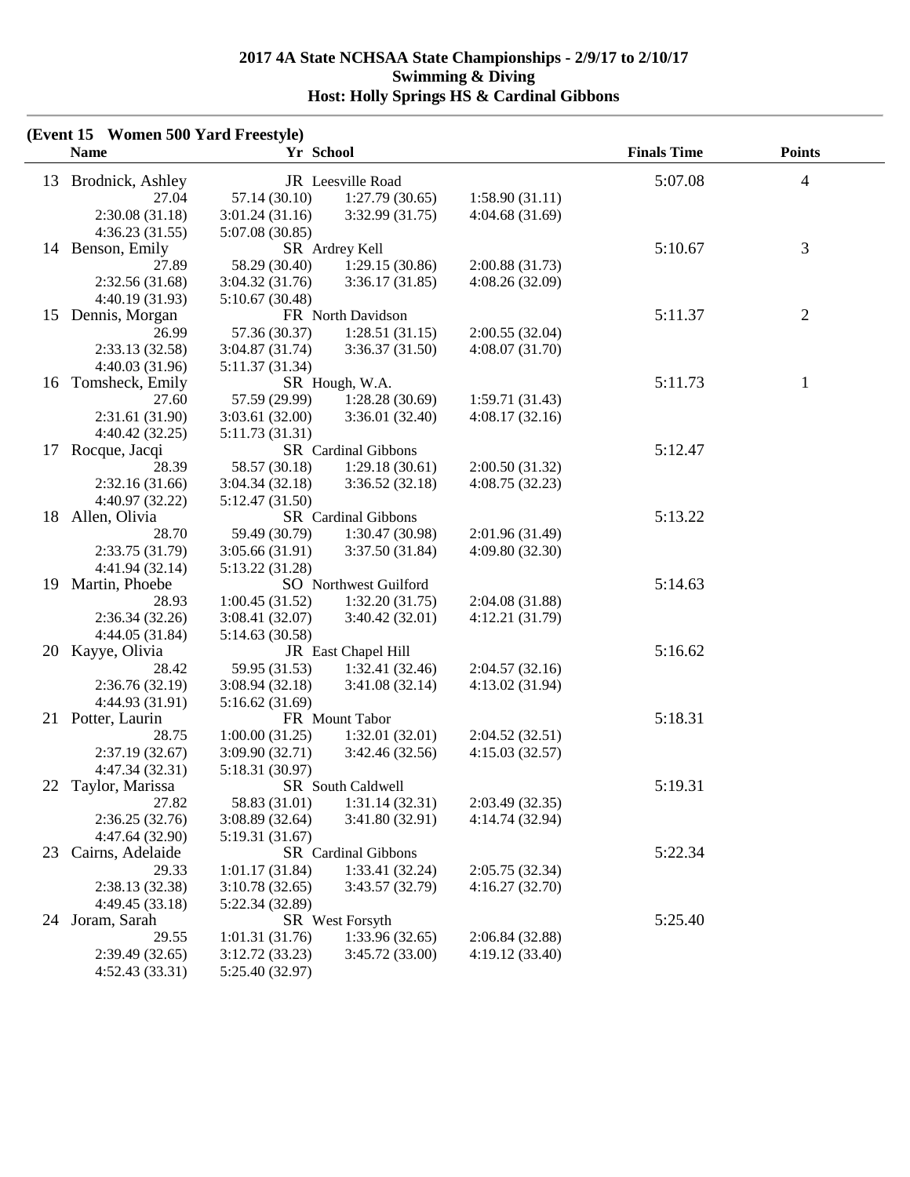**2017 4A State NCHSAA State Championships - 2/9/17 to 2/10/17**
**Swimming & Diving**
**Host: Holly Springs HS & Cardinal Gibbons**

### (Event 15 Women 500 Yard Freestyle)

| | Name | Yr | School | Finals Time | Points |
|---|---|---|---|---|---|
| 13 | Brodnick, Ashley | JR | Leesville Road | 5:07.08 | 4 |
| | 27.04 | 57.14 (30.10) | 1:27.79 (30.65) | 1:58.90 (31.11) | |
| | 2:30.08 (31.18) | 3:01.24 (31.16) | 3:32.99 (31.75) | 4:04.68 (31.69) | |
| | 4:36.23 (31.55) | 5:07.08 (30.85) | | | |
| 14 | Benson, Emily | SR | Ardrey Kell | 5:10.67 | 3 |
| | 27.89 | 58.29 (30.40) | 1:29.15 (30.86) | 2:00.88 (31.73) | |
| | 2:32.56 (31.68) | 3:04.32 (31.76) | 3:36.17 (31.85) | 4:08.26 (32.09) | |
| | 4:40.19 (31.93) | 5:10.67 (30.48) | | | |
| 15 | Dennis, Morgan | FR | North Davidson | 5:11.37 | 2 |
| | 26.99 | 57.36 (30.37) | 1:28.51 (31.15) | 2:00.55 (32.04) | |
| | 2:33.13 (32.58) | 3:04.87 (31.74) | 3:36.37 (31.50) | 4:08.07 (31.70) | |
| | 4:40.03 (31.96) | 5:11.37 (31.34) | | | |
| 16 | Tomsheck, Emily | SR | Hough, W.A. | 5:11.73 | 1 |
| | 27.60 | 57.59 (29.99) | 1:28.28 (30.69) | 1:59.71 (31.43) | |
| | 2:31.61 (31.90) | 3:03.61 (32.00) | 3:36.01 (32.40) | 4:08.17 (32.16) | |
| | 4:40.42 (32.25) | 5:11.73 (31.31) | | | |
| 17 | Rocque, Jacqi | SR | Cardinal Gibbons | 5:12.47 | |
| | 28.39 | 58.57 (30.18) | 1:29.18 (30.61) | 2:00.50 (31.32) | |
| | 2:32.16 (31.66) | 3:04.34 (32.18) | 3:36.52 (32.18) | 4:08.75 (32.23) | |
| | 4:40.97 (32.22) | 5:12.47 (31.50) | | | |
| 18 | Allen, Olivia | SR | Cardinal Gibbons | 5:13.22 | |
| | 28.70 | 59.49 (30.79) | 1:30.47 (30.98) | 2:01.96 (31.49) | |
| | 2:33.75 (31.79) | 3:05.66 (31.91) | 3:37.50 (31.84) | 4:09.80 (32.30) | |
| | 4:41.94 (32.14) | 5:13.22 (31.28) | | | |
| 19 | Martin, Phoebe | SO | Northwest Guilford | 5:14.63 | |
| | 28.93 | 1:00.45 (31.52) | 1:32.20 (31.75) | 2:04.08 (31.88) | |
| | 2:36.34 (32.26) | 3:08.41 (32.07) | 3:40.42 (32.01) | 4:12.21 (31.79) | |
| | 4:44.05 (31.84) | 5:14.63 (30.58) | | | |
| 20 | Kayye, Olivia | JR | East Chapel Hill | 5:16.62 | |
| | 28.42 | 59.95 (31.53) | 1:32.41 (32.46) | 2:04.57 (32.16) | |
| | 2:36.76 (32.19) | 3:08.94 (32.18) | 3:41.08 (32.14) | 4:13.02 (31.94) | |
| | 4:44.93 (31.91) | 5:16.62 (31.69) | | | |
| 21 | Potter, Laurin | FR | Mount Tabor | 5:18.31 | |
| | 28.75 | 1:00.00 (31.25) | 1:32.01 (32.01) | 2:04.52 (32.51) | |
| | 2:37.19 (32.67) | 3:09.90 (32.71) | 3:42.46 (32.56) | 4:15.03 (32.57) | |
| | 4:47.34 (32.31) | 5:18.31 (30.97) | | | |
| 22 | Taylor, Marissa | SR | South Caldwell | 5:19.31 | |
| | 27.82 | 58.83 (31.01) | 1:31.14 (32.31) | 2:03.49 (32.35) | |
| | 2:36.25 (32.76) | 3:08.89 (32.64) | 3:41.80 (32.91) | 4:14.74 (32.94) | |
| | 4:47.64 (32.90) | 5:19.31 (31.67) | | | |
| 23 | Cairns, Adelaide | SR | Cardinal Gibbons | 5:22.34 | |
| | 29.33 | 1:01.17 (31.84) | 1:33.41 (32.24) | 2:05.75 (32.34) | |
| | 2:38.13 (32.38) | 3:10.78 (32.65) | 3:43.57 (32.79) | 4:16.27 (32.70) | |
| | 4:49.45 (33.18) | 5:22.34 (32.89) | | | |
| 24 | Joram, Sarah | SR | West Forsyth | 5:25.40 | |
| | 29.55 | 1:01.31 (31.76) | 1:33.96 (32.65) | 2:06.84 (32.88) | |
| | 2:39.49 (32.65) | 3:12.72 (33.23) | 3:45.72 (33.00) | 4:19.12 (33.40) | |
| | 4:52.43 (33.31) | 5:25.40 (32.97) | | | |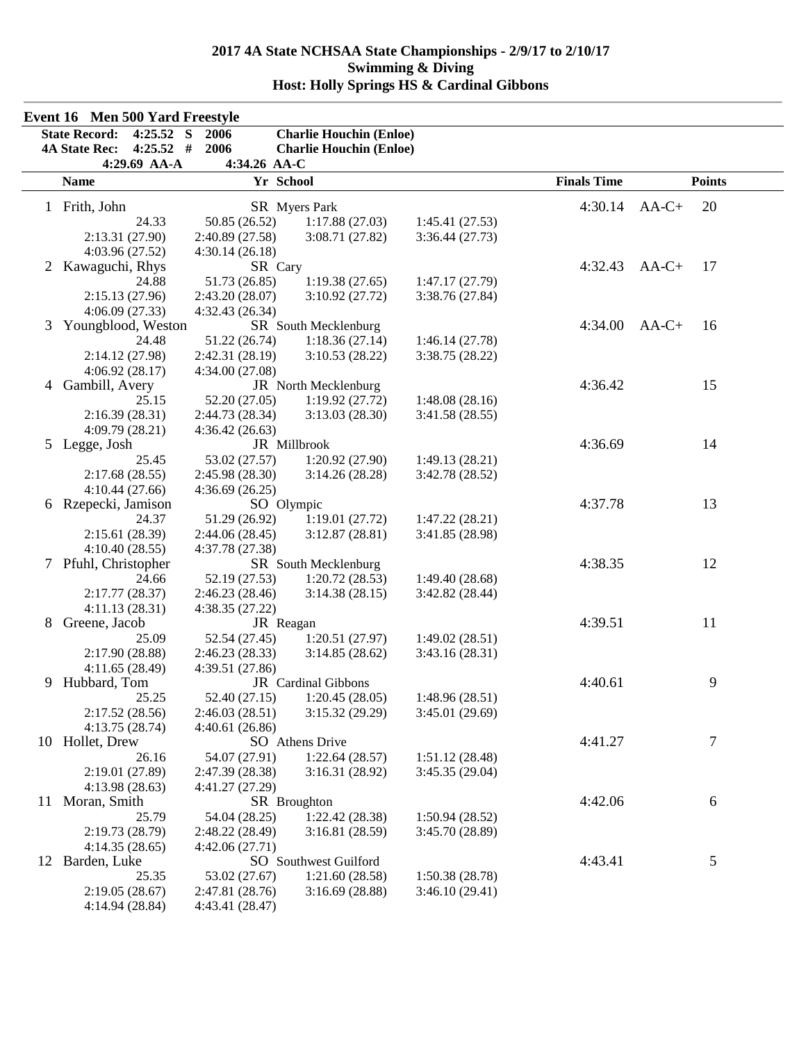## 2017 4A State NCHSAA State Championships - 2/9/17 to 2/10/17
## Swimming & Diving
## Host: Holly Springs HS & Cardinal Gibbons

### Event 16 Men 500 Yard Freestyle

| | | | |
|---|---|---|---|
| State Record: | 4:25.52 S | 2006 | Charlie Houchin (Enloe) |
| 4A State Rec: | 4:25.52 # | 2006 | Charlie Houchin (Enloe) |
| | 4:29.69 AA-A | 4:34.26 AA-C | |

| Place | Name | Yr | School | Finals Time | | Points |
|---|---|---|---|---|---|---|
| 1 | Frith, John | SR | Myers Park | 4:30.14 | AA-C+ | 20 |
| | 24.33 / 50.85 (26.52) / 1:17.88 (27.03) / 1:45.41 (27.53) / 2:13.31 (27.90) / 2:40.89 (27.58) / 3:08.71 (27.82) / 3:36.44 (27.73) / 4:03.96 (27.52) / 4:30.14 (26.18) | | | | | |
| 2 | Kawaguchi, Rhys | SR | Cary | 4:32.43 | AA-C+ | 17 |
| | 24.88 / 51.73 (26.85) / 1:19.38 (27.65) / 1:47.17 (27.79) / 2:15.13 (27.96) / 2:43.20 (28.07) / 3:10.92 (27.72) / 3:38.76 (27.84) / 4:06.09 (27.33) / 4:32.43 (26.34) | | | | | |
| 3 | Youngblood, Weston | SR | South Mecklenburg | 4:34.00 | AA-C+ | 16 |
| | 24.48 / 51.22 (26.74) / 1:18.36 (27.14) / 1:46.14 (27.78) / 2:14.12 (27.98) / 2:42.31 (28.19) / 3:10.53 (28.22) / 3:38.75 (28.22) / 4:06.92 (28.17) / 4:34.00 (27.08) | | | | | |
| 4 | Gambill, Avery | JR | North Mecklenburg | 4:36.42 | | 15 |
| | 25.15 / 52.20 (27.05) / 1:19.92 (27.72) / 1:48.08 (28.16) / 2:16.39 (28.31) / 2:44.73 (28.34) / 3:13.03 (28.30) / 3:41.58 (28.55) / 4:09.79 (28.21) / 4:36.42 (26.63) | | | | | |
| 5 | Legge, Josh | JR | Millbrook | 4:36.69 | | 14 |
| | 25.45 / 53.02 (27.57) / 1:20.92 (27.90) / 1:49.13 (28.21) / 2:17.68 (28.55) / 2:45.98 (28.30) / 3:14.26 (28.28) / 3:42.78 (28.52) / 4:10.44 (27.66) / 4:36.69 (26.25) | | | | | |
| 6 | Rzepecki, Jamison | SO | Olympic | 4:37.78 | | 13 |
| | 24.37 / 51.29 (26.92) / 1:19.01 (27.72) / 1:47.22 (28.21) / 2:15.61 (28.39) / 2:44.06 (28.45) / 3:12.87 (28.81) / 3:41.85 (28.98) / 4:10.40 (28.55) / 4:37.78 (27.38) | | | | | |
| 7 | Pfuhl, Christopher | SR | South Mecklenburg | 4:38.35 | | 12 |
| | 24.66 / 52.19 (27.53) / 1:20.72 (28.53) / 1:49.40 (28.68) / 2:17.77 (28.37) / 2:46.23 (28.46) / 3:14.38 (28.15) / 3:42.82 (28.44) / 4:11.13 (28.31) / 4:38.35 (27.22) | | | | | |
| 8 | Greene, Jacob | JR | Reagan | 4:39.51 | | 11 |
| | 25.09 / 52.54 (27.45) / 1:20.51 (27.97) / 1:49.02 (28.51) / 2:17.90 (28.88) / 2:46.23 (28.33) / 3:14.85 (28.62) / 3:43.16 (28.31) / 4:11.65 (28.49) / 4:39.51 (27.86) | | | | | |
| 9 | Hubbard, Tom | JR | Cardinal Gibbons | 4:40.61 | | 9 |
| | 25.25 / 52.40 (27.15) / 1:20.45 (28.05) / 1:48.96 (28.51) / 2:17.52 (28.56) / 2:46.03 (28.51) / 3:15.32 (29.29) / 3:45.01 (29.69) / 4:13.75 (28.74) / 4:40.61 (26.86) | | | | | |
| 10 | Hollet, Drew | SO | Athens Drive | 4:41.27 | | 7 |
| | 26.16 / 54.07 (27.91) / 1:22.64 (28.57) / 1:51.12 (28.48) / 2:19.01 (27.89) / 2:47.39 (28.38) / 3:16.31 (28.92) / 3:45.35 (29.04) / 4:13.98 (28.63) / 4:41.27 (27.29) | | | | | |
| 11 | Moran, Smith | SR | Broughton | 4:42.06 | | 6 |
| | 25.79 / 54.04 (28.25) / 1:22.42 (28.38) / 1:50.94 (28.52) / 2:19.73 (28.79) / 2:48.22 (28.49) / 3:16.81 (28.59) / 3:45.70 (28.89) / 4:14.35 (28.65) / 4:42.06 (27.71) | | | | | |
| 12 | Barden, Luke | SO | Southwest Guilford | 4:43.41 | | 5 |
| | 25.35 / 53.02 (27.67) / 1:21.60 (28.58) / 1:50.38 (28.78) / 2:19.05 (28.67) / 2:47.81 (28.76) / 3:16.69 (28.88) / 3:46.10 (29.41) / 4:14.94 (28.84) / 4:43.41 (28.47) | | | | | |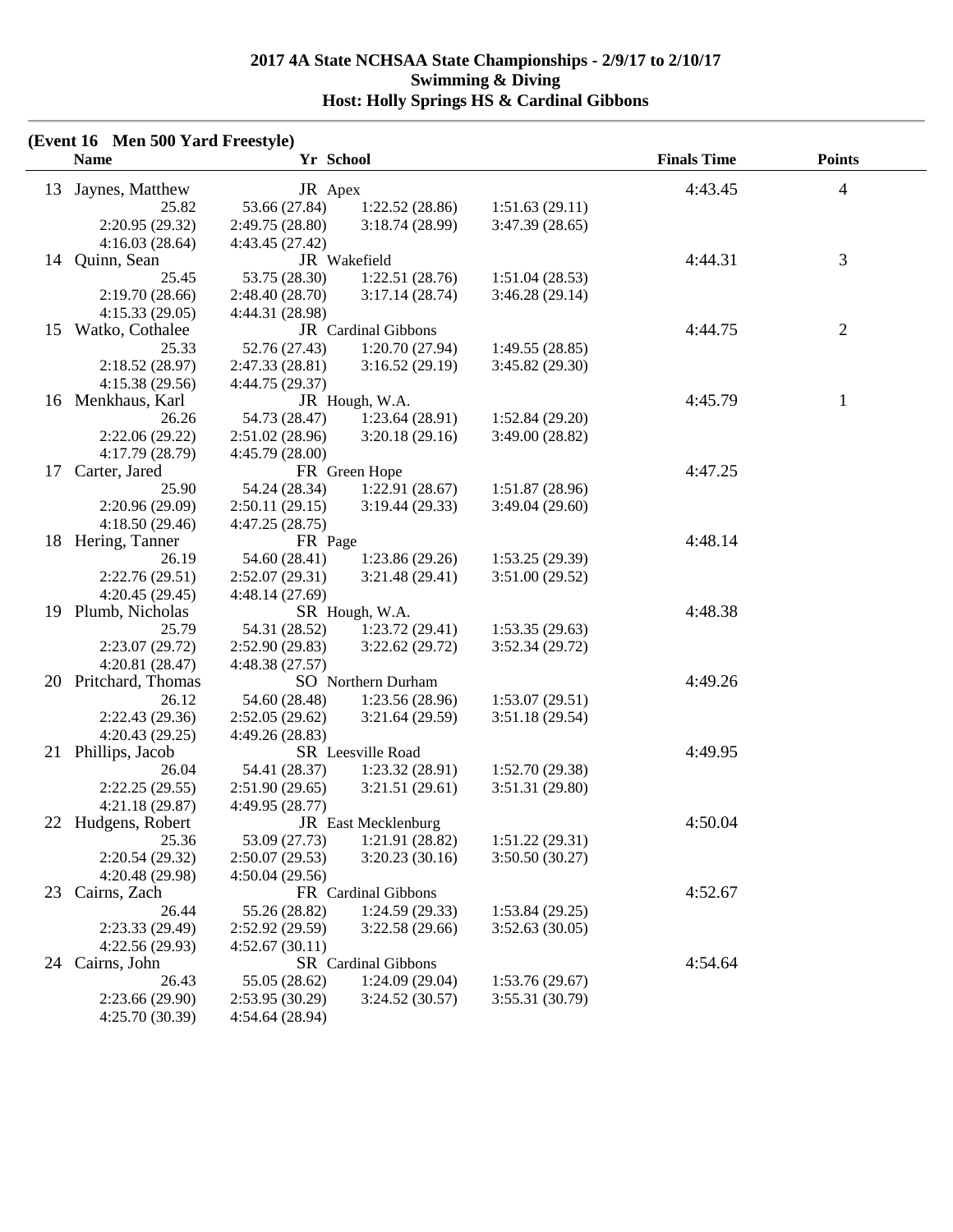**2017 4A State NCHSAA State Championships - 2/9/17 to 2/10/17**
**Swimming & Diving**
**Host: Holly Springs HS & Cardinal Gibbons**

**(Event 16 Men 500 Yard Freestyle)**

| | Name | Yr | School | Finals Time | Points |
|---|---|---|---|---|---|
| 13 | Jaynes, Matthew | JR | Apex | 4:43.45 | 4 |
| | 25.82 · 53.66 (27.84) · 1:22.52 (28.86) · 1:51.63 (29.11) · 2:20.95 (29.32) · 2:49.75 (28.80) · 3:18.74 (28.99) · 3:47.39 (28.65) · 4:16.03 (28.64) · 4:43.45 (27.42) | | | | |
| 14 | Quinn, Sean | JR | Wakefield | 4:44.31 | 3 |
| | 25.45 · 53.75 (28.30) · 1:22.51 (28.76) · 1:51.04 (28.53) · 2:19.70 (28.66) · 2:48.40 (28.70) · 3:17.14 (28.74) · 3:46.28 (29.14) · 4:15.33 (29.05) · 4:44.31 (28.98) | | | | |
| 15 | Watko, Cothalee | JR | Cardinal Gibbons | 4:44.75 | 2 |
| | 25.33 · 52.76 (27.43) · 1:20.70 (27.94) · 1:49.55 (28.85) · 2:18.52 (28.97) · 2:47.33 (28.81) · 3:16.52 (29.19) · 3:45.82 (29.30) · 4:15.38 (29.56) · 4:44.75 (29.37) | | | | |
| 16 | Menkhaus, Karl | JR | Hough, W.A. | 4:45.79 | 1 |
| | 26.26 · 54.73 (28.47) · 1:23.64 (28.91) · 1:52.84 (29.20) · 2:22.06 (29.22) · 2:51.02 (28.96) · 3:20.18 (29.16) · 3:49.00 (28.82) · 4:17.79 (28.79) · 4:45.79 (28.00) | | | | |
| 17 | Carter, Jared | FR | Green Hope | 4:47.25 | |
| | 25.90 · 54.24 (28.34) · 1:22.91 (28.67) · 1:51.87 (28.96) · 2:20.96 (29.09) · 2:50.11 (29.15) · 3:19.44 (29.33) · 3:49.04 (29.60) · 4:18.50 (29.46) · 4:47.25 (28.75) | | | | |
| 18 | Hering, Tanner | FR | Page | 4:48.14 | |
| | 26.19 · 54.60 (28.41) · 1:23.86 (29.26) · 1:53.25 (29.39) · 2:22.76 (29.51) · 2:52.07 (29.31) · 3:21.48 (29.41) · 3:51.00 (29.52) · 4:20.45 (29.45) · 4:48.14 (27.69) | | | | |
| 19 | Plumb, Nicholas | SR | Hough, W.A. | 4:48.38 | |
| | 25.79 · 54.31 (28.52) · 1:23.72 (29.41) · 1:53.35 (29.63) · 2:23.07 (29.72) · 2:52.90 (29.83) · 3:22.62 (29.72) · 3:52.34 (29.72) · 4:20.81 (28.47) · 4:48.38 (27.57) | | | | |
| 20 | Pritchard, Thomas | SO | Northern Durham | 4:49.26 | |
| | 26.12 · 54.60 (28.48) · 1:23.56 (28.96) · 1:53.07 (29.51) · 2:22.43 (29.36) · 2:52.05 (29.62) · 3:21.64 (29.59) · 3:51.18 (29.54) · 4:20.43 (29.25) · 4:49.26 (28.83) | | | | |
| 21 | Phillips, Jacob | SR | Leesville Road | 4:49.95 | |
| | 26.04 · 54.41 (28.37) · 1:23.32 (28.91) · 1:52.70 (29.38) · 2:22.25 (29.55) · 2:51.90 (29.65) · 3:21.51 (29.61) · 3:51.31 (29.80) · 4:21.18 (29.87) · 4:49.95 (28.77) | | | | |
| 22 | Hudgens, Robert | JR | East Mecklenburg | 4:50.04 | |
| | 25.36 · 53.09 (27.73) · 1:21.91 (28.82) · 1:51.22 (29.31) · 2:20.54 (29.32) · 2:50.07 (29.53) · 3:20.23 (30.16) · 3:50.50 (30.27) · 4:20.48 (29.98) · 4:50.04 (29.56) | | | | |
| 23 | Cairns, Zach | FR | Cardinal Gibbons | 4:52.67 | |
| | 26.44 · 55.26 (28.82) · 1:24.59 (29.33) · 1:53.84 (29.25) · 2:23.33 (29.49) · 2:52.92 (29.59) · 3:22.58 (29.66) · 3:52.63 (30.05) · 4:22.56 (29.93) · 4:52.67 (30.11) | | | | |
| 24 | Cairns, John | SR | Cardinal Gibbons | 4:54.64 | |
| | 26.43 · 55.05 (28.62) · 1:24.09 (29.04) · 1:53.76 (29.67) · 2:23.66 (29.90) · 2:53.95 (30.29) · 3:24.52 (30.57) · 3:55.31 (30.79) · 4:25.70 (30.39) · 4:54.64 (28.94) | | | | |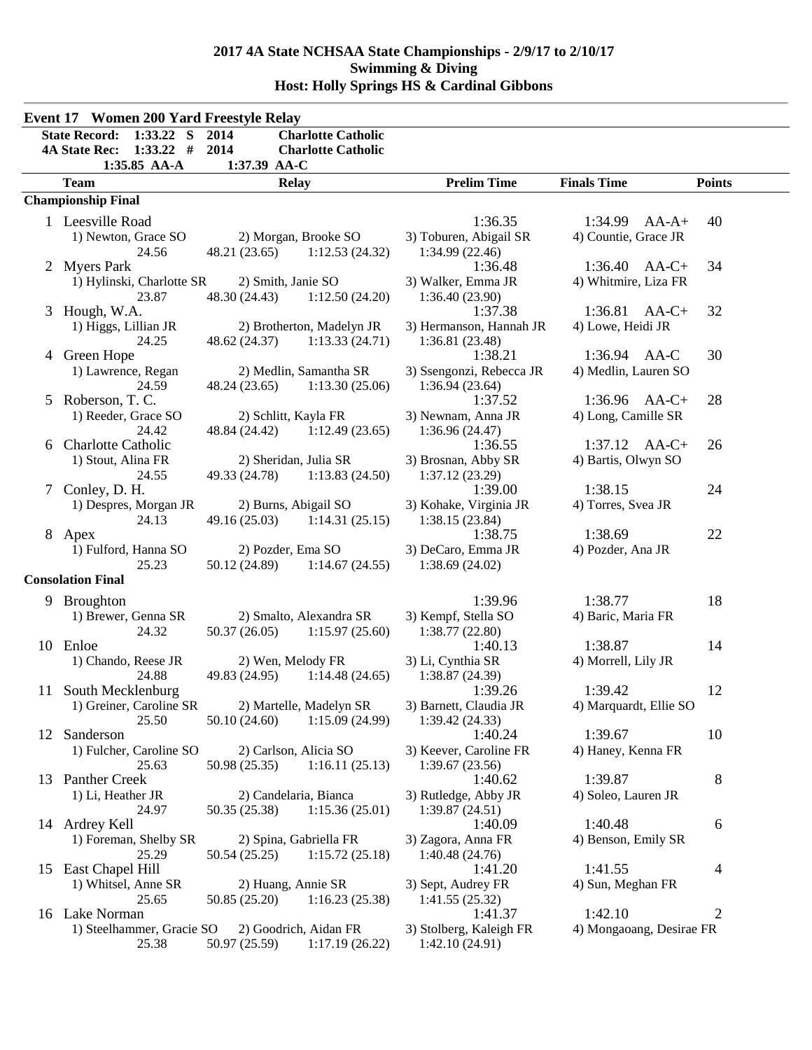# 2017 4A State NCHSAA State Championships - 2/9/17 to 2/10/17
## Swimming & Diving
## Host: Holly Springs HS & Cardinal Gibbons

### Event 17 Women 200 Yard Freestyle Relay

State Record: 1:33.22 S 2014 Charlotte Catholic
4A State Rec: 1:33.22 # 2014 Charlotte Catholic
1:35.85 AA-A 1:37.39 AA-C

| | Team | Relay | | Prelim Time | Finals Time | Points |
|---|---|---|---|---|---|---|
| **Championship Final** | | | | | | |
| 1 | Leesville Road | | | 1:36.35 | 1:34.99 AA-A+ | 40 |
| | 1) Newton, Grace SO | 2) Morgan, Brooke SO | | 3) Toburen, Abigail SR | 4) Countie, Grace JR | |
| | 24.56 | 48.21 (23.65) | 1:12.53 (24.32) | 1:34.99 (22.46) | | |
| 2 | Myers Park | | | 1:36.48 | 1:36.40 AA-C+ | 34 |
| | 1) Hylinski, Charlotte SR | 2) Smith, Janie SO | | 3) Walker, Emma JR | 4) Whitmire, Liza FR | |
| | 23.87 | 48.30 (24.43) | 1:12.50 (24.20) | 1:36.40 (23.90) | | |
| 3 | Hough, W.A. | | | 1:37.38 | 1:36.81 AA-C+ | 32 |
| | 1) Higgs, Lillian JR | 2) Brotherton, Madelyn JR | | 3) Hermanson, Hannah JR | 4) Lowe, Heidi JR | |
| | 24.25 | 48.62 (24.37) | 1:13.33 (24.71) | 1:36.81 (23.48) | | |
| 4 | Green Hope | | | 1:38.21 | 1:36.94 AA-C | 30 |
| | 1) Lawrence, Regan | 2) Medlin, Samantha SR | | 3) Ssengonzi, Rebecca JR | 4) Medlin, Lauren SO | |
| | 24.59 | 48.24 (23.65) | 1:13.30 (25.06) | 1:36.94 (23.64) | | |
| 5 | Roberson, T. C. | | | 1:37.52 | 1:36.96 AA-C+ | 28 |
| | 1) Reeder, Grace SO | 2) Schlitt, Kayla FR | | 3) Newnam, Anna JR | 4) Long, Camille SR | |
| | 24.42 | 48.84 (24.42) | 1:12.49 (23.65) | 1:36.96 (24.47) | | |
| 6 | Charlotte Catholic | | | 1:36.55 | 1:37.12 AA-C+ | 26 |
| | 1) Stout, Alina FR | 2) Sheridan, Julia SR | | 3) Brosnan, Abby SR | 4) Bartis, Olwyn SO | |
| | 24.55 | 49.33 (24.78) | 1:13.83 (24.50) | 1:37.12 (23.29) | | |
| 7 | Conley, D. H. | | | 1:39.00 | 1:38.15 | 24 |
| | 1) Despres, Morgan JR | 2) Burns, Abigail SO | | 3) Kohake, Virginia JR | 4) Torres, Svea JR | |
| | 24.13 | 49.16 (25.03) | 1:14.31 (25.15) | 1:38.15 (23.84) | | |
| 8 | Apex | | | 1:38.75 | 1:38.69 | 22 |
| | 1) Fulford, Hanna SO | 2) Pozder, Ema SO | | 3) DeCaro, Emma JR | 4) Pozder, Ana JR | |
| | 25.23 | 50.12 (24.89) | 1:14.67 (24.55) | 1:38.69 (24.02) | | |
| **Consolation Final** | | | | | | |
| 9 | Broughton | | | 1:39.96 | 1:38.77 | 18 |
| | 1) Brewer, Genna SR | 2) Smalto, Alexandra SR | | 3) Kempf, Stella SO | 4) Baric, Maria FR | |
| | 24.32 | 50.37 (26.05) | 1:15.97 (25.60) | 1:38.77 (22.80) | | |
| 10 | Enloe | | | 1:40.13 | 1:38.87 | 14 |
| | 1) Chando, Reese JR | 2) Wen, Melody FR | | 3) Li, Cynthia SR | 4) Morrell, Lily JR | |
| | 24.88 | 49.83 (24.95) | 1:14.48 (24.65) | 1:38.87 (24.39) | | |
| 11 | South Mecklenburg | | | 1:39.26 | 1:39.42 | 12 |
| | 1) Greiner, Caroline SR | 2) Martelle, Madelyn SR | | 3) Barnett, Claudia JR | 4) Marquardt, Ellie SO | |
| | 25.50 | 50.10 (24.60) | 1:15.09 (24.99) | 1:39.42 (24.33) | | |
| 12 | Sanderson | | | 1:40.24 | 1:39.67 | 10 |
| | 1) Fulcher, Caroline SO | 2) Carlson, Alicia SO | | 3) Keever, Caroline FR | 4) Haney, Kenna FR | |
| | 25.63 | 50.98 (25.35) | 1:16.11 (25.13) | 1:39.67 (23.56) | | |
| 13 | Panther Creek | | | 1:40.62 | 1:39.87 | 8 |
| | 1) Li, Heather JR | 2) Candelaria, Bianca | | 3) Rutledge, Abby JR | 4) Soleo, Lauren JR | |
| | 24.97 | 50.35 (25.38) | 1:15.36 (25.01) | 1:39.87 (24.51) | | |
| 14 | Ardrey Kell | | | 1:40.09 | 1:40.48 | 6 |
| | 1) Foreman, Shelby SR | 2) Spina, Gabriella FR | | 3) Zagora, Anna FR | 4) Benson, Emily SR | |
| | 25.29 | 50.54 (25.25) | 1:15.72 (25.18) | 1:40.48 (24.76) | | |
| 15 | East Chapel Hill | | | 1:41.20 | 1:41.55 | 4 |
| | 1) Whitsel, Anne SR | 2) Huang, Annie SR | | 3) Sept, Audrey FR | 4) Sun, Meghan FR | |
| | 25.65 | 50.85 (25.20) | 1:16.23 (25.38) | 1:41.55 (25.32) | | |
| 16 | Lake Norman | | | 1:41.37 | 1:42.10 | 2 |
| | 1) Steelhammer, Gracie SO | 2) Goodrich, Aidan FR | | 3) Stolberg, Kaleigh FR | 4) Mongaoang, Desirae FR | |
| | 25.38 | 50.97 (25.59) | 1:17.19 (26.22) | 1:42.10 (24.91) | | |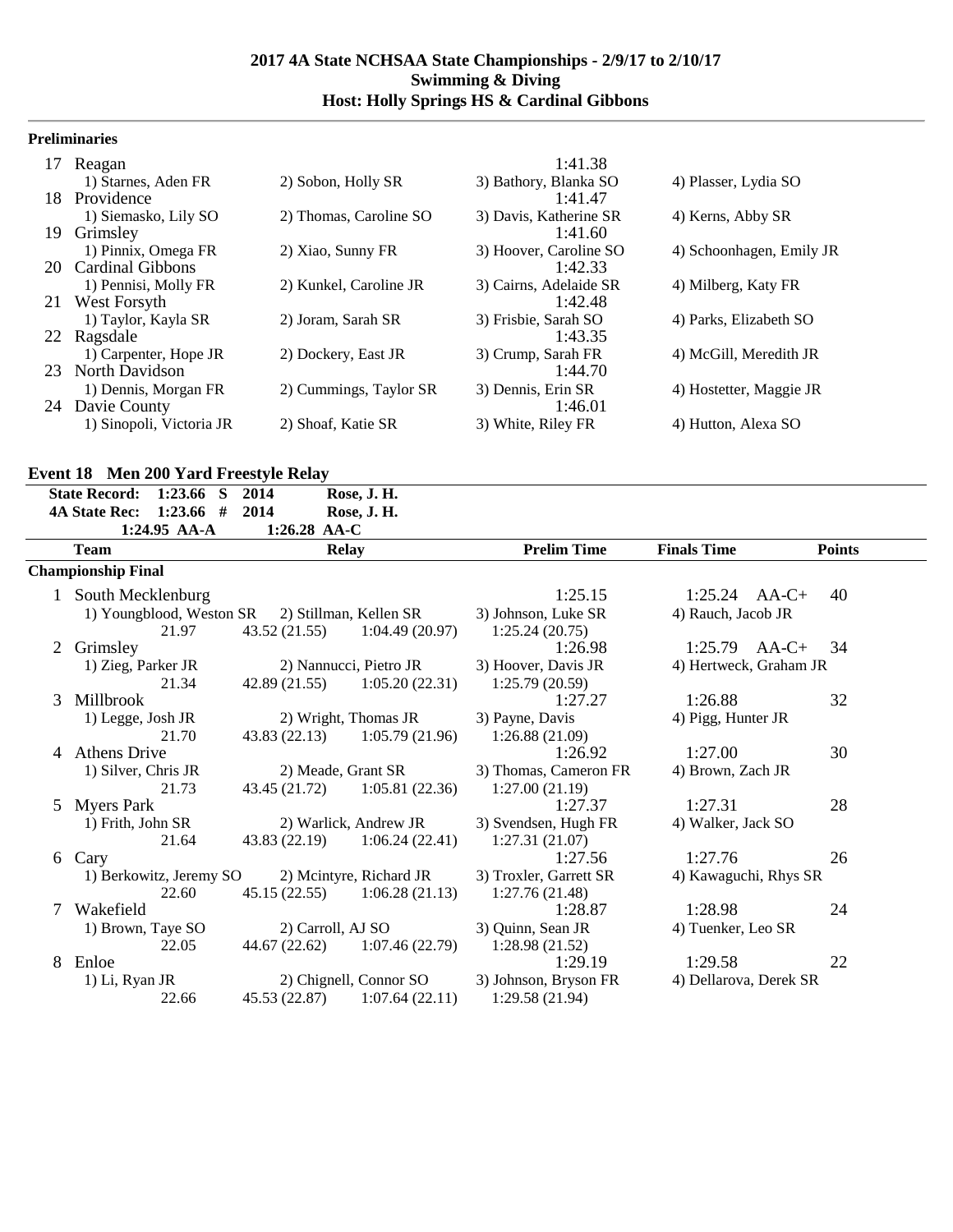**2017 4A State NCHSAA State Championships - 2/9/17 to 2/10/17**
**Swimming & Diving**
**Host: Holly Springs HS & Cardinal Gibbons**

### Preliminaries

| | Team | | | Time | |
|---|---|---|---|---|---|
| 17 | Reagan | | | 1:41.38 | |
| | 1) Starnes, Aden FR | 2) Sobon, Holly SR | 3) Bathory, Blanka SO | | 4) Plasser, Lydia SO |
| 18 | Providence | | | 1:41.47 | |
| | 1) Siemasko, Lily SO | 2) Thomas, Caroline SO | 3) Davis, Katherine SR | | 4) Kerns, Abby SR |
| 19 | Grimsley | | | 1:41.60 | |
| | 1) Pinnix, Omega FR | 2) Xiao, Sunny FR | 3) Hoover, Caroline SO | | 4) Schoonhagen, Emily JR |
| 20 | Cardinal Gibbons | | | 1:42.33 | |
| | 1) Pennisi, Molly FR | 2) Kunkel, Caroline JR | 3) Cairns, Adelaide SR | | 4) Milberg, Katy FR |
| 21 | West Forsyth | | | 1:42.48 | |
| | 1) Taylor, Kayla SR | 2) Joram, Sarah SR | 3) Frisbie, Sarah SO | | 4) Parks, Elizabeth SO |
| 22 | Ragsdale | | | 1:43.35 | |
| | 1) Carpenter, Hope JR | 2) Dockery, East JR | 3) Crump, Sarah FR | | 4) McGill, Meredith JR |
| 23 | North Davidson | | | 1:44.70 | |
| | 1) Dennis, Morgan FR | 2) Cummings, Taylor SR | 3) Dennis, Erin SR | | 4) Hostetter, Maggie JR |
| 24 | Davie County | | | 1:46.01 | |
| | 1) Sinopoli, Victoria JR | 2) Shoaf, Katie SR | 3) White, Riley FR | | 4) Hutton, Alexa SO |

### Event 18 Men 200 Yard Freestyle Relay

**State Record: 1:23.66 S 2014 Rose, J. H.**
**4A State Rec: 1:23.66 # 2014 Rose, J. H.**
**1:24.95 AA-A 1:26.28 AA-C**

| | Team | Relay | | Prelim Time | Finals Time | Points |
|---|---|---|---|---|---|---|
| **Championship Final** | | | | | | |
| 1 | South Mecklenburg | | | 1:25.15 | 1:25.24 AA-C+ | 40 |
| | 1) Youngblood, Weston SR | 2) Stillman, Kellen SR | | 3) Johnson, Luke SR | 4) Rauch, Jacob JR | |
| | 21.97 | 43.52 (21.55) | 1:04.49 (20.97) | 1:25.24 (20.75) | | |
| 2 | Grimsley | | | 1:26.98 | 1:25.79 AA-C+ | 34 |
| | 1) Zieg, Parker JR | 2) Nannucci, Pietro JR | | 3) Hoover, Davis JR | 4) Hertweck, Graham JR | |
| | 21.34 | 42.89 (21.55) | 1:05.20 (22.31) | 1:25.79 (20.59) | | |
| 3 | Millbrook | | | 1:27.27 | 1:26.88 | 32 |
| | 1) Legge, Josh JR | 2) Wright, Thomas JR | | 3) Payne, Davis | 4) Pigg, Hunter JR | |
| | 21.70 | 43.83 (22.13) | 1:05.79 (21.96) | 1:26.88 (21.09) | | |
| 4 | Athens Drive | | | 1:26.92 | 1:27.00 | 30 |
| | 1) Silver, Chris JR | 2) Meade, Grant SR | | 3) Thomas, Cameron FR | 4) Brown, Zach JR | |
| | 21.73 | 43.45 (21.72) | 1:05.81 (22.36) | 1:27.00 (21.19) | | |
| 5 | Myers Park | | | 1:27.37 | 1:27.31 | 28 |
| | 1) Frith, John SR | 2) Warlick, Andrew JR | | 3) Svendsen, Hugh FR | 4) Walker, Jack SO | |
| | 21.64 | 43.83 (22.19) | 1:06.24 (22.41) | 1:27.31 (21.07) | | |
| 6 | Cary | | | 1:27.56 | 1:27.76 | 26 |
| | 1) Berkowitz, Jeremy SO | 2) Mcintyre, Richard JR | | 3) Troxler, Garrett SR | 4) Kawaguchi, Rhys SR | |
| | 22.60 | 45.15 (22.55) | 1:06.28 (21.13) | 1:27.76 (21.48) | | |
| 7 | Wakefield | | | 1:28.87 | 1:28.98 | 24 |
| | 1) Brown, Taye SO | 2) Carroll, AJ SO | | 3) Quinn, Sean JR | 4) Tuenker, Leo SR | |
| | 22.05 | 44.67 (22.62) | 1:07.46 (22.79) | 1:28.98 (21.52) | | |
| 8 | Enloe | | | 1:29.19 | 1:29.58 | 22 |
| | 1) Li, Ryan JR | 2) Chignell, Connor SO | | 3) Johnson, Bryson FR | 4) Dellarova, Derek SR | |
| | 22.66 | 45.53 (22.87) | 1:07.64 (22.11) | 1:29.58 (21.94) | | |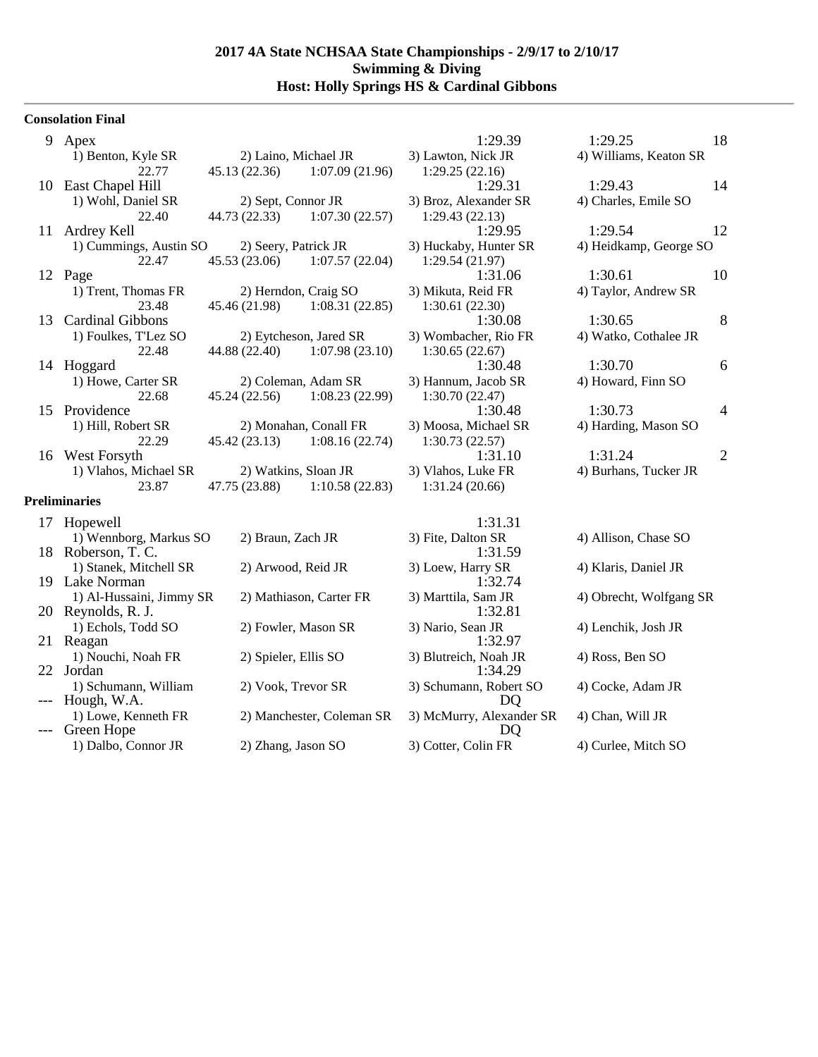## 2017 4A State NCHSAA State Championships - 2/9/17 to 2/10/17
## Swimming & Diving
## Host: Holly Springs HS & Cardinal Gibbons

### Consolation Final

| Place | Team | Seed | Finals | Points |
|---|---|---|---|---|
| 9 | Apex | 1:29.39 | 1:29.25 | 18 |
| | 1) Benton, Kyle SR; 2) Laino, Michael JR; 3) Lawton, Nick JR; 4) Williams, Keaton SR | | | |
| | 22.77; 45.13 (22.36); 1:07.09 (21.96); 1:29.25 (22.16) | | | |
| 10 | East Chapel Hill | 1:29.31 | 1:29.43 | 14 |
| | 1) Wohl, Daniel SR; 2) Sept, Connor JR; 3) Broz, Alexander SR; 4) Charles, Emile SO | | | |
| | 22.40; 44.73 (22.33); 1:07.30 (22.57); 1:29.43 (22.13) | | | |
| 11 | Ardrey Kell | 1:29.95 | 1:29.54 | 12 |
| | 1) Cummings, Austin SO; 2) Seery, Patrick JR; 3) Huckaby, Hunter SR; 4) Heidkamp, George SO | | | |
| | 22.47; 45.53 (23.06); 1:07.57 (22.04); 1:29.54 (21.97) | | | |
| 12 | Page | 1:31.06 | 1:30.61 | 10 |
| | 1) Trent, Thomas FR; 2) Herndon, Craig SO; 3) Mikuta, Reid FR; 4) Taylor, Andrew SR | | | |
| | 23.48; 45.46 (21.98); 1:08.31 (22.85); 1:30.61 (22.30) | | | |
| 13 | Cardinal Gibbons | 1:30.08 | 1:30.65 | 8 |
| | 1) Foulkes, T'Lez SO; 2) Eytcheson, Jared SR; 3) Wombacher, Rio FR; 4) Watko, Cothalee JR | | | |
| | 22.48; 44.88 (22.40); 1:07.98 (23.10); 1:30.65 (22.67) | | | |
| 14 | Hoggard | 1:30.48 | 1:30.70 | 6 |
| | 1) Howe, Carter SR; 2) Coleman, Adam SR; 3) Hannum, Jacob SR; 4) Howard, Finn SO | | | |
| | 22.68; 45.24 (22.56); 1:08.23 (22.99); 1:30.70 (22.47) | | | |
| 15 | Providence | 1:30.48 | 1:30.73 | 4 |
| | 1) Hill, Robert SR; 2) Monahan, Conall FR; 3) Moosa, Michael SR; 4) Harding, Mason SO | | | |
| | 22.29; 45.42 (23.13); 1:08.16 (22.74); 1:30.73 (22.57) | | | |
| 16 | West Forsyth | 1:31.10 | 1:31.24 | 2 |
| | 1) Vlahos, Michael SR; 2) Watkins, Sloan JR; 3) Vlahos, Luke FR; 4) Burhans, Tucker JR | | | |
| | 23.87; 47.75 (23.88); 1:10.58 (22.83); 1:31.24 (20.66) | | | |

### Preliminaries

| Place | Team | Prelims |
|---|---|---|
| 17 | Hopewell | 1:31.31 |
| | 1) Wennborg, Markus SO; 2) Braun, Zach JR; 3) Fite, Dalton SR; 4) Allison, Chase SO | |
| 18 | Roberson, T. C. | 1:31.59 |
| | 1) Stanek, Mitchell SR; 2) Arwood, Reid JR; 3) Loew, Harry SR; 4) Klaris, Daniel JR | |
| 19 | Lake Norman | 1:32.74 |
| | 1) Al-Hussaini, Jimmy SR; 2) Mathiason, Carter FR; 3) Marttila, Sam JR; 4) Obrecht, Wolfgang SR | |
| 20 | Reynolds, R. J. | 1:32.81 |
| | 1) Echols, Todd SO; 2) Fowler, Mason SR; 3) Nario, Sean JR; 4) Lenchik, Josh JR | |
| 21 | Reagan | 1:32.97 |
| | 1) Nouchi, Noah FR; 2) Spieler, Ellis SO; 3) Blutreich, Noah JR; 4) Ross, Ben SO | |
| 22 | Jordan | 1:34.29 |
| | 1) Schumann, William; 2) Vook, Trevor SR; 3) Schumann, Robert SO; 4) Cocke, Adam JR | |
| --- | Hough, W.A. | DQ |
| | 1) Lowe, Kenneth FR; 2) Manchester, Coleman SR; 3) McMurry, Alexander SR; 4) Chan, Will JR | |
| --- | Green Hope | DQ |
| | 1) Dalbo, Connor JR; 2) Zhang, Jason SO; 3) Cotter, Colin FR; 4) Curlee, Mitch SO | |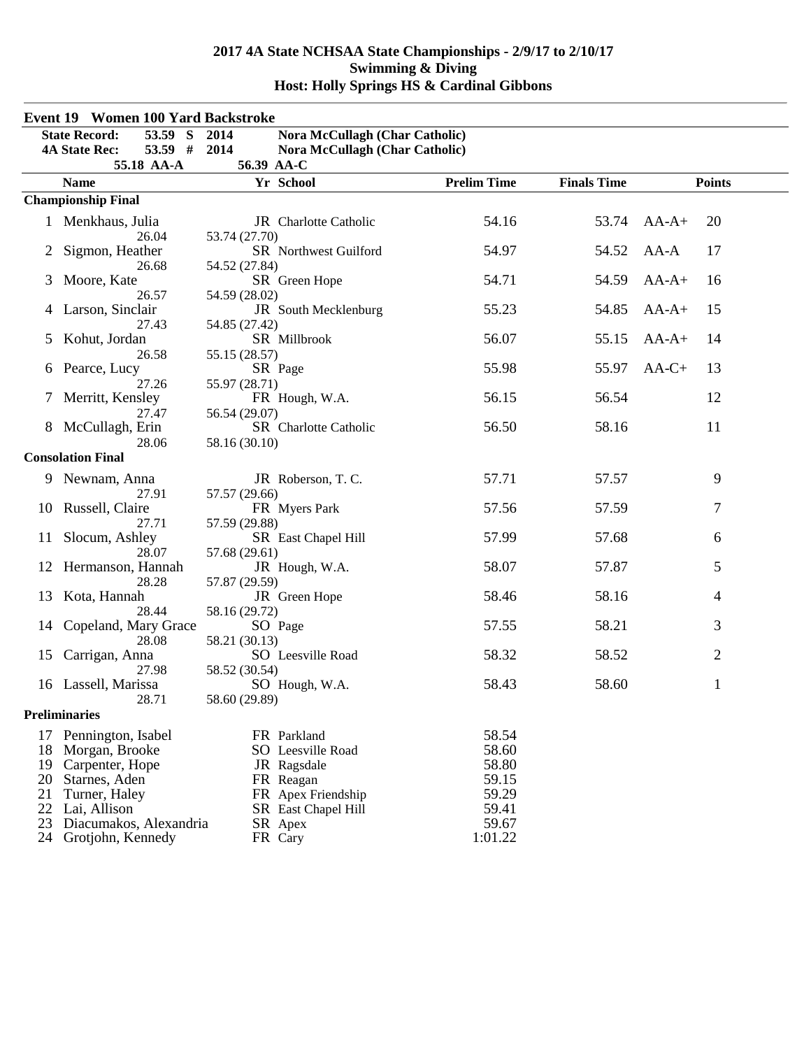## 2017 4A State NCHSAA State Championships - 2/9/17 to 2/10/17
## Swimming & Diving
## Host: Holly Springs HS & Cardinal Gibbons

### Event 19 Women 100 Yard Backstroke

| | | | |
|---|---|---|---|
| **State Record:** | **53.59 S** | **2014** | **Nora McCullagh (Char Catholic)** |
| **4A State Rec:** | **53.59 #** | **2014** | **Nora McCullagh (Char Catholic)** |
| | **55.18 AA-A** | **56.39 AA-C** | |

| | Name | Yr | School | Prelim Time | Finals Time | | Points |
|---|---|---|---|---|---|---|---|
| **Championship Final** | | | | | | | |
| 1 | Menkhaus, Julia | JR | Charlotte Catholic | 54.16 | 53.74 | AA-A+ | 20 |
| | 26.04 | 53.74 (27.70) | | | | | |
| 2 | Sigmon, Heather | SR | Northwest Guilford | 54.97 | 54.52 | AA-A | 17 |
| | 26.68 | 54.52 (27.84) | | | | | |
| 3 | Moore, Kate | SR | Green Hope | 54.71 | 54.59 | AA-A+ | 16 |
| | 26.57 | 54.59 (28.02) | | | | | |
| 4 | Larson, Sinclair | JR | South Mecklenburg | 55.23 | 54.85 | AA-A+ | 15 |
| | 27.43 | 54.85 (27.42) | | | | | |
| 5 | Kohut, Jordan | SR | Millbrook | 56.07 | 55.15 | AA-A+ | 14 |
| | 26.58 | 55.15 (28.57) | | | | | |
| 6 | Pearce, Lucy | SR | Page | 55.98 | 55.97 | AA-C+ | 13 |
| | 27.26 | 55.97 (28.71) | | | | | |
| 7 | Merritt, Kensley | FR | Hough, W.A. | 56.15 | 56.54 | | 12 |
| | 27.47 | 56.54 (29.07) | | | | | |
| 8 | McCullagh, Erin | SR | Charlotte Catholic | 56.50 | 58.16 | | 11 |
| | 28.06 | 58.16 (30.10) | | | | | |
| **Consolation Final** | | | | | | | |
| 9 | Newnam, Anna | JR | Roberson, T. C. | 57.71 | 57.57 | | 9 |
| | 27.91 | 57.57 (29.66) | | | | | |
| 10 | Russell, Claire | FR | Myers Park | 57.56 | 57.59 | | 7 |
| | 27.71 | 57.59 (29.88) | | | | | |
| 11 | Slocum, Ashley | SR | East Chapel Hill | 57.99 | 57.68 | | 6 |
| | 28.07 | 57.68 (29.61) | | | | | |
| 12 | Hermanson, Hannah | JR | Hough, W.A. | 58.07 | 57.87 | | 5 |
| | 28.28 | 57.87 (29.59) | | | | | |
| 13 | Kota, Hannah | JR | Green Hope | 58.46 | 58.16 | | 4 |
| | 28.44 | 58.16 (29.72) | | | | | |
| 14 | Copeland, Mary Grace | SO | Page | 57.55 | 58.21 | | 3 |
| | 28.08 | 58.21 (30.13) | | | | | |
| 15 | Carrigan, Anna | SO | Leesville Road | 58.32 | 58.52 | | 2 |
| | 27.98 | 58.52 (30.54) | | | | | |
| 16 | Lassell, Marissa | SO | Hough, W.A. | 58.43 | 58.60 | | 1 |
| | 28.71 | 58.60 (29.89) | | | | | |
| **Preliminaries** | | | | | | | |
| 17 | Pennington, Isabel | FR | Parkland | 58.54 | | | |
| 18 | Morgan, Brooke | SO | Leesville Road | 58.60 | | | |
| 19 | Carpenter, Hope | JR | Ragsdale | 58.80 | | | |
| 20 | Starnes, Aden | FR | Reagan | 59.15 | | | |
| 21 | Turner, Haley | FR | Apex Friendship | 59.29 | | | |
| 22 | Lai, Allison | SR | East Chapel Hill | 59.41 | | | |
| 23 | Diacumakos, Alexandria | SR | Apex | 59.67 | | | |
| 24 | Grotjohn, Kennedy | FR | Cary | 1:01.22 | | | |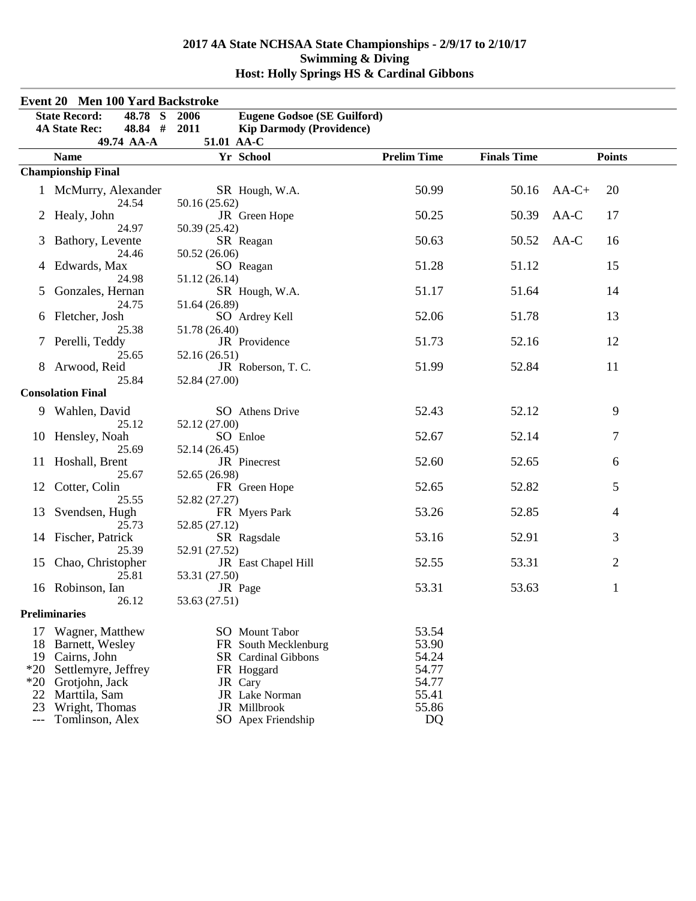# 2017 4A State NCHSAA State Championships - 2/9/17 to 2/10/17
## Swimming & Diving
## Host: Holly Springs HS & Cardinal Gibbons

### Event 20 Men 100 Yard Backstroke

| | | | |
|---|---|---|---|
| **State Record:** | **48.78 S** | **2006** | **Eugene Godsoe (SE Guilford)** |
| **4A State Rec:** | **48.84 #** | **2011** | **Kip Darmody (Providence)** |
| | **49.74 AA-A** | **51.01 AA-C** | |

| | Name | Yr | School | Prelim Time | Finals Time | | Points |
|---|---|---|---|---|---|---|---|
| **Championship Final** | | | | | | | |
| 1 | McMurry, Alexander | SR | Hough, W.A. | 50.99 | 50.16 | AA-C+ | 20 |
| | 24.54 | 50.16 (25.62) | | | | | |
| 2 | Healy, John | JR | Green Hope | 50.25 | 50.39 | AA-C | 17 |
| | 24.97 | 50.39 (25.42) | | | | | |
| 3 | Bathory, Levente | SR | Reagan | 50.63 | 50.52 | AA-C | 16 |
| | 24.46 | 50.52 (26.06) | | | | | |
| 4 | Edwards, Max | SO | Reagan | 51.28 | 51.12 | | 15 |
| | 24.98 | 51.12 (26.14) | | | | | |
| 5 | Gonzales, Hernan | SR | Hough, W.A. | 51.17 | 51.64 | | 14 |
| | 24.75 | 51.64 (26.89) | | | | | |
| 6 | Fletcher, Josh | SO | Ardrey Kell | 52.06 | 51.78 | | 13 |
| | 25.38 | 51.78 (26.40) | | | | | |
| 7 | Perelli, Teddy | JR | Providence | 51.73 | 52.16 | | 12 |
| | 25.65 | 52.16 (26.51) | | | | | |
| 8 | Arwood, Reid | JR | Roberson, T. C. | 51.99 | 52.84 | | 11 |
| | 25.84 | 52.84 (27.00) | | | | | |
| **Consolation Final** | | | | | | | |
| 9 | Wahlen, David | SO | Athens Drive | 52.43 | 52.12 | | 9 |
| | 25.12 | 52.12 (27.00) | | | | | |
| 10 | Hensley, Noah | SO | Enloe | 52.67 | 52.14 | | 7 |
| | 25.69 | 52.14 (26.45) | | | | | |
| 11 | Hoshall, Brent | JR | Pinecrest | 52.60 | 52.65 | | 6 |
| | 25.67 | 52.65 (26.98) | | | | | |
| 12 | Cotter, Colin | FR | Green Hope | 52.65 | 52.82 | | 5 |
| | 25.55 | 52.82 (27.27) | | | | | |
| 13 | Svendsen, Hugh | FR | Myers Park | 53.26 | 52.85 | | 4 |
| | 25.73 | 52.85 (27.12) | | | | | |
| 14 | Fischer, Patrick | SR | Ragsdale | 53.16 | 52.91 | | 3 |
| | 25.39 | 52.91 (27.52) | | | | | |
| 15 | Chao, Christopher | JR | East Chapel Hill | 52.55 | 53.31 | | 2 |
| | 25.81 | 53.31 (27.50) | | | | | |
| 16 | Robinson, Ian | JR | Page | 53.31 | 53.63 | | 1 |
| | 26.12 | 53.63 (27.51) | | | | | |
| **Preliminaries** | | | | | | | |
| 17 | Wagner, Matthew | SO | Mount Tabor | 53.54 | | | |
| 18 | Barnett, Wesley | FR | South Mecklenburg | 53.90 | | | |
| 19 | Cairns, John | SR | Cardinal Gibbons | 54.24 | | | |
| *20 | Settlemyre, Jeffrey | FR | Hoggard | 54.77 | | | |
| *20 | Grotjohn, Jack | JR | Cary | 54.77 | | | |
| 22 | Marttila, Sam | JR | Lake Norman | 55.41 | | | |
| 23 | Wright, Thomas | JR | Millbrook | 55.86 | | | |
| --- | Tomlinson, Alex | SO | Apex Friendship | DQ | | | |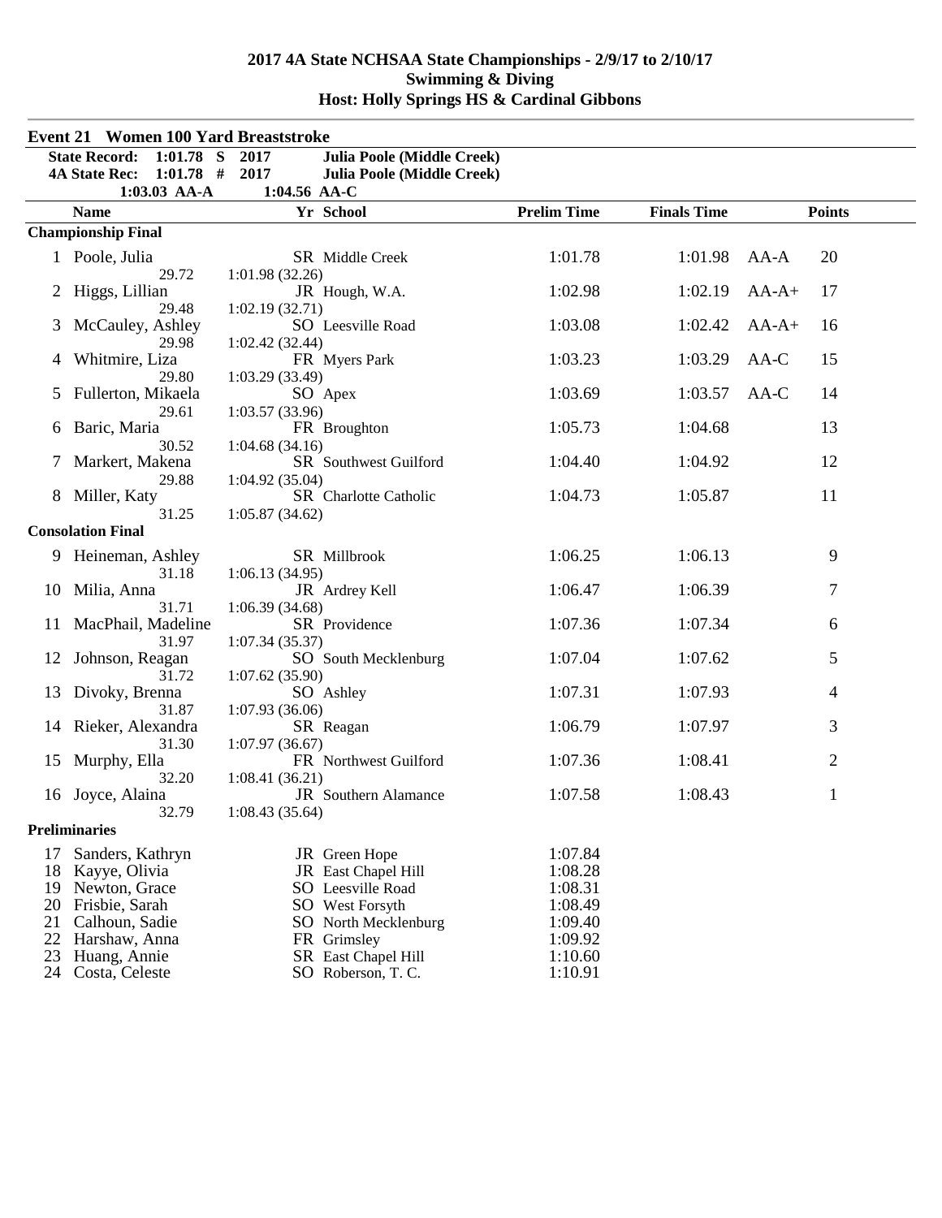# 2017 4A State NCHSAA State Championships - 2/9/17 to 2/10/17
## Swimming & Diving
## Host: Holly Springs HS & Cardinal Gibbons

### Event 21 Women 100 Yard Breaststroke

**State Record:** 1:01.78 S 2017 **Julia Poole (Middle Creek)**
**4A State Rec:** 1:01.78 # 2017 **Julia Poole (Middle Creek)**
**1:03.03 AA-A** **1:04.56 AA-C**

| | Name | Yr | School | Prelim Time | Finals Time | | Points |
|---|---|---|---|---|---|---|---|
| **Championship Final** | | | | | | | |
| 1 | Poole, Julia | SR | Middle Creek | 1:01.78 | 1:01.98 | AA-A | 20 |
| | 29.72 | 1:01.98 (32.26) | | | | | |
| 2 | Higgs, Lillian | JR | Hough, W.A. | 1:02.98 | 1:02.19 | AA-A+ | 17 |
| | 29.48 | 1:02.19 (32.71) | | | | | |
| 3 | McCauley, Ashley | SO | Leesville Road | 1:03.08 | 1:02.42 | AA-A+ | 16 |
| | 29.98 | 1:02.42 (32.44) | | | | | |
| 4 | Whitmire, Liza | FR | Myers Park | 1:03.23 | 1:03.29 | AA-C | 15 |
| | 29.80 | 1:03.29 (33.49) | | | | | |
| 5 | Fullerton, Mikaela | SO | Apex | 1:03.69 | 1:03.57 | AA-C | 14 |
| | 29.61 | 1:03.57 (33.96) | | | | | |
| 6 | Baric, Maria | FR | Broughton | 1:05.73 | 1:04.68 | | 13 |
| | 30.52 | 1:04.68 (34.16) | | | | | |
| 7 | Markert, Makena | SR | Southwest Guilford | 1:04.40 | 1:04.92 | | 12 |
| | 29.88 | 1:04.92 (35.04) | | | | | |
| 8 | Miller, Katy | SR | Charlotte Catholic | 1:04.73 | 1:05.87 | | 11 |
| | 31.25 | 1:05.87 (34.62) | | | | | |
| **Consolation Final** | | | | | | | |
| 9 | Heineman, Ashley | SR | Millbrook | 1:06.25 | 1:06.13 | | 9 |
| | 31.18 | 1:06.13 (34.95) | | | | | |
| 10 | Milia, Anna | JR | Ardrey Kell | 1:06.47 | 1:06.39 | | 7 |
| | 31.71 | 1:06.39 (34.68) | | | | | |
| 11 | MacPhail, Madeline | SR | Providence | 1:07.36 | 1:07.34 | | 6 |
| | 31.97 | 1:07.34 (35.37) | | | | | |
| 12 | Johnson, Reagan | SO | South Mecklenburg | 1:07.04 | 1:07.62 | | 5 |
| | 31.72 | 1:07.62 (35.90) | | | | | |
| 13 | Divoky, Brenna | SO | Ashley | 1:07.31 | 1:07.93 | | 4 |
| | 31.87 | 1:07.93 (36.06) | | | | | |
| 14 | Rieker, Alexandra | SR | Reagan | 1:06.79 | 1:07.97 | | 3 |
| | 31.30 | 1:07.97 (36.67) | | | | | |
| 15 | Murphy, Ella | FR | Northwest Guilford | 1:07.36 | 1:08.41 | | 2 |
| | 32.20 | 1:08.41 (36.21) | | | | | |
| 16 | Joyce, Alaina | JR | Southern Alamance | 1:07.58 | 1:08.43 | | 1 |
| | 32.79 | 1:08.43 (35.64) | | | | | |
| **Preliminaries** | | | | | | | |
| 17 | Sanders, Kathryn | JR | Green Hope | 1:07.84 | | | |
| 18 | Kayye, Olivia | JR | East Chapel Hill | 1:08.28 | | | |
| 19 | Newton, Grace | SO | Leesville Road | 1:08.31 | | | |
| 20 | Frisbie, Sarah | SO | West Forsyth | 1:08.49 | | | |
| 21 | Calhoun, Sadie | SO | North Mecklenburg | 1:09.40 | | | |
| 22 | Harshaw, Anna | FR | Grimsley | 1:09.92 | | | |
| 23 | Huang, Annie | SR | East Chapel Hill | 1:10.60 | | | |
| 24 | Costa, Celeste | SO | Roberson, T. C. | 1:10.91 | | | |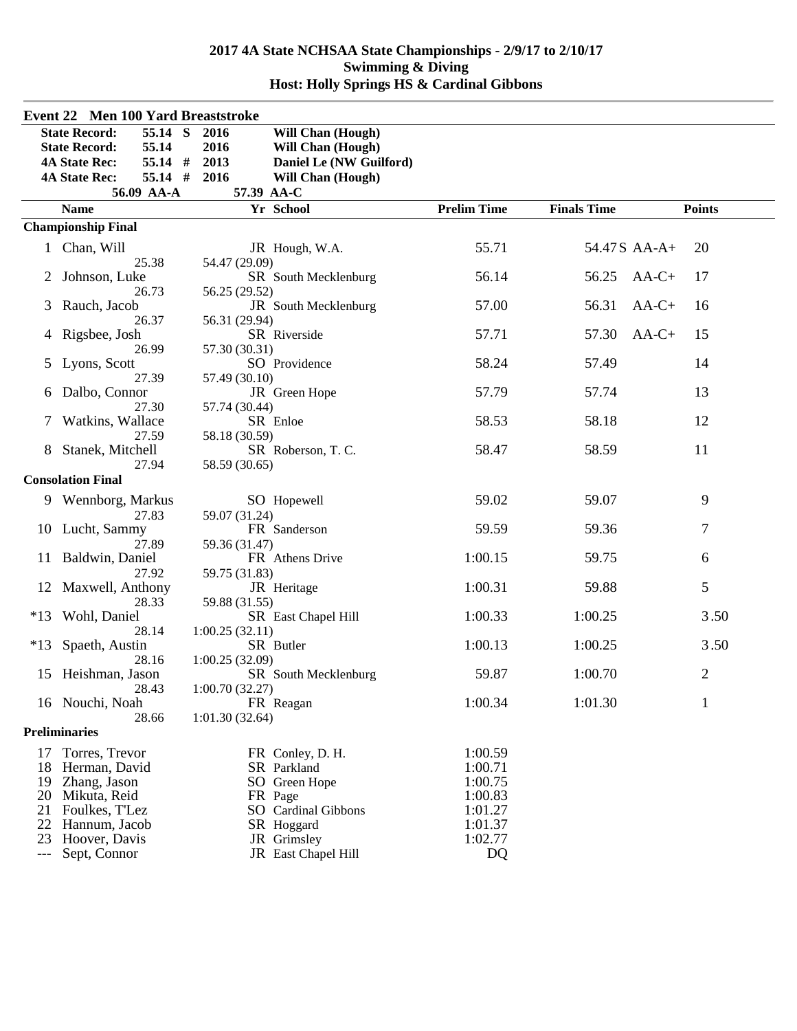# 2017 4A State NCHSAA State Championships - 2/9/17 to 2/10/17
## Swimming & Diving
## Host: Holly Springs HS & Cardinal Gibbons

### Event 22 Men 100 Yard Breaststroke

| | | | |
|---|---|---|---|
| State Record: | 55.14 S | 2016 | Will Chan (Hough) |
| State Record: | 55.14 | 2016 | Will Chan (Hough) |
| 4A State Rec: | 55.14 # | 2013 | Daniel Le (NW Guilford) |
| 4A State Rec: | 55.14 # | 2016 | Will Chan (Hough) |
| | 56.09 AA-A | 57.39 AA-C | |

| | Name | Yr | School | Prelim Time | Finals Time | | Points |
|---|---|---|---|---|---|---|---|
| **Championship Final** | | | | | | | |
| 1 | Chan, Will | JR | Hough, W.A. | 55.71 | 54.47 S | AA-A+ | 20 |
| | 25.38 | 54.47 (29.09) | | | | | |
| 2 | Johnson, Luke | SR | South Mecklenburg | 56.14 | 56.25 | AA-C+ | 17 |
| | 26.73 | 56.25 (29.52) | | | | | |
| 3 | Rauch, Jacob | JR | South Mecklenburg | 57.00 | 56.31 | AA-C+ | 16 |
| | 26.37 | 56.31 (29.94) | | | | | |
| 4 | Rigsbee, Josh | SR | Riverside | 57.71 | 57.30 | AA-C+ | 15 |
| | 26.99 | 57.30 (30.31) | | | | | |
| 5 | Lyons, Scott | SO | Providence | 58.24 | 57.49 | | 14 |
| | 27.39 | 57.49 (30.10) | | | | | |
| 6 | Dalbo, Connor | JR | Green Hope | 57.79 | 57.74 | | 13 |
| | 27.30 | 57.74 (30.44) | | | | | |
| 7 | Watkins, Wallace | SR | Enloe | 58.53 | 58.18 | | 12 |
| | 27.59 | 58.18 (30.59) | | | | | |
| 8 | Stanek, Mitchell | SR | Roberson, T. C. | 58.47 | 58.59 | | 11 |
| | 27.94 | 58.59 (30.65) | | | | | |
| **Consolation Final** | | | | | | | |
| 9 | Wennborg, Markus | SO | Hopewell | 59.02 | 59.07 | | 9 |
| | 27.83 | 59.07 (31.24) | | | | | |
| 10 | Lucht, Sammy | FR | Sanderson | 59.59 | 59.36 | | 7 |
| | 27.89 | 59.36 (31.47) | | | | | |
| 11 | Baldwin, Daniel | FR | Athens Drive | 1:00.15 | 59.75 | | 6 |
| | 27.92 | 59.75 (31.83) | | | | | |
| 12 | Maxwell, Anthony | JR | Heritage | 1:00.31 | 59.88 | | 5 |
| | 28.33 | 59.88 (31.55) | | | | | |
| *13 | Wohl, Daniel | SR | East Chapel Hill | 1:00.33 | 1:00.25 | | 3.50 |
| | 28.14 | 1:00.25 (32.11) | | | | | |
| *13 | Spaeth, Austin | SR | Butler | 1:00.13 | 1:00.25 | | 3.50 |
| | 28.16 | 1:00.25 (32.09) | | | | | |
| 15 | Heishman, Jason | SR | South Mecklenburg | 59.87 | 1:00.70 | | 2 |
| | 28.43 | 1:00.70 (32.27) | | | | | |
| 16 | Nouchi, Noah | FR | Reagan | 1:00.34 | 1:01.30 | | 1 |
| | 28.66 | 1:01.30 (32.64) | | | | | |
| **Preliminaries** | | | | | | | |
| 17 | Torres, Trevor | FR | Conley, D. H. | 1:00.59 | | | |
| 18 | Herman, David | SR | Parkland | 1:00.71 | | | |
| 19 | Zhang, Jason | SO | Green Hope | 1:00.75 | | | |
| 20 | Mikuta, Reid | FR | Page | 1:00.83 | | | |
| 21 | Foulkes, T'Lez | SO | Cardinal Gibbons | 1:01.27 | | | |
| 22 | Hannum, Jacob | SR | Hoggard | 1:01.37 | | | |
| 23 | Hoover, Davis | JR | Grimsley | 1:02.77 | | | |
| --- | Sept, Connor | JR | East Chapel Hill | DQ | | | |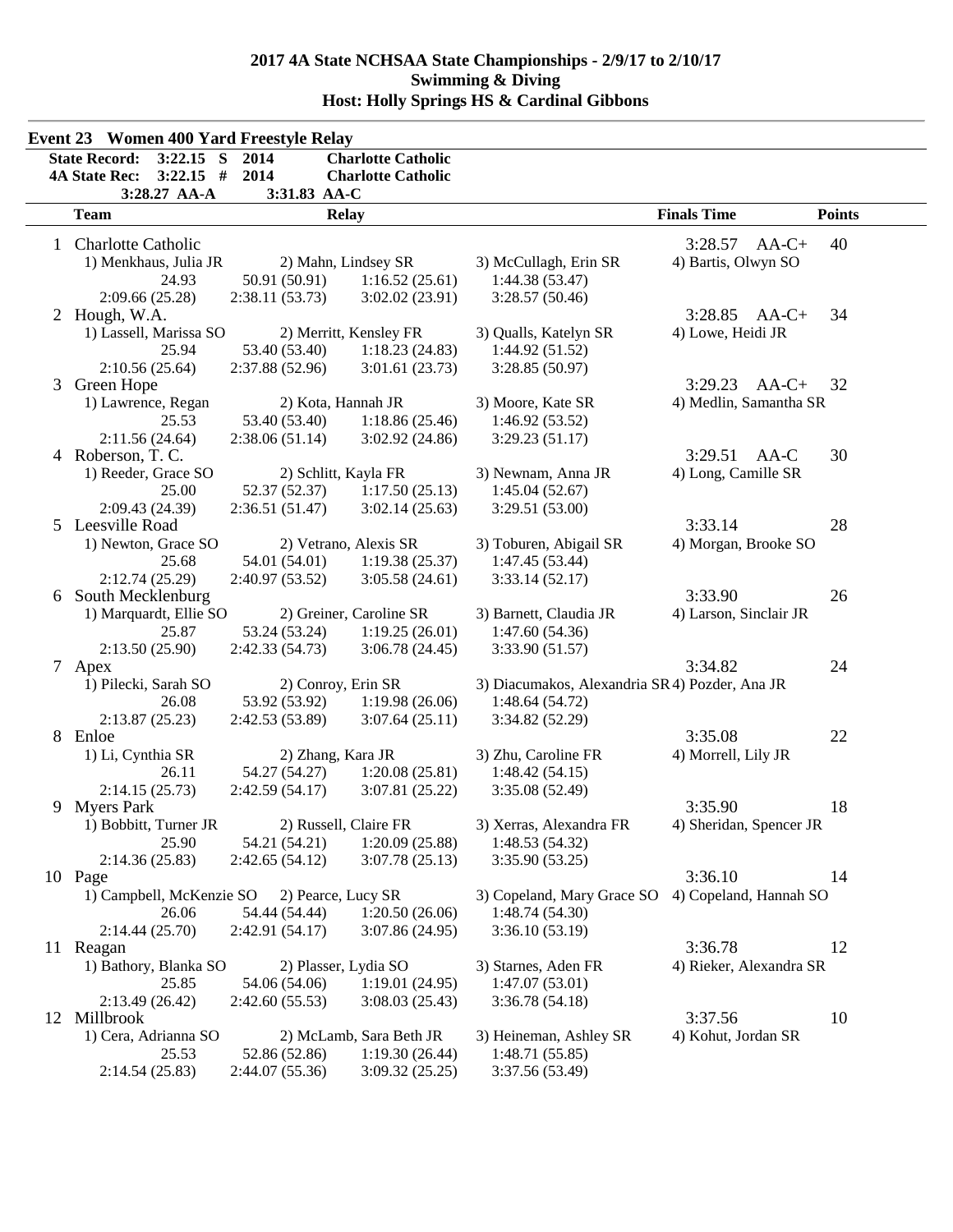# 2017 4A State NCHSAA State Championships - 2/9/17 to 2/10/17
## Swimming & Diving
## Host: Holly Springs HS & Cardinal Gibbons

### Event 23 Women 400 Yard Freestyle Relay

| | | | |
|---|---|---|---|
| State Record: | 3:22.15 S | 2014 | Charlotte Catholic |
| 4A State Rec: | 3:22.15 # | 2014 | Charlotte Catholic |
| | 3:28.27 AA-A | 3:31.83 AA-C | |

| Place | Team | Relay | | | Finals Time | Points |
|---|---|---|---|---|---|---|
| 1 | Charlotte Catholic | | | | 3:28.57 AA-C+ | 40 |
| | 1) Menkhaus, Julia JR | 2) Mahn, Lindsey SR | 3) McCullagh, Erin SR | 4) Bartis, Olwyn SO | | |
| | 24.93 | 50.91 (50.91) | 1:16.52 (25.61) | 1:44.38 (53.47) | | |
| | 2:09.66 (25.28) | 2:38.11 (53.73) | 3:02.02 (23.91) | 3:28.57 (50.46) | | |
| 2 | Hough, W.A. | | | | 3:28.85 AA-C+ | 34 |
| | 1) Lassell, Marissa SO | 2) Merritt, Kensley FR | 3) Qualls, Katelyn SR | 4) Lowe, Heidi JR | | |
| | 25.94 | 53.40 (53.40) | 1:18.23 (24.83) | 1:44.92 (51.52) | | |
| | 2:10.56 (25.64) | 2:37.88 (52.96) | 3:01.61 (23.73) | 3:28.85 (50.97) | | |
| 3 | Green Hope | | | | 3:29.23 AA-C+ | 32 |
| | 1) Lawrence, Regan | 2) Kota, Hannah JR | 3) Moore, Kate SR | 4) Medlin, Samantha SR | | |
| | 25.53 | 53.40 (53.40) | 1:18.86 (25.46) | 1:46.92 (53.52) | | |
| | 2:11.56 (24.64) | 2:38.06 (51.14) | 3:02.92 (24.86) | 3:29.23 (51.17) | | |
| 4 | Roberson, T. C. | | | | 3:29.51 AA-C | 30 |
| | 1) Reeder, Grace SO | 2) Schlitt, Kayla FR | 3) Newnam, Anna JR | 4) Long, Camille SR | | |
| | 25.00 | 52.37 (52.37) | 1:17.50 (25.13) | 1:45.04 (52.67) | | |
| | 2:09.43 (24.39) | 2:36.51 (51.47) | 3:02.14 (25.63) | 3:29.51 (53.00) | | |
| 5 | Leesville Road | | | | 3:33.14 | 28 |
| | 1) Newton, Grace SO | 2) Vetrano, Alexis SR | 3) Toburen, Abigail SR | 4) Morgan, Brooke SO | | |
| | 25.68 | 54.01 (54.01) | 1:19.38 (25.37) | 1:47.45 (53.44) | | |
| | 2:12.74 (25.29) | 2:40.97 (53.52) | 3:05.58 (24.61) | 3:33.14 (52.17) | | |
| 6 | South Mecklenburg | | | | 3:33.90 | 26 |
| | 1) Marquardt, Ellie SO | 2) Greiner, Caroline SR | 3) Barnett, Claudia JR | 4) Larson, Sinclair JR | | |
| | 25.87 | 53.24 (53.24) | 1:19.25 (26.01) | 1:47.60 (54.36) | | |
| | 2:13.50 (25.90) | 2:42.33 (54.73) | 3:06.78 (24.45) | 3:33.90 (51.57) | | |
| 7 | Apex | | | | 3:34.82 | 24 |
| | 1) Pilecki, Sarah SO | 2) Conroy, Erin SR | 3) Diacumakos, Alexandria SR | 4) Pozder, Ana JR | | |
| | 26.08 | 53.92 (53.92) | 1:19.98 (26.06) | 1:48.64 (54.72) | | |
| | 2:13.87 (25.23) | 2:42.53 (53.89) | 3:07.64 (25.11) | 3:34.82 (52.29) | | |
| 8 | Enloe | | | | 3:35.08 | 22 |
| | 1) Li, Cynthia SR | 2) Zhang, Kara JR | 3) Zhu, Caroline FR | 4) Morrell, Lily JR | | |
| | 26.11 | 54.27 (54.27) | 1:20.08 (25.81) | 1:48.42 (54.15) | | |
| | 2:14.15 (25.73) | 2:42.59 (54.17) | 3:07.81 (25.22) | 3:35.08 (52.49) | | |
| 9 | Myers Park | | | | 3:35.90 | 18 |
| | 1) Bobbitt, Turner JR | 2) Russell, Claire FR | 3) Xerras, Alexandra FR | 4) Sheridan, Spencer JR | | |
| | 25.90 | 54.21 (54.21) | 1:20.09 (25.88) | 1:48.53 (54.32) | | |
| | 2:14.36 (25.83) | 2:42.65 (54.12) | 3:07.78 (25.13) | 3:35.90 (53.25) | | |
| 10 | Page | | | | 3:36.10 | 14 |
| | 1) Campbell, McKenzie SO | 2) Pearce, Lucy SR | 3) Copeland, Mary Grace SO | 4) Copeland, Hannah SO | | |
| | 26.06 | 54.44 (54.44) | 1:20.50 (26.06) | 1:48.74 (54.30) | | |
| | 2:14.44 (25.70) | 2:42.91 (54.17) | 3:07.86 (24.95) | 3:36.10 (53.19) | | |
| 11 | Reagan | | | | 3:36.78 | 12 |
| | 1) Bathory, Blanka SO | 2) Plasser, Lydia SO | 3) Starnes, Aden FR | 4) Rieker, Alexandra SR | | |
| | 25.85 | 54.06 (54.06) | 1:19.01 (24.95) | 1:47.07 (53.01) | | |
| | 2:13.49 (26.42) | 2:42.60 (55.53) | 3:08.03 (25.43) | 3:36.78 (54.18) | | |
| 12 | Millbrook | | | | 3:37.56 | 10 |
| | 1) Cera, Adrianna SO | 2) McLamb, Sara Beth JR | 3) Heineman, Ashley SR | 4) Kohut, Jordan SR | | |
| | 25.53 | 52.86 (52.86) | 1:19.30 (26.44) | 1:48.71 (55.85) | | |
| | 2:14.54 (25.83) | 2:44.07 (55.36) | 3:09.32 (25.25) | 3:37.56 (53.49) | | |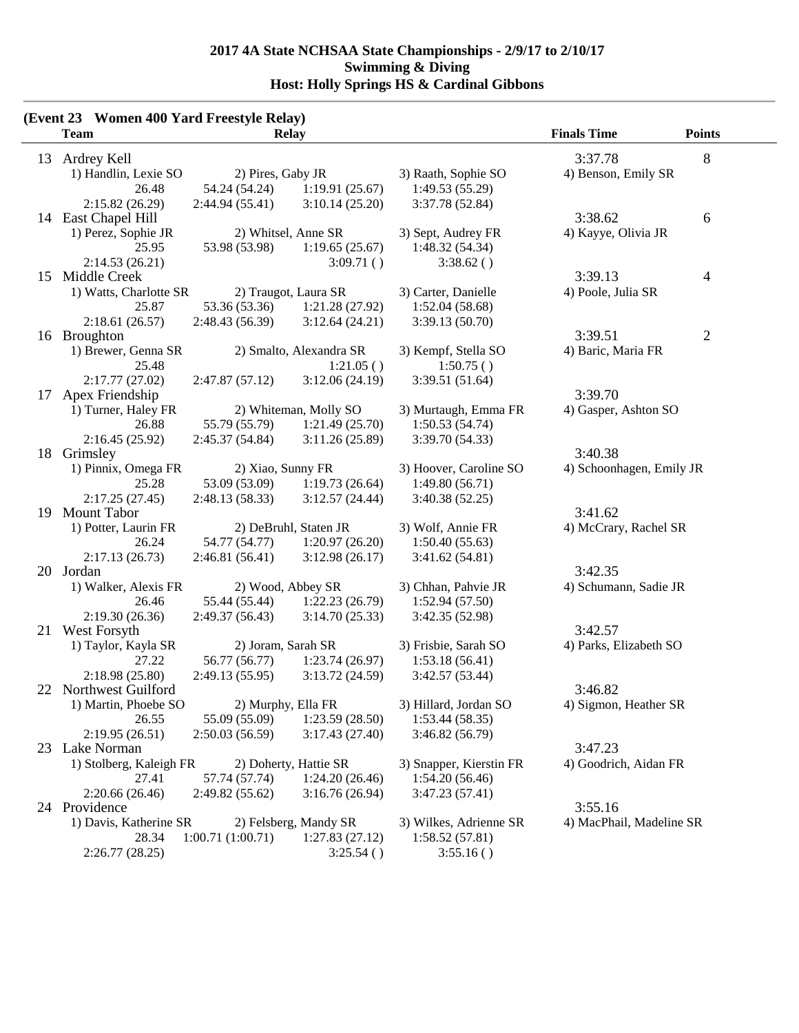**2017 4A State NCHSAA State Championships - 2/9/17 to 2/10/17**
**Swimming & Diving**
**Host: Holly Springs HS & Cardinal Gibbons**

**(Event 23 Women 400 Yard Freestyle Relay)**

| | Team | Relay | | | Finals Time | Points |
|---|---|---|---|---|---|---|
| 13 | Ardrey Kell | | | | 3:37.78 | 8 |
| | 1) Handlin, Lexie SO | 2) Pires, Gaby JR | 3) Raath, Sophie SO | 4) Benson, Emily SR | | |
| | 26.48 | 54.24 (54.24) | 1:19.91 (25.67) | 1:49.53 (55.29) | | |
| | 2:15.82 (26.29) | 2:44.94 (55.41) | 3:10.14 (25.20) | 3:37.78 (52.84) | | |
| 14 | East Chapel Hill | | | | 3:38.62 | 6 |
| | 1) Perez, Sophie JR | 2) Whitsel, Anne SR | 3) Sept, Audrey FR | 4) Kayye, Olivia JR | | |
| | 25.95 | 53.98 (53.98) | 1:19.65 (25.67) | 1:48.32 (54.34) | | |
| | 2:14.53 (26.21) | | 3:09.71 ( ) | 3:38.62 ( ) | | |
| 15 | Middle Creek | | | | 3:39.13 | 4 |
| | 1) Watts, Charlotte SR | 2) Traugot, Laura SR | 3) Carter, Danielle | 4) Poole, Julia SR | | |
| | 25.87 | 53.36 (53.36) | 1:21.28 (27.92) | 1:52.04 (58.68) | | |
| | 2:18.61 (26.57) | 2:48.43 (56.39) | 3:12.64 (24.21) | 3:39.13 (50.70) | | |
| 16 | Broughton | | | | 3:39.51 | 2 |
| | 1) Brewer, Genna SR | 2) Smalto, Alexandra SR | 3) Kempf, Stella SO | 4) Baric, Maria FR | | |
| | 25.48 | | 1:21.05 ( ) | 1:50.75 ( ) | | |
| | 2:17.77 (27.02) | 2:47.87 (57.12) | 3:12.06 (24.19) | 3:39.51 (51.64) | | |
| 17 | Apex Friendship | | | | 3:39.70 | |
| | 1) Turner, Haley FR | 2) Whiteman, Molly SO | 3) Murtaugh, Emma FR | 4) Gasper, Ashton SO | | |
| | 26.88 | 55.79 (55.79) | 1:21.49 (25.70) | 1:50.53 (54.74) | | |
| | 2:16.45 (25.92) | 2:45.37 (54.84) | 3:11.26 (25.89) | 3:39.70 (54.33) | | |
| 18 | Grimsley | | | | 3:40.38 | |
| | 1) Pinnix, Omega FR | 2) Xiao, Sunny FR | 3) Hoover, Caroline SO | 4) Schoonhagen, Emily JR | | |
| | 25.28 | 53.09 (53.09) | 1:19.73 (26.64) | 1:49.80 (56.71) | | |
| | 2:17.25 (27.45) | 2:48.13 (58.33) | 3:12.57 (24.44) | 3:40.38 (52.25) | | |
| 19 | Mount Tabor | | | | 3:41.62 | |
| | 1) Potter, Laurin FR | 2) DeBruhl, Staten JR | 3) Wolf, Annie FR | 4) McCrary, Rachel SR | | |
| | 26.24 | 54.77 (54.77) | 1:20.97 (26.20) | 1:50.40 (55.63) | | |
| | 2:17.13 (26.73) | 2:46.81 (56.41) | 3:12.98 (26.17) | 3:41.62 (54.81) | | |
| 20 | Jordan | | | | 3:42.35 | |
| | 1) Walker, Alexis FR | 2) Wood, Abbey SR | 3) Chhan, Pahvie JR | 4) Schumann, Sadie JR | | |
| | 26.46 | 55.44 (55.44) | 1:22.23 (26.79) | 1:52.94 (57.50) | | |
| | 2:19.30 (26.36) | 2:49.37 (56.43) | 3:14.70 (25.33) | 3:42.35 (52.98) | | |
| 21 | West Forsyth | | | | 3:42.57 | |
| | 1) Taylor, Kayla SR | 2) Joram, Sarah SR | 3) Frisbie, Sarah SO | 4) Parks, Elizabeth SO | | |
| | 27.22 | 56.77 (56.77) | 1:23.74 (26.97) | 1:53.18 (56.41) | | |
| | 2:18.98 (25.80) | 2:49.13 (55.95) | 3:13.72 (24.59) | 3:42.57 (53.44) | | |
| 22 | Northwest Guilford | | | | 3:46.82 | |
| | 1) Martin, Phoebe SO | 2) Murphy, Ella FR | 3) Hillard, Jordan SO | 4) Sigmon, Heather SR | | |
| | 26.55 | 55.09 (55.09) | 1:23.59 (28.50) | 1:53.44 (58.35) | | |
| | 2:19.95 (26.51) | 2:50.03 (56.59) | 3:17.43 (27.40) | 3:46.82 (56.79) | | |
| 23 | Lake Norman | | | | 3:47.23 | |
| | 1) Stolberg, Kaleigh FR | 2) Doherty, Hattie SR | 3) Snapper, Kierstin FR | 4) Goodrich, Aidan FR | | |
| | 27.41 | 57.74 (57.74) | 1:24.20 (26.46) | 1:54.20 (56.46) | | |
| | 2:20.66 (26.46) | 2:49.82 (55.62) | 3:16.76 (26.94) | 3:47.23 (57.41) | | |
| 24 | Providence | | | | 3:55.16 | |
| | 1) Davis, Katherine SR | 2) Felsberg, Mandy SR | 3) Wilkes, Adrienne SR | 4) MacPhail, Madeline SR | | |
| | 28.34 | 1:00.71 (1:00.71) | 1:27.83 (27.12) | 1:58.52 (57.81) | | |
| | 2:26.77 (28.25) | | 3:25.54 ( ) | 3:55.16 ( ) | | |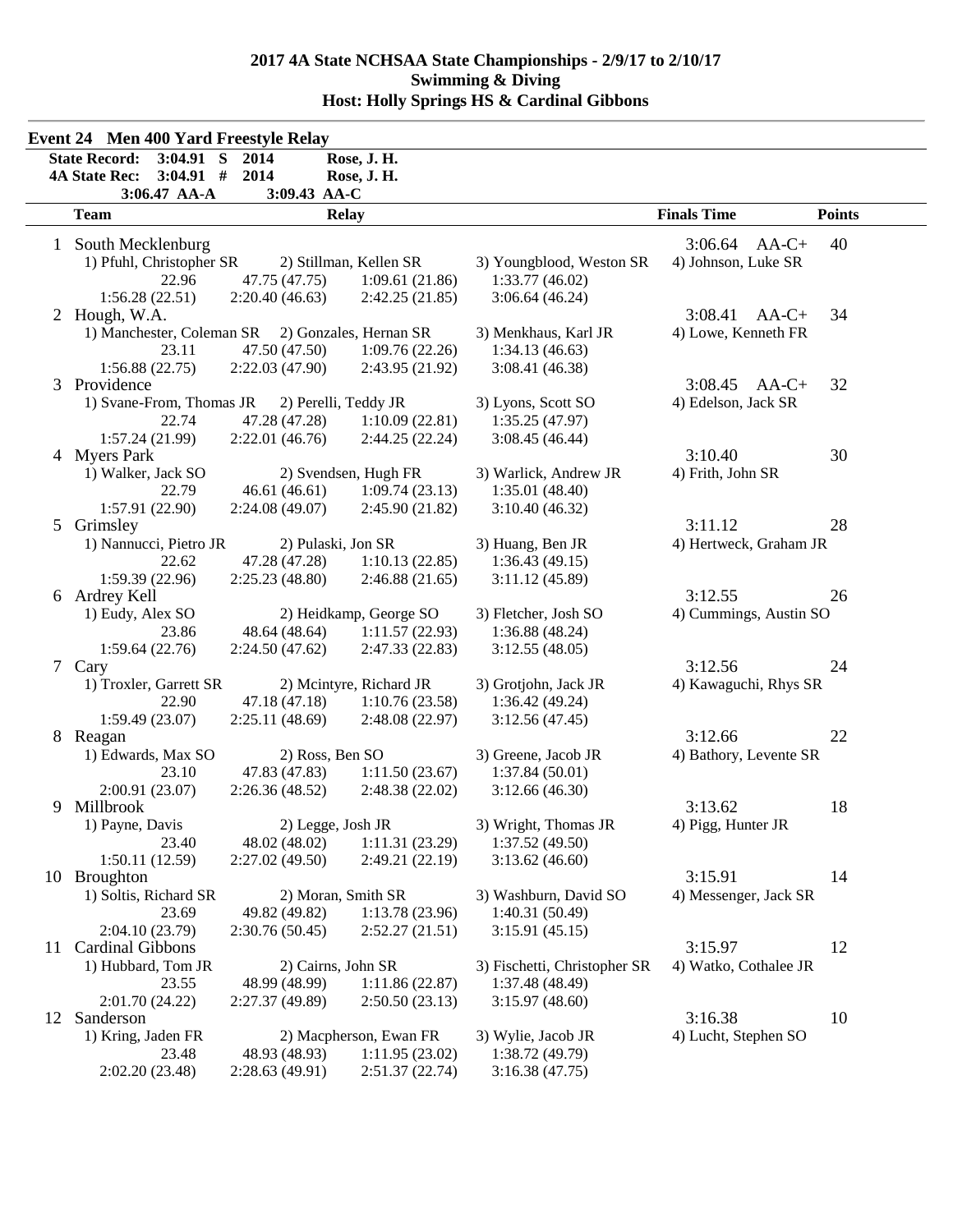## 2017 4A State NCHSAA State Championships - 2/9/17 to 2/10/17
## Swimming & Diving
## Host: Holly Springs HS & Cardinal Gibbons

### Event 24 Men 400 Yard Freestyle Relay

| | | | |
|---|---|---|---|
| State Record: | 3:04.91 S | 2014 | Rose, J. H. |
| 4A State Rec: | 3:04.91 # | 2014 | Rose, J. H. |
| | 3:06.47 AA-A | 3:09.43 AA-C | |

| | Team | Relay | | | Finals Time | Points |
|---|---|---|---|---|---|---|
| 1 | South Mecklenburg | | | | 3:06.64 AA-C+ | 40 |
| | 1) Pfuhl, Christopher SR | 2) Stillman, Kellen SR | 3) Youngblood, Weston SR | 4) Johnson, Luke SR | | |
| | 22.96 | 47.75 (47.75) | 1:09.61 (21.86) | 1:33.77 (46.02) | | |
| | 1:56.28 (22.51) | 2:20.40 (46.63) | 2:42.25 (21.85) | 3:06.64 (46.24) | | |
| 2 | Hough, W.A. | | | | 3:08.41 AA-C+ | 34 |
| | 1) Manchester, Coleman SR | 2) Gonzales, Hernan SR | 3) Menkhaus, Karl JR | 4) Lowe, Kenneth FR | | |
| | 23.11 | 47.50 (47.50) | 1:09.76 (22.26) | 1:34.13 (46.63) | | |
| | 1:56.88 (22.75) | 2:22.03 (47.90) | 2:43.95 (21.92) | 3:08.41 (46.38) | | |
| 3 | Providence | | | | 3:08.45 AA-C+ | 32 |
| | 1) Svane-From, Thomas JR | 2) Perelli, Teddy JR | 3) Lyons, Scott SO | 4) Edelson, Jack SR | | |
| | 22.74 | 47.28 (47.28) | 1:10.09 (22.81) | 1:35.25 (47.97) | | |
| | 1:57.24 (21.99) | 2:22.01 (46.76) | 2:44.25 (22.24) | 3:08.45 (46.44) | | |
| 4 | Myers Park | | | | 3:10.40 | 30 |
| | 1) Walker, Jack SO | 2) Svendsen, Hugh FR | 3) Warlick, Andrew JR | 4) Frith, John SR | | |
| | 22.79 | 46.61 (46.61) | 1:09.74 (23.13) | 1:35.01 (48.40) | | |
| | 1:57.91 (22.90) | 2:24.08 (49.07) | 2:45.90 (21.82) | 3:10.40 (46.32) | | |
| 5 | Grimsley | | | | 3:11.12 | 28 |
| | 1) Nannucci, Pietro JR | 2) Pulaski, Jon SR | 3) Huang, Ben JR | 4) Hertweck, Graham JR | | |
| | 22.62 | 47.28 (47.28) | 1:10.13 (22.85) | 1:36.43 (49.15) | | |
| | 1:59.39 (22.96) | 2:25.23 (48.80) | 2:46.88 (21.65) | 3:11.12 (45.89) | | |
| 6 | Ardrey Kell | | | | 3:12.55 | 26 |
| | 1) Eudy, Alex SO | 2) Heidkamp, George SO | 3) Fletcher, Josh SO | 4) Cummings, Austin SO | | |
| | 23.86 | 48.64 (48.64) | 1:11.57 (22.93) | 1:36.88 (48.24) | | |
| | 1:59.64 (22.76) | 2:24.50 (47.62) | 2:47.33 (22.83) | 3:12.55 (48.05) | | |
| 7 | Cary | | | | 3:12.56 | 24 |
| | 1) Troxler, Garrett SR | 2) Mcintyre, Richard JR | 3) Grotjohn, Jack JR | 4) Kawaguchi, Rhys SR | | |
| | 22.90 | 47.18 (47.18) | 1:10.76 (23.58) | 1:36.42 (49.24) | | |
| | 1:59.49 (23.07) | 2:25.11 (48.69) | 2:48.08 (22.97) | 3:12.56 (47.45) | | |
| 8 | Reagan | | | | 3:12.66 | 22 |
| | 1) Edwards, Max SO | 2) Ross, Ben SO | 3) Greene, Jacob JR | 4) Bathory, Levente SR | | |
| | 23.10 | 47.83 (47.83) | 1:11.50 (23.67) | 1:37.84 (50.01) | | |
| | 2:00.91 (23.07) | 2:26.36 (48.52) | 2:48.38 (22.02) | 3:12.66 (46.30) | | |
| 9 | Millbrook | | | | 3:13.62 | 18 |
| | 1) Payne, Davis | 2) Legge, Josh JR | 3) Wright, Thomas JR | 4) Pigg, Hunter JR | | |
| | 23.40 | 48.02 (48.02) | 1:11.31 (23.29) | 1:37.52 (49.50) | | |
| | 1:50.11 (12.59) | 2:27.02 (49.50) | 2:49.21 (22.19) | 3:13.62 (46.60) | | |
| 10 | Broughton | | | | 3:15.91 | 14 |
| | 1) Soltis, Richard SR | 2) Moran, Smith SR | 3) Washburn, David SO | 4) Messenger, Jack SR | | |
| | 23.69 | 49.82 (49.82) | 1:13.78 (23.96) | 1:40.31 (50.49) | | |
| | 2:04.10 (23.79) | 2:30.76 (50.45) | 2:52.27 (21.51) | 3:15.91 (45.15) | | |
| 11 | Cardinal Gibbons | | | | 3:15.97 | 12 |
| | 1) Hubbard, Tom JR | 2) Cairns, John SR | 3) Fischetti, Christopher SR | 4) Watko, Cothalee JR | | |
| | 23.55 | 48.99 (48.99) | 1:11.86 (22.87) | 1:37.48 (48.49) | | |
| | 2:01.70 (24.22) | 2:27.37 (49.89) | 2:50.50 (23.13) | 3:15.97 (48.60) | | |
| 12 | Sanderson | | | | 3:16.38 | 10 |
| | 1) Kring, Jaden FR | 2) Macpherson, Ewan FR | 3) Wylie, Jacob JR | 4) Lucht, Stephen SO | | |
| | 23.48 | 48.93 (48.93) | 1:11.95 (23.02) | 1:38.72 (49.79) | | |
| | 2:02.20 (23.48) | 2:28.63 (49.91) | 2:51.37 (22.74) | 3:16.38 (47.75) | | |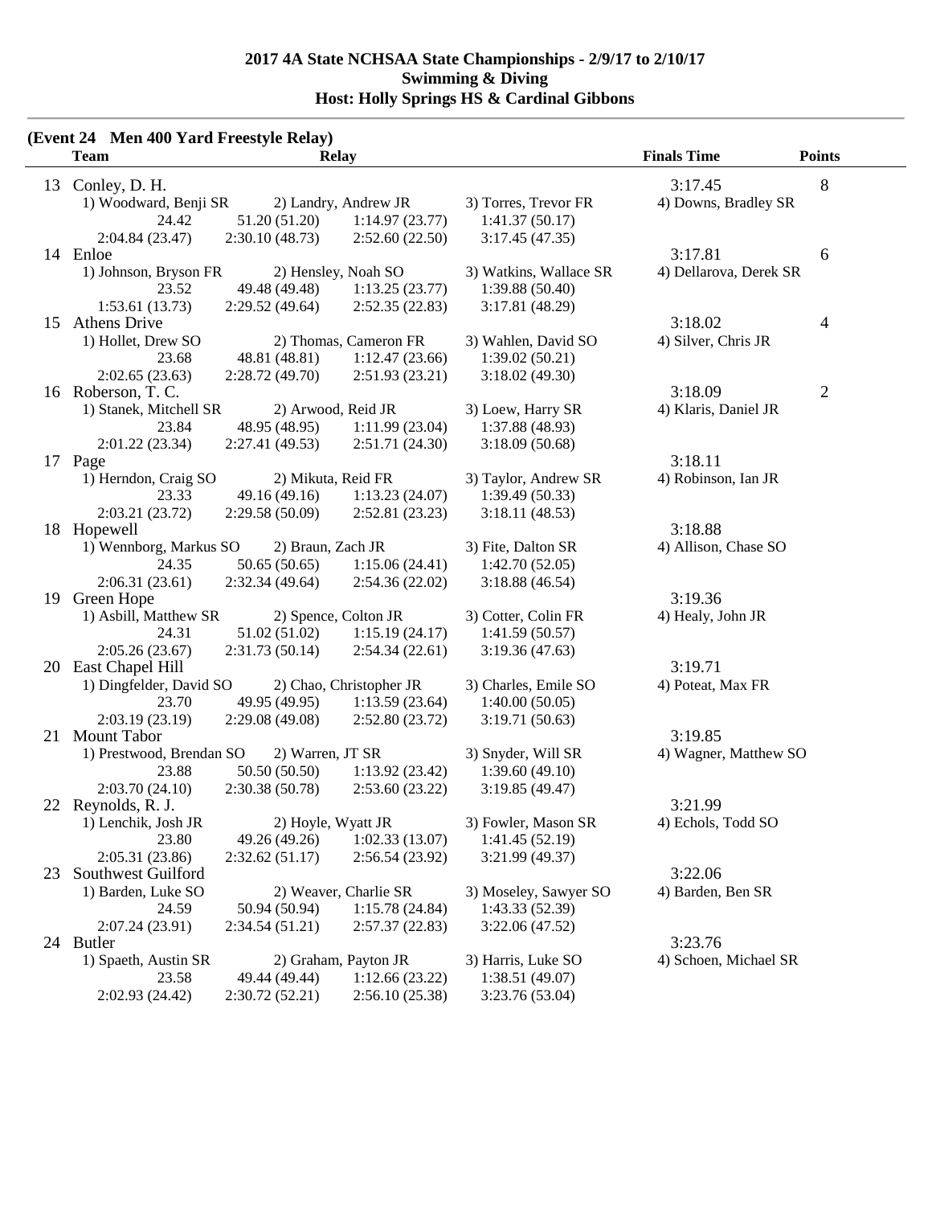## 2017 4A State NCHSAA State Championships - 2/9/17 to 2/10/17
## Swimming & Diving
## Host: Holly Springs HS & Cardinal Gibbons

**(Event 24 Men 400 Yard Freestyle Relay)**

| | Team | Relay | | | Finals Time | Points |
|---|---|---|---|---|---|---|
| 13 | Conley, D. H. | | | | 3:17.45 | 8 |
| | 1) Woodward, Benji SR | 2) Landry, Andrew JR | 3) Torres, Trevor FR | 4) Downs, Bradley SR | | |
| | 24.42 | 51.20 (51.20) | 1:14.97 (23.77) | 1:41.37 (50.17) | | |
| | 2:04.84 (23.47) | 2:30.10 (48.73) | 2:52.60 (22.50) | 3:17.45 (47.35) | | |
| 14 | Enloe | | | | 3:17.81 | 6 |
| | 1) Johnson, Bryson FR | 2) Hensley, Noah SO | 3) Watkins, Wallace SR | 4) Dellarova, Derek SR | | |
| | 23.52 | 49.48 (49.48) | 1:13.25 (23.77) | 1:39.88 (50.40) | | |
| | 1:53.61 (13.73) | 2:29.52 (49.64) | 2:52.35 (22.83) | 3:17.81 (48.29) | | |
| 15 | Athens Drive | | | | 3:18.02 | 4 |
| | 1) Hollet, Drew SO | 2) Thomas, Cameron FR | 3) Wahlen, David SO | 4) Silver, Chris JR | | |
| | 23.68 | 48.81 (48.81) | 1:12.47 (23.66) | 1:39.02 (50.21) | | |
| | 2:02.65 (23.63) | 2:28.72 (49.70) | 2:51.93 (23.21) | 3:18.02 (49.30) | | |
| 16 | Roberson, T. C. | | | | 3:18.09 | 2 |
| | 1) Stanek, Mitchell SR | 2) Arwood, Reid JR | 3) Loew, Harry SR | 4) Klaris, Daniel JR | | |
| | 23.84 | 48.95 (48.95) | 1:11.99 (23.04) | 1:37.88 (48.93) | | |
| | 2:01.22 (23.34) | 2:27.41 (49.53) | 2:51.71 (24.30) | 3:18.09 (50.68) | | |
| 17 | Page | | | | 3:18.11 | |
| | 1) Herndon, Craig SO | 2) Mikuta, Reid FR | 3) Taylor, Andrew SR | 4) Robinson, Ian JR | | |
| | 23.33 | 49.16 (49.16) | 1:13.23 (24.07) | 1:39.49 (50.33) | | |
| | 2:03.21 (23.72) | 2:29.58 (50.09) | 2:52.81 (23.23) | 3:18.11 (48.53) | | |
| 18 | Hopewell | | | | 3:18.88 | |
| | 1) Wennborg, Markus SO | 2) Braun, Zach JR | 3) Fite, Dalton SR | 4) Allison, Chase SO | | |
| | 24.35 | 50.65 (50.65) | 1:15.06 (24.41) | 1:42.70 (52.05) | | |
| | 2:06.31 (23.61) | 2:32.34 (49.64) | 2:54.36 (22.02) | 3:18.88 (46.54) | | |
| 19 | Green Hope | | | | 3:19.36 | |
| | 1) Asbill, Matthew SR | 2) Spence, Colton JR | 3) Cotter, Colin FR | 4) Healy, John JR | | |
| | 24.31 | 51.02 (51.02) | 1:15.19 (24.17) | 1:41.59 (50.57) | | |
| | 2:05.26 (23.67) | 2:31.73 (50.14) | 2:54.34 (22.61) | 3:19.36 (47.63) | | |
| 20 | East Chapel Hill | | | | 3:19.71 | |
| | 1) Dingfelder, David SO | 2) Chao, Christopher JR | 3) Charles, Emile SO | 4) Poteat, Max FR | | |
| | 23.70 | 49.95 (49.95) | 1:13.59 (23.64) | 1:40.00 (50.05) | | |
| | 2:03.19 (23.19) | 2:29.08 (49.08) | 2:52.80 (23.72) | 3:19.71 (50.63) | | |
| 21 | Mount Tabor | | | | 3:19.85 | |
| | 1) Prestwood, Brendan SO | 2) Warren, JT SR | 3) Snyder, Will SR | 4) Wagner, Matthew SO | | |
| | 23.88 | 50.50 (50.50) | 1:13.92 (23.42) | 1:39.60 (49.10) | | |
| | 2:03.70 (24.10) | 2:30.38 (50.78) | 2:53.60 (23.22) | 3:19.85 (49.47) | | |
| 22 | Reynolds, R. J. | | | | 3:21.99 | |
| | 1) Lenchik, Josh JR | 2) Hoyle, Wyatt JR | 3) Fowler, Mason SR | 4) Echols, Todd SO | | |
| | 23.80 | 49.26 (49.26) | 1:02.33 (13.07) | 1:41.45 (52.19) | | |
| | 2:05.31 (23.86) | 2:32.62 (51.17) | 2:56.54 (23.92) | 3:21.99 (49.37) | | |
| 23 | Southwest Guilford | | | | 3:22.06 | |
| | 1) Barden, Luke SO | 2) Weaver, Charlie SR | 3) Moseley, Sawyer SO | 4) Barden, Ben SR | | |
| | 24.59 | 50.94 (50.94) | 1:15.78 (24.84) | 1:43.33 (52.39) | | |
| | 2:07.24 (23.91) | 2:34.54 (51.21) | 2:57.37 (22.83) | 3:22.06 (47.52) | | |
| 24 | Butler | | | | 3:23.76 | |
| | 1) Spaeth, Austin SR | 2) Graham, Payton JR | 3) Harris, Luke SO | 4) Schoen, Michael SR | | |
| | 23.58 | 49.44 (49.44) | 1:12.66 (23.22) | 1:38.51 (49.07) | | |
| | 2:02.93 (24.42) | 2:30.72 (52.21) | 2:56.10 (25.38) | 3:23.76 (53.04) | | |